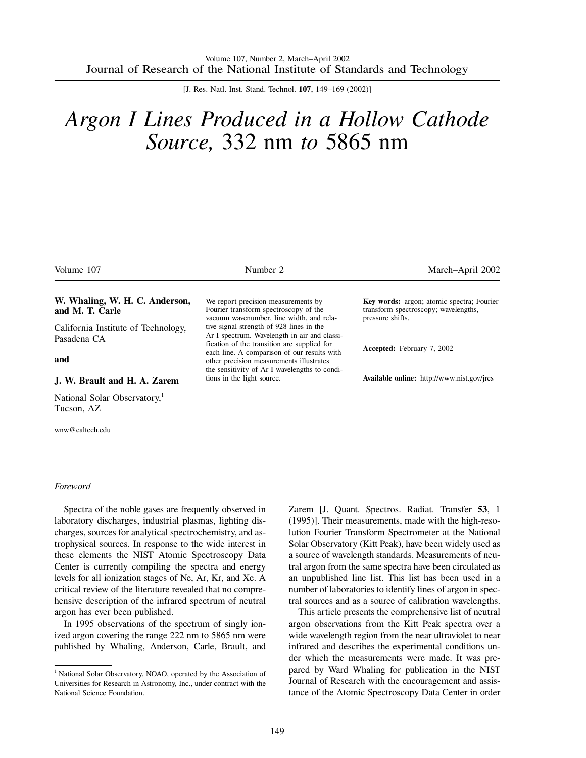# *Argon I Lines Produced in a Hollow Cathode Source,* 332 nm *to* 5865 nm

| Volume 107 | Number 2 | March–April 2002 |
|---|---|---|

**W. Whaling, W. H. C. Anderson, and M. T. Carle**

California Institute of Technology, Pasadena CA

**and**

**J. W. Brault and H. A. Zarem**

National Solar Observatory,[1] Tucson, AZ

wnw@caltech.edu

We report precision measurements by Fourier transform spectroscopy of the vacuum wavenumber, line width, and relative signal strength of 928 lines in the Ar I spectrum. Wavelength in air and classification of the transition are supplied for each line. A comparison of our results with other precision measurements illustrates the sensitivity of Ar I wavelengths to conditions in the light source.

**Key words:** argon; atomic spectra; Fourier transform spectroscopy; wavelengths, pressure shifts.

**Accepted:** February 7, 2002

**Available online:** http://www.nist.gov/jres

*Foreword*

Spectra of the noble gases are frequently observed in laboratory discharges, industrial plasmas, lighting discharges, sources for analytical spectrochemistry, and astrophysical sources. In response to the wide interest in these elements the NIST Atomic Spectroscopy Data Center is currently compiling the spectra and energy levels for all ionization stages of Ne, Ar, Kr, and Xe. A critical review of the literature revealed that no comprehensive description of the infrared spectrum of neutral argon has ever been published.

In 1995 observations of the spectrum of singly ionized argon covering the range 222 nm to 5865 nm were published by Whaling, Anderson, Carle, Brault, and Zarem [J. Quant. Spectros. Radiat. Transfer **53**, 1 (1995)]. Their measurements, made with the high-resolution Fourier Transform Spectrometer at the National Solar Observatory (Kitt Peak), have been widely used as a source of wavelength standards. Measurements of neutral argon from the same spectra have been circulated as an unpublished line list. This list has been used in a number of laboratories to identify lines of argon in spectral sources and as a source of calibration wavelengths.

This article presents the comprehensive list of neutral argon observations from the Kitt Peak spectra over a wide wavelength region from the near ultraviolet to near infrared and describes the experimental conditions under which the measurements were made. It was prepared by Ward Whaling for publication in the NIST Journal of Research with the encouragement and assistance of the Atomic Spectroscopy Data Center in order

[1] National Solar Observatory, NOAO, operated by the Association of Universities for Research in Astronomy, Inc., under contract with the National Science Foundation.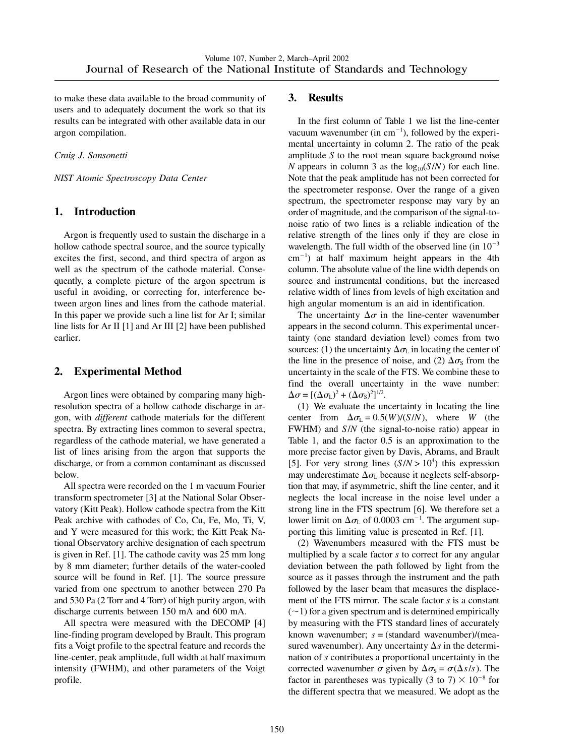to make these data available to the broad community of users and to adequately document the work so that its results can be integrated with other available data in our argon compilation.

*Craig J. Sansonetti*

*NIST Atomic Spectroscopy Data Center*

## 1. Introduction

Argon is frequently used to sustain the discharge in a hollow cathode spectral source, and the source typically excites the first, second, and third spectra of argon as well as the spectrum of the cathode material. Consequently, a complete picture of the argon spectrum is useful in avoiding, or correcting for, interference between argon lines and lines from the cathode material. In this paper we provide such a line list for Ar I; similar line lists for Ar II [1] and Ar III [2] have been published earlier.

## 2. Experimental Method

Argon lines were obtained by comparing many high-resolution spectra of a hollow cathode discharge in argon, with *different* cathode materials for the different spectra. By extracting lines common to several spectra, regardless of the cathode material, we have generated a list of lines arising from the argon that supports the discharge, or from a common contaminant as discussed below.

All spectra were recorded on the 1 m vacuum Fourier transform spectrometer [3] at the National Solar Observatory (Kitt Peak). Hollow cathode spectra from the Kitt Peak archive with cathodes of Co, Cu, Fe, Mo, Ti, V, and Y were measured for this work; the Kitt Peak National Observatory archive designation of each spectrum is given in Ref. [1]. The cathode cavity was 25 mm long by 8 mm diameter; further details of the water-cooled source will be found in Ref. [1]. The source pressure varied from one spectrum to another between 270 Pa and 530 Pa (2 Torr and 4 Torr) of high purity argon, with discharge currents between 150 mA and 600 mA.

All spectra were measured with the DECOMP [4] line-finding program developed by Brault. This program fits a Voigt profile to the spectral feature and records the line-center, peak amplitude, full width at half maximum intensity (FWHM), and other parameters of the Voigt profile.

## 3. Results

In the first column of Table 1 we list the line-center vacuum wavenumber (in $\text{cm}^{-1}$), followed by the experimental uncertainty in column 2. The ratio of the peak amplitude $S$ to the root mean square background noise $N$ appears in column 3 as the $\log_{10}(S/N)$ for each line. Note that the peak amplitude has not been corrected for the spectrometer response. Over the range of a given spectrum, the spectrometer response may vary by an order of magnitude, and the comparison of the signal-to-noise ratio of two lines is a reliable indication of the relative strength of the lines only if they are close in wavelength. The full width of the observed line (in $10^{-3}$ $\text{cm}^{-1}$) at half maximum height appears in the 4th column. The absolute value of the line width depends on source and instrumental conditions, but the increased relative width of lines from levels of high excitation and high angular momentum is an aid in identification.

The uncertainty $\Delta\sigma$ in the line-center wavenumber appears in the second column. This experimental uncertainty (one standard deviation level) comes from two sources: (1) the uncertainty $\Delta\sigma_L$ in locating the center of the line in the presence of noise, and (2) $\Delta\sigma_S$ from the uncertainty in the scale of the FTS. We combine these to find the overall uncertainty in the wave number: $\Delta\sigma = [(\Delta\sigma_L)^2 + (\Delta\sigma_S)^2]^{1/2}$.

(1) We evaluate the uncertainty in locating the line center from $\Delta\sigma_L = 0.5(W)/(S/N)$, where $W$ (the FWHM) and $S/N$ (the signal-to-noise ratio) appear in Table 1, and the factor 0.5 is an approximation to the more precise factor given by Davis, Abrams, and Brault [5]. For very strong lines ($S/N > 10^4$) this expression may underestimate $\Delta\sigma_L$ because it neglects self-absorption that may, if asymmetric, shift the line center, and it neglects the local increase in the noise level under a strong line in the FTS spectrum [6]. We therefore set a lower limit on $\Delta\sigma_L$ of 0.0003 $\text{cm}^{-1}$. The argument supporting this limiting value is presented in Ref. [1].

(2) Wavenumbers measured with the FTS must be multiplied by a scale factor $s$ to correct for any angular deviation between the path followed by light from the source as it passes through the instrument and the path followed by the laser beam that measures the displacement of the FTS mirror. The scale factor $s$ is a constant ($\sim$1) for a given spectrum and is determined empirically by measuring with the FTS standard lines of accurately known wavenumber; $s$ = (standard wavenumber)/(measured wavenumber). Any uncertainty $\Delta s$ in the determination of $s$ contributes a proportional uncertainty in the corrected wavenumber $\sigma$ given by $\Delta\sigma_S = \sigma(\Delta s/s)$. The factor in parentheses was typically (3 to 7) $\times 10^{-8}$ for the different spectra that we measured. We adopt as the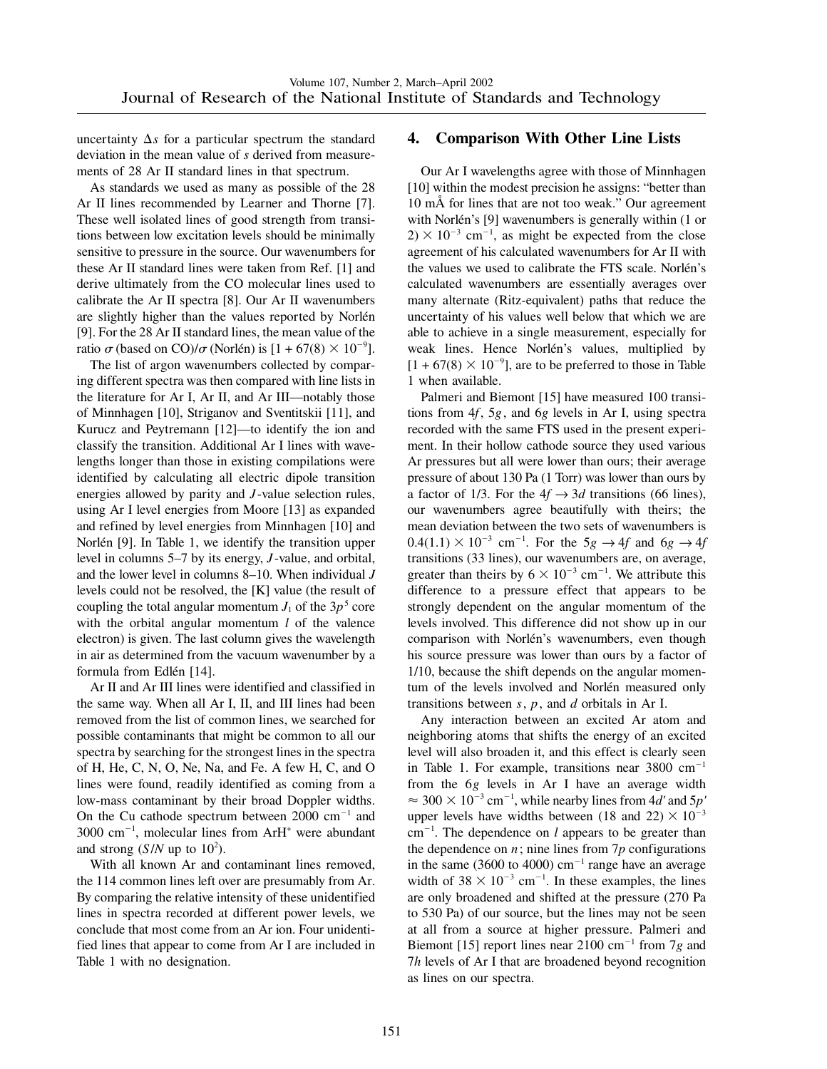uncertainty $\Delta s$ for a particular spectrum the standard deviation in the mean value of $s$ derived from measurements of 28 Ar II standard lines in that spectrum.

As standards we used as many as possible of the 28 Ar II lines recommended by Learner and Thorne [7]. These well isolated lines of good strength from transitions between low excitation levels should be minimally sensitive to pressure in the source. Our wavenumbers for these Ar II standard lines were taken from Ref. [1] and derive ultimately from the CO molecular lines used to calibrate the Ar II spectra [8]. Our Ar II wavenumbers are slightly higher than the values reported by Norlén [9]. For the 28 Ar II standard lines, the mean value of the ratio $\sigma$ (based on CO)/$\sigma$ (Norlén) is $[1 + 67(8) \times 10^{-9}]$.

The list of argon wavenumbers collected by comparing different spectra was then compared with line lists in the literature for Ar I, Ar II, and Ar III—notably those of Minnhagen [10], Striganov and Sventitskii [11], and Kurucz and Peytremann [12]—to identify the ion and classify the transition. Additional Ar I lines with wavelengths longer than those in existing compilations were identified by calculating all electric dipole transition energies allowed by parity and $J$-value selection rules, using Ar I level energies from Moore [13] as expanded and refined by level energies from Minnhagen [10] and Norlén [9]. In Table 1, we identify the transition upper level in columns 5–7 by its energy, $J$-value, and orbital, and the lower level in columns 8–10. When individual $J$ levels could not be resolved, the [K] value (the result of coupling the total angular momentum $J_1$ of the $3p^5$ core with the orbital angular momentum $l$ of the valence electron) is given. The last column gives the wavelength in air as determined from the vacuum wavenumber by a formula from Edlén [14].

Ar II and Ar III lines were identified and classified in the same way. When all Ar I, II, and III lines had been removed from the list of common lines, we searched for possible contaminants that might be common to all our spectra by searching for the strongest lines in the spectra of H, He, C, N, O, Ne, Na, and Fe. A few H, C, and O lines were found, readily identified as coming from a low-mass contaminant by their broad Doppler widths. On the Cu cathode spectrum between 2000 cm$^{-1}$ and 3000 cm$^{-1}$, molecular lines from $ArH^+$ were abundant and strong ($S/N$ up to $10^2$).

With all known Ar and contaminant lines removed, the 114 common lines left over are presumably from Ar. By comparing the relative intensity of these unidentified lines in spectra recorded at different power levels, we conclude that most come from an Ar ion. Four unidentified lines that appear to come from Ar I are included in Table 1 with no designation.

## 4. Comparison With Other Line Lists

Our Ar I wavelengths agree with those of Minnhagen [10] within the modest precision he assigns: "better than 10 mÅ for lines that are not too weak." Our agreement with Norlén's [9] wavenumbers is generally within (1 or 2) $\times 10^{-3}$ cm$^{-1}$, as might be expected from the close agreement of his calculated wavenumbers for Ar II with the values we used to calibrate the FTS scale. Norlén's calculated wavenumbers are essentially averages over many alternate (Ritz-equivalent) paths that reduce the uncertainty of his values well below that which we are able to achieve in a single measurement, especially for weak lines. Hence Norlén's values, multiplied by $[1 + 67(8) \times 10^{-9}]$, are to be preferred to those in Table 1 when available.

Palmeri and Biemont [15] have measured 100 transitions from $4f$, $5g$, and $6g$ levels in Ar I, using spectra recorded with the same FTS used in the present experiment. In their hollow cathode source they used various Ar pressures but all were lower than ours; their average pressure of about 130 Pa (1 Torr) was lower than ours by a factor of 1/3. For the $4f \rightarrow 3d$ transitions (66 lines), our wavenumbers agree beautifully with theirs; the mean deviation between the two sets of wavenumbers is $0.4(1.1) \times 10^{-3}$ cm$^{-1}$. For the $5g \rightarrow 4f$ and $6g \rightarrow 4f$ transitions (33 lines), our wavenumbers are, on average, greater than theirs by $6 \times 10^{-3}$ cm$^{-1}$. We attribute this difference to a pressure effect that appears to be strongly dependent on the angular momentum of the levels involved. This difference did not show up in our comparison with Norlén's wavenumbers, even though his source pressure was lower than ours by a factor of 1/10, because the shift depends on the angular momentum of the levels involved and Norlén measured only transitions between $s$, $p$, and $d$ orbitals in Ar I.

Any interaction between an excited Ar atom and neighboring atoms that shifts the energy of an excited level will also broaden it, and this effect is clearly seen in Table 1. For example, transitions near 3800 cm$^{-1}$ from the $6g$ levels in Ar I have an average width $\approx 300 \times 10^{-3}$ cm$^{-1}$, while nearby lines from $4d'$ and $5p'$ upper levels have widths between (18 and 22) $\times 10^{-3}$ cm$^{-1}$. The dependence on $l$ appears to be greater than the dependence on $n$; nine lines from $7p$ configurations in the same (3600 to 4000) cm$^{-1}$ range have an average width of $38 \times 10^{-3}$ cm$^{-1}$. In these examples, the lines are only broadened and shifted at the pressure (270 Pa to 530 Pa) of our source, but the lines may not be seen at all from a source at higher pressure. Palmeri and Biemont [15] report lines near 2100 cm$^{-1}$ from $7g$ and $7h$ levels of Ar I that are broadened beyond recognition as lines on our spectra.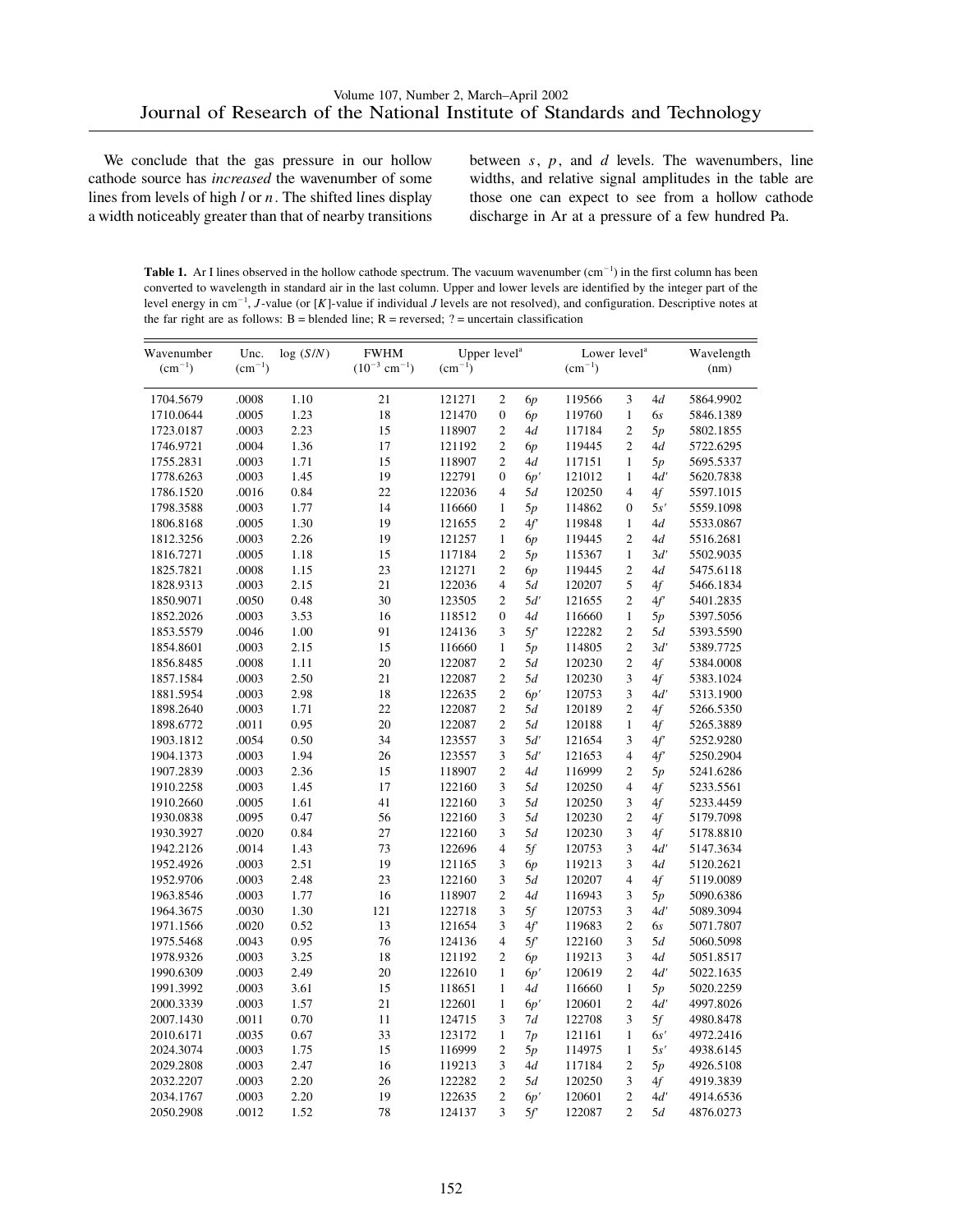We conclude that the gas pressure in our hollow cathode source has *increased* the wavenumber of some lines from levels of high $l$ or $n$. The shifted lines display a width noticeably greater than that of nearby transitions between $s$, $p$, and $d$ levels. The wavenumbers, line widths, and relative signal amplitudes in the table are those one can expect to see from a hollow cathode discharge in Ar at a pressure of a few hundred Pa.

**Table 1.** Ar I lines observed in the hollow cathode spectrum. The vacuum wavenumber ($cm^{-1}$) in the first column has been converted to wavelength in standard air in the last column. Upper and lower levels are identified by the integer part of the level energy in $cm^{-1}$, $J$-value (or [$K$]-value if individual $J$ levels are not resolved), and configuration. Descriptive notes at the far right are as follows: B = blended line; R = reversed; ? = uncertain classification

| Wavenumber ($cm^{-1}$) | Unc. ($cm^{-1}$) | log ($S/N$) | FWHM ($10^{-3}$ $cm^{-1}$) | Upper level[a] ($cm^{-1}$) | | | Lower level[a] ($cm^{-1}$) | | | Wavelength (nm) |
|---|---|---|---|---|---|---|---|---|---|---|
| 1704.5679 | .0008 | 1.10 | 21 | 121271 | 2 | 6*p* | 119566 | 3 | 4*d* | 5864.9902 |
| 1710.0644 | .0005 | 1.23 | 18 | 121470 | 0 | 6*p* | 119760 | 1 | 6*s* | 5846.1389 |
| 1723.0187 | .0003 | 2.23 | 15 | 118907 | 2 | 4*d* | 117184 | 2 | 5*p* | 5802.1855 |
| 1746.9721 | .0004 | 1.36 | 17 | 121192 | 2 | 6*p* | 119445 | 2 | 4*d* | 5722.6295 |
| 1755.2831 | .0003 | 1.71 | 15 | 118907 | 2 | 4*d* | 117151 | 1 | 5*p* | 5695.5337 |
| 1778.6263 | .0003 | 1.45 | 19 | 122791 | 0 | 6*p′* | 121012 | 1 | 4*d′* | 5620.7838 |
| 1786.1520 | .0016 | 0.84 | 22 | 122036 | 4 | 5*d* | 120250 | 4 | 4*f* | 5597.1015 |
| 1798.3588 | .0003 | 1.77 | 14 | 116660 | 1 | 5*p* | 114862 | 0 | 5*s′* | 5559.1098 |
| 1806.8168 | .0005 | 1.30 | 19 | 121655 | 2 | 4*f′* | 119848 | 1 | 4*d* | 5533.0867 |
| 1812.3256 | .0003 | 2.26 | 19 | 121257 | 1 | 6*p* | 119445 | 2 | 4*d* | 5516.2681 |
| 1816.7271 | .0005 | 1.18 | 15 | 117184 | 2 | 5*p* | 115367 | 1 | 3*d′* | 5502.9035 |
| 1825.7821 | .0008 | 1.15 | 23 | 121271 | 2 | 6*p* | 119445 | 2 | 4*d* | 5475.6118 |
| 1828.9313 | .0003 | 2.15 | 21 | 122036 | 4 | 5*d* | 120207 | 5 | 4*f* | 5466.1834 |
| 1850.9071 | .0050 | 0.48 | 30 | 123505 | 2 | 5*d′* | 121655 | 2 | 4*f′* | 5401.2835 |
| 1852.2026 | .0003 | 3.53 | 16 | 118512 | 0 | 4*d* | 116660 | 1 | 5*p* | 5397.5056 |
| 1853.5579 | .0046 | 1.00 | 91 | 124136 | 3 | 5*f′* | 122282 | 2 | 5*d* | 5393.5590 |
| 1854.8601 | .0003 | 2.15 | 15 | 116660 | 1 | 5*p* | 114805 | 2 | 3*d′* | 5389.7725 |
| 1856.8485 | .0008 | 1.11 | 20 | 122087 | 2 | 5*d* | 120230 | 2 | 4*f* | 5384.0008 |
| 1857.1584 | .0003 | 2.50 | 21 | 122087 | 2 | 5*d* | 120230 | 3 | 4*f* | 5383.1024 |
| 1881.5954 | .0003 | 2.98 | 18 | 122635 | 2 | 6*p′* | 120753 | 3 | 4*d′* | 5313.1900 |
| 1898.2640 | .0003 | 1.71 | 22 | 122087 | 2 | 5*d* | 120189 | 2 | 4*f* | 5266.5350 |
| 1898.6772 | .0011 | 0.95 | 20 | 122087 | 2 | 5*d* | 120188 | 1 | 4*f* | 5265.3889 |
| 1903.1812 | .0054 | 0.50 | 34 | 123557 | 3 | 5*d′* | 121654 | 3 | 4*f′* | 5252.9280 |
| 1904.1373 | .0003 | 1.94 | 26 | 123557 | 3 | 5*d′* | 121653 | 4 | 4*f′* | 5250.2904 |
| 1907.2839 | .0003 | 2.36 | 15 | 118907 | 2 | 4*d* | 116999 | 2 | 5*p* | 5241.6286 |
| 1910.2258 | .0003 | 1.45 | 17 | 122160 | 3 | 5*d* | 120250 | 4 | 4*f* | 5233.5561 |
| 1910.2660 | .0005 | 1.61 | 41 | 122160 | 3 | 5*d* | 120250 | 3 | 4*f* | 5233.4459 |
| 1930.0838 | .0095 | 0.47 | 56 | 122160 | 3 | 5*d* | 120230 | 2 | 4*f* | 5179.7098 |
| 1930.3927 | .0020 | 0.84 | 27 | 122160 | 3 | 5*d* | 120230 | 3 | 4*f* | 5178.8810 |
| 1942.2126 | .0014 | 1.43 | 73 | 122696 | 4 | 5*f* | 120753 | 3 | 4*d′* | 5147.3634 |
| 1952.4926 | .0003 | 2.51 | 19 | 121165 | 3 | 6*p* | 119213 | 3 | 4*d* | 5120.2621 |
| 1952.9706 | .0003 | 2.48 | 23 | 122160 | 3 | 5*d* | 120207 | 4 | 4*f* | 5119.0089 |
| 1963.8546 | .0003 | 1.77 | 16 | 118907 | 2 | 4*d* | 116943 | 3 | 5*p* | 5090.6386 |
| 1964.3675 | .0030 | 1.30 | 121 | 122718 | 3 | 5*f* | 120753 | 3 | 4*d′* | 5089.3094 |
| 1971.1566 | .0020 | 0.52 | 13 | 121654 | 3 | 4*f′* | 119683 | 2 | 6*s* | 5071.7807 |
| 1975.5468 | .0043 | 0.95 | 76 | 124136 | 4 | 5*f′* | 122160 | 3 | 5*d* | 5060.5098 |
| 1978.9326 | .0003 | 3.25 | 18 | 121192 | 2 | 6*p* | 119213 | 3 | 4*d* | 5051.8517 |
| 1990.6309 | .0003 | 2.49 | 20 | 122610 | 1 | 6*p′* | 120619 | 2 | 4*d′* | 5022.1635 |
| 1991.3992 | .0003 | 3.61 | 15 | 118651 | 1 | 4*d* | 116660 | 1 | 5*p* | 5020.2259 |
| 2000.3339 | .0003 | 1.57 | 21 | 122601 | 1 | 6*p′* | 120601 | 2 | 4*d′* | 4997.8026 |
| 2007.1430 | .0011 | 0.70 | 11 | 124715 | 3 | 7*d* | 122708 | 3 | 5*f* | 4980.8478 |
| 2010.6171 | .0035 | 0.67 | 33 | 123172 | 1 | 7*p* | 121161 | 1 | 6*s′* | 4972.2416 |
| 2024.3074 | .0003 | 1.75 | 15 | 116999 | 2 | 5*p* | 114975 | 1 | 5*s′* | 4938.6145 |
| 2029.2808 | .0003 | 2.47 | 16 | 119213 | 3 | 4*d* | 117184 | 2 | 5*p* | 4926.5108 |
| 2032.2207 | .0003 | 2.20 | 26 | 122282 | 2 | 5*d* | 120250 | 3 | 4*f* | 4919.3839 |
| 2034.1767 | .0003 | 2.20 | 19 | 122635 | 2 | 6*p′* | 120601 | 2 | 4*d′* | 4914.6536 |
| 2050.2908 | .0012 | 1.52 | 78 | 124137 | 3 | 5*f′* | 122087 | 2 | 5*d* | 4876.0273 |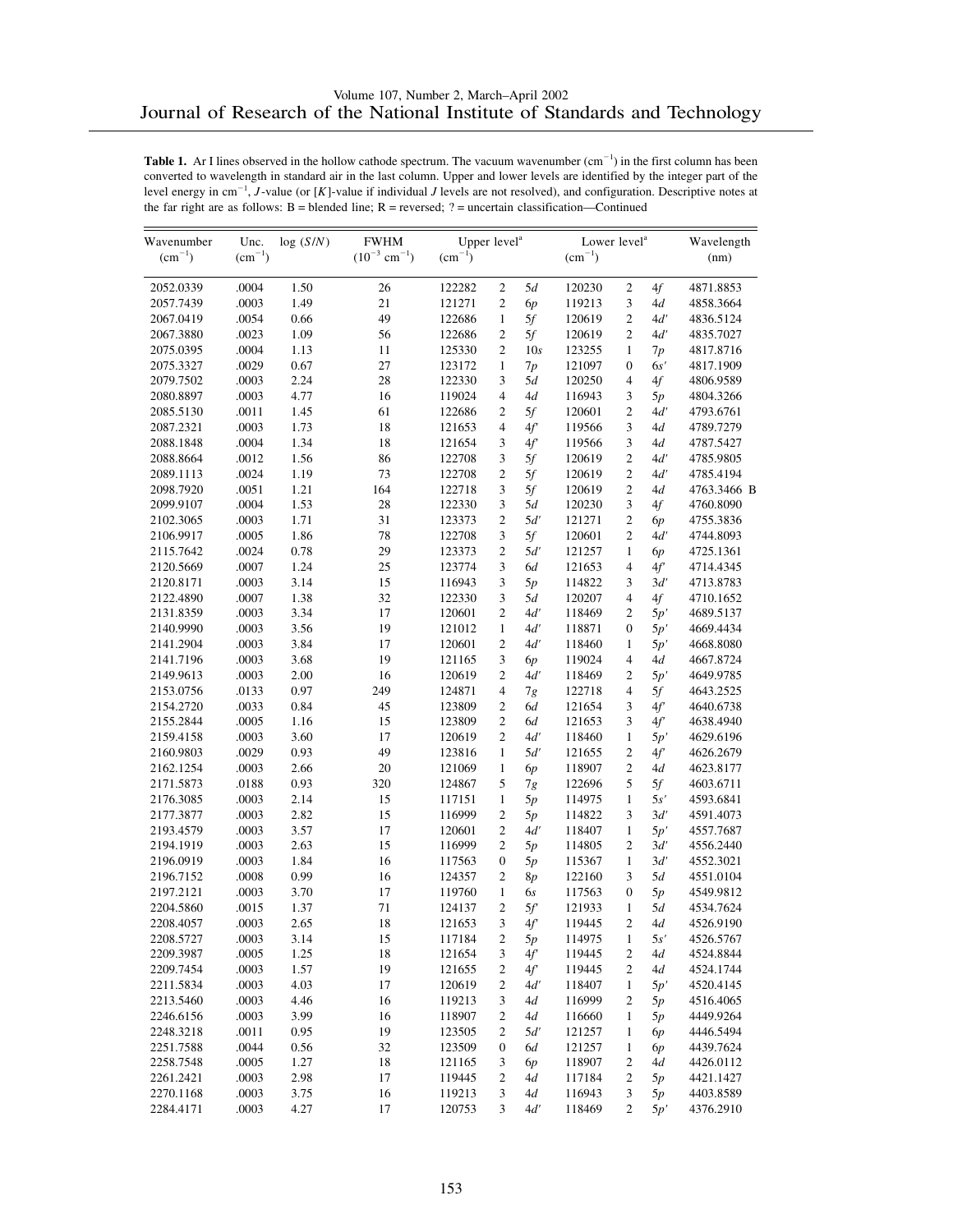**Table 1.** Ar I lines observed in the hollow cathode spectrum. The vacuum wavenumber ($cm^{-1}$) in the first column has been converted to wavelength in standard air in the last column. Upper and lower levels are identified by the integer part of the level energy in $cm^{-1}$, $J$-value (or [$K$]-value if individual $J$ levels are not resolved), and configuration. Descriptive notes at the far right are as follows: B = blended line; R = reversed; ? = uncertain classification—Continued

| Wavenumber ($cm^{-1}$) | Unc. ($cm^{-1}$) | log ($S/N$) | FWHM ($10^{-3}$ $cm^{-1}$) | Upper level[a] ($cm^{-1}$) | | | Lower level[a] ($cm^{-1}$) | | | Wavelength (nm) |
|---|---|---|---|---|---|---|---|---|---|---|
| 2052.0339 | .0004 | 1.50 | 26 | 122282 | 2 | 5*d* | 120230 | 2 | 4*f* | 4871.8853 |
| 2057.7439 | .0003 | 1.49 | 21 | 121271 | 2 | 6*p* | 119213 | 3 | 4*d* | 4858.3664 |
| 2067.0419 | .0054 | 0.66 | 49 | 122686 | 1 | 5*f* | 120619 | 2 | 4*d*′ | 4836.5124 |
| 2067.3880 | .0023 | 1.09 | 56 | 122686 | 2 | 5*f* | 120619 | 2 | 4*d*′ | 4835.7027 |
| 2075.0395 | .0004 | 1.13 | 11 | 125330 | 2 | 10*s* | 123255 | 1 | 7*p* | 4817.8716 |
| 2075.3327 | .0029 | 0.67 | 27 | 123172 | 1 | 7*p* | 121097 | 0 | 6*s*′ | 4817.1909 |
| 2079.7502 | .0003 | 2.24 | 28 | 122330 | 3 | 5*d* | 120250 | 4 | 4*f* | 4806.9589 |
| 2080.8897 | .0003 | 4.77 | 16 | 119024 | 4 | 4*d* | 116943 | 3 | 5*p* | 4804.3266 |
| 2085.5130 | .0011 | 1.45 | 61 | 122686 | 2 | 5*f* | 120601 | 2 | 4*d*′ | 4793.6761 |
| 2087.2321 | .0003 | 1.73 | 18 | 121653 | 4 | 4*f*′ | 119566 | 3 | 4*d* | 4789.7279 |
| 2088.1848 | .0004 | 1.34 | 18 | 121654 | 3 | 4*f*′ | 119566 | 3 | 4*d* | 4787.5427 |
| 2088.8664 | .0012 | 1.56 | 86 | 122708 | 3 | 5*f* | 120619 | 2 | 4*d*′ | 4785.9805 |
| 2089.1113 | .0024 | 1.19 | 73 | 122708 | 2 | 5*f* | 120619 | 2 | 4*d*′ | 4785.4194 |
| 2098.7920 | .0051 | 1.21 | 164 | 122718 | 3 | 5*f* | 120619 | 2 | 4*d* | 4763.3466 B |
| 2099.9107 | .0004 | 1.53 | 28 | 122330 | 3 | 5*d* | 120230 | 3 | 4*f* | 4760.8090 |
| 2102.3065 | .0003 | 1.71 | 31 | 123373 | 2 | 5*d*′ | 121271 | 2 | 6*p* | 4755.3836 |
| 2106.9917 | .0005 | 1.86 | 78 | 122708 | 3 | 5*f* | 120601 | 2 | 4*d*′ | 4744.8093 |
| 2115.7642 | .0024 | 0.78 | 29 | 123373 | 2 | 5*d*′ | 121257 | 1 | 6*p* | 4725.1361 |
| 2120.5669 | .0007 | 1.24 | 25 | 123774 | 3 | 6*d* | 121653 | 4 | 4*f*′ | 4714.4345 |
| 2120.8171 | .0003 | 3.14 | 15 | 116943 | 3 | 5*p* | 114822 | 3 | 3*d*′ | 4713.8783 |
| 2122.4890 | .0007 | 1.38 | 32 | 122330 | 3 | 5*d* | 120207 | 4 | 4*f* | 4710.1652 |
| 2131.8359 | .0003 | 3.34 | 17 | 120601 | 2 | 4*d*′ | 118469 | 2 | 5*p*′ | 4689.5137 |
| 2140.9990 | .0003 | 3.56 | 19 | 121012 | 1 | 4*d*′ | 118871 | 0 | 5*p*′ | 4669.4434 |
| 2141.2904 | .0003 | 3.84 | 17 | 120601 | 2 | 4*d*′ | 118460 | 1 | 5*p*′ | 4668.8080 |
| 2141.7196 | .0003 | 3.68 | 19 | 121165 | 3 | 6*p* | 119024 | 4 | 4*d* | 4667.8724 |
| 2149.9613 | .0003 | 2.00 | 16 | 120619 | 2 | 4*d*′ | 118469 | 2 | 5*p*′ | 4649.9785 |
| 2153.0756 | .0133 | 0.97 | 249 | 124871 | 4 | 7*g* | 122718 | 4 | 5*f* | 4643.2525 |
| 2154.2720 | .0033 | 0.84 | 45 | 123809 | 2 | 6*d* | 121654 | 3 | 4*f*′ | 4640.6738 |
| 2155.2844 | .0005 | 1.16 | 15 | 123809 | 2 | 6*d* | 121653 | 3 | 4*f*′ | 4638.4940 |
| 2159.4158 | .0003 | 3.60 | 17 | 120619 | 2 | 4*d*′ | 118460 | 1 | 5*p*′ | 4629.6196 |
| 2160.9803 | .0029 | 0.93 | 49 | 123816 | 1 | 5*d*′ | 121655 | 2 | 4*f*′ | 4626.2679 |
| 2162.1254 | .0003 | 2.66 | 20 | 121069 | 1 | 6*p* | 118907 | 2 | 4*d* | 4623.8177 |
| 2171.5873 | .0188 | 0.93 | 320 | 124867 | 5 | 7*g* | 122696 | 5 | 5*f* | 4603.6711 |
| 2176.3085 | .0003 | 2.14 | 15 | 117151 | 1 | 5*p* | 114975 | 1 | 5*s*′ | 4593.6841 |
| 2177.3877 | .0003 | 2.82 | 15 | 116999 | 2 | 5*p* | 114822 | 3 | 3*d*′ | 4591.4073 |
| 2193.4579 | .0003 | 3.57 | 17 | 120601 | 2 | 4*d*′ | 118407 | 1 | 5*p*′ | 4557.7687 |
| 2194.1919 | .0003 | 2.63 | 15 | 116999 | 2 | 5*p* | 114805 | 2 | 3*d*′ | 4556.2440 |
| 2196.0919 | .0003 | 1.84 | 16 | 117563 | 0 | 5*p* | 115367 | 1 | 3*d*′ | 4552.3021 |
| 2196.7152 | .0008 | 0.99 | 16 | 124357 | 2 | 8*p* | 122160 | 3 | 5*d* | 4551.0104 |
| 2197.2121 | .0003 | 3.70 | 17 | 119760 | 1 | 6*s* | 117563 | 0 | 5*p* | 4549.9812 |
| 2204.5860 | .0015 | 1.37 | 71 | 124137 | 2 | 5*f*′ | 121933 | 1 | 5*d* | 4534.7624 |
| 2208.4057 | .0003 | 2.65 | 18 | 121653 | 3 | 4*f*′ | 119445 | 2 | 4*d* | 4526.9190 |
| 2208.5727 | .0003 | 3.14 | 15 | 117184 | 2 | 5*p* | 114975 | 1 | 5*s*′ | 4526.5767 |
| 2209.3987 | .0005 | 1.25 | 18 | 121654 | 3 | 4*f*′ | 119445 | 2 | 4*d* | 4524.8844 |
| 2209.7454 | .0003 | 1.57 | 19 | 121655 | 2 | 4*f*′ | 119445 | 2 | 4*d* | 4524.1744 |
| 2211.5834 | .0003 | 4.03 | 17 | 120619 | 2 | 4*d*′ | 118407 | 1 | 5*p*′ | 4520.4145 |
| 2213.5460 | .0003 | 4.46 | 16 | 119213 | 3 | 4*d* | 116999 | 2 | 5*p* | 4516.4065 |
| 2246.6156 | .0003 | 3.99 | 16 | 118907 | 2 | 4*d* | 116660 | 1 | 5*p* | 4449.9264 |
| 2248.3218 | .0011 | 0.95 | 19 | 123505 | 2 | 5*d*′ | 121257 | 1 | 6*p* | 4446.5494 |
| 2251.7588 | .0044 | 0.56 | 32 | 123509 | 0 | 6*d* | 121257 | 1 | 6*p* | 4439.7624 |
| 2258.7548 | .0005 | 1.27 | 18 | 121165 | 3 | 6*p* | 118907 | 2 | 4*d* | 4426.0112 |
| 2261.2421 | .0003 | 2.98 | 17 | 119445 | 2 | 4*d* | 117184 | 2 | 5*p* | 4421.1427 |
| 2270.1168 | .0003 | 3.75 | 16 | 119213 | 3 | 4*d* | 116943 | 3 | 5*p* | 4403.8589 |
| 2284.4171 | .0003 | 4.27 | 17 | 120753 | 3 | 4*d*′ | 118469 | 2 | 5*p*′ | 4376.2910 |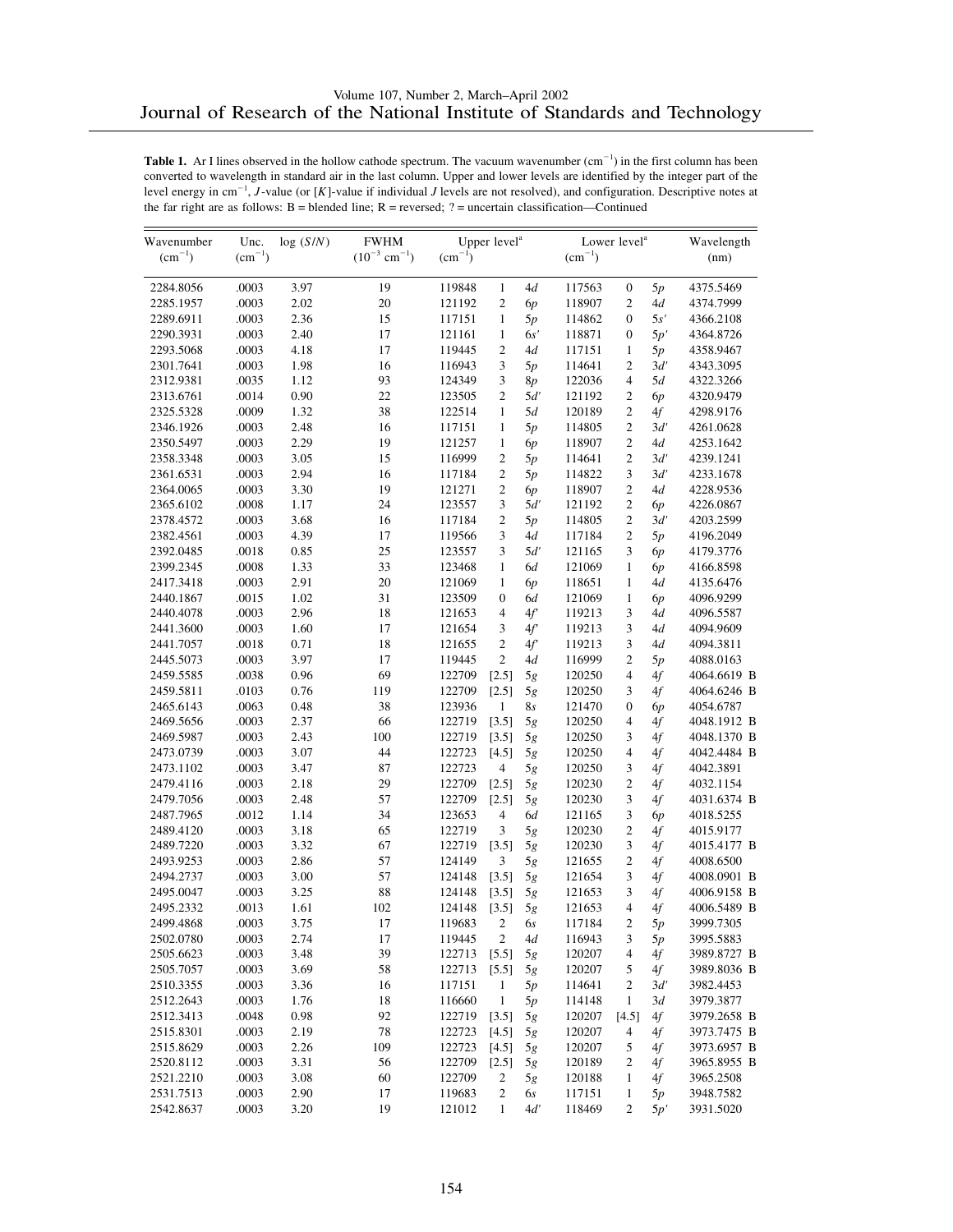**Table 1.** Ar I lines observed in the hollow cathode spectrum. The vacuum wavenumber ($cm^{-1}$) in the first column has been converted to wavelength in standard air in the last column. Upper and lower levels are identified by the integer part of the level energy in $cm^{-1}$, *J*-value (or [*K*]-value if individual *J* levels are not resolved), and configuration. Descriptive notes at the far right are as follows: B = blended line; R = reversed; ? = uncertain classification—Continued

| Wavenumber ($cm^{-1}$) | Unc. ($cm^{-1}$) | log (*S*/*N*) | FWHM ($10^{-3}$ $cm^{-1}$) | Upper level[a] ($cm^{-1}$) | | | Lower level[a] ($cm^{-1}$) | | | Wavelength (nm) | |
|---|---|---|---|---|---|---|---|---|---|---|---|
| 2284.8056 | .0003 | 3.97 | 19 | 119848 | 1 | 4*d* | 117563 | 0 | 5*p* | 4375.5469 | |
| 2285.1957 | .0003 | 2.02 | 20 | 121192 | 2 | 6*p* | 118907 | 2 | 4*d* | 4374.7999 | |
| 2289.6911 | .0003 | 2.36 | 15 | 117151 | 1 | 5*p* | 114862 | 0 | 5*s*′ | 4366.2108 | |
| 2290.3931 | .0003 | 2.40 | 17 | 121161 | 1 | 6*s*′ | 118871 | 0 | 5*p*′ | 4364.8726 | |
| 2293.5068 | .0003 | 4.18 | 17 | 119445 | 2 | 4*d* | 117151 | 1 | 5*p* | 4358.9467 | |
| 2301.7641 | .0003 | 1.98 | 16 | 116943 | 3 | 5*p* | 114641 | 2 | 3*d*′ | 4343.3095 | |
| 2312.9381 | .0035 | 1.12 | 93 | 124349 | 3 | 8*p* | 122036 | 4 | 5*d* | 4322.3266 | |
| 2313.6761 | .0014 | 0.90 | 22 | 123505 | 2 | 5*d*′ | 121192 | 2 | 6*p* | 4320.9479 | |
| 2325.5328 | .0009 | 1.32 | 38 | 122514 | 1 | 5*d* | 120189 | 2 | 4*f* | 4298.9176 | |
| 2346.1926 | .0003 | 2.48 | 16 | 117151 | 1 | 5*p* | 114805 | 2 | 3*d*′ | 4261.0628 | |
| 2350.5497 | .0003 | 2.29 | 19 | 121257 | 1 | 6*p* | 118907 | 2 | 4*d* | 4253.1642 | |
| 2358.3348 | .0003 | 3.05 | 15 | 116999 | 2 | 5*p* | 114641 | 2 | 3*d*′ | 4239.1241 | |
| 2361.6531 | .0003 | 2.94 | 16 | 117184 | 2 | 5*p* | 114822 | 3 | 3*d*′ | 4233.1678 | |
| 2364.0065 | .0003 | 3.30 | 19 | 121271 | 2 | 6*p* | 118907 | 2 | 4*d* | 4228.9536 | |
| 2365.6102 | .0008 | 1.17 | 24 | 123557 | 3 | 5*d*′ | 121192 | 2 | 6*p* | 4226.0867 | |
| 2378.4572 | .0003 | 3.68 | 16 | 117184 | 2 | 5*p* | 114805 | 2 | 3*d*′ | 4203.2599 | |
| 2382.4561 | .0003 | 4.39 | 17 | 119566 | 3 | 4*d* | 117184 | 2 | 5*p* | 4196.2049 | |
| 2392.0485 | .0018 | 0.85 | 25 | 123557 | 3 | 5*d*′ | 121165 | 3 | 6*p* | 4179.3776 | |
| 2399.2345 | .0008 | 1.33 | 33 | 123468 | 1 | 6*d* | 121069 | 1 | 6*p* | 4166.8598 | |
| 2417.3418 | .0003 | 2.91 | 20 | 121069 | 1 | 6*p* | 118651 | 1 | 4*d* | 4135.6476 | |
| 2440.1867 | .0015 | 1.02 | 31 | 123509 | 0 | 6*d* | 121069 | 1 | 6*p* | 4096.9299 | |
| 2440.4078 | .0003 | 2.96 | 18 | 121653 | 4 | 4*f*′ | 119213 | 3 | 4*d* | 4096.5587 | |
| 2441.3600 | .0003 | 1.60 | 17 | 121654 | 3 | 4*f*′ | 119213 | 3 | 4*d* | 4094.9609 | |
| 2441.7057 | .0018 | 0.71 | 18 | 121655 | 2 | 4*f*′ | 119213 | 3 | 4*d* | 4094.3811 | |
| 2445.5073 | .0003 | 3.97 | 17 | 119445 | 2 | 4*d* | 116999 | 2 | 5*p* | 4088.0163 | |
| 2459.5585 | .0038 | 0.96 | 69 | 122709 | [2.5] | 5*g* | 120250 | 4 | 4*f* | 4064.6619 | B |
| 2459.5811 | .0103 | 0.76 | 119 | 122709 | [2.5] | 5*g* | 120250 | 3 | 4*f* | 4064.6246 | B |
| 2465.6143 | .0063 | 0.48 | 38 | 123936 | 1 | 8*s* | 121470 | 0 | 6*p* | 4054.6787 | |
| 2469.5656 | .0003 | 2.37 | 66 | 122719 | [3.5] | 5*g* | 120250 | 4 | 4*f* | 4048.1912 | B |
| 2469.5987 | .0003 | 2.43 | 100 | 122719 | [3.5] | 5*g* | 120250 | 3 | 4*f* | 4048.1370 | B |
| 2473.0739 | .0003 | 3.07 | 44 | 122723 | [4.5] | 5*g* | 120250 | 4 | 4*f* | 4042.4484 | B |
| 2473.1102 | .0003 | 3.47 | 87 | 122723 | 4 | 5*g* | 120250 | 3 | 4*f* | 4042.3891 | |
| 2479.4116 | .0003 | 2.18 | 29 | 122709 | [2.5] | 5*g* | 120230 | 2 | 4*f* | 4032.1154 | |
| 2479.7056 | .0003 | 2.48 | 57 | 122709 | [2.5] | 5*g* | 120230 | 3 | 4*f* | 4031.6374 | B |
| 2487.7965 | .0012 | 1.14 | 34 | 123653 | 4 | 6*d* | 121165 | 3 | 6*p* | 4018.5255 | |
| 2489.4120 | .0003 | 3.18 | 65 | 122719 | 3 | 5*g* | 120230 | 2 | 4*f* | 4015.9177 | |
| 2489.7220 | .0003 | 3.32 | 67 | 122719 | [3.5] | 5*g* | 120230 | 3 | 4*f* | 4015.4177 | B |
| 2493.9253 | .0003 | 2.86 | 57 | 124149 | 3 | 5*g* | 121655 | 2 | 4*f* | 4008.6500 | |
| 2494.2737 | .0003 | 3.00 | 57 | 124148 | [3.5] | 5*g* | 121654 | 3 | 4*f* | 4008.0901 | B |
| 2495.0047 | .0003 | 3.25 | 88 | 124148 | [3.5] | 5*g* | 121653 | 3 | 4*f* | 4006.9158 | B |
| 2495.2332 | .0013 | 1.61 | 102 | 124148 | [3.5] | 5*g* | 121653 | 4 | 4*f* | 4006.5489 | B |
| 2499.4868 | .0003 | 3.75 | 17 | 119683 | 2 | 6*s* | 117184 | 2 | 5*p* | 3999.7305 | |
| 2502.0780 | .0003 | 2.74 | 17 | 119445 | 2 | 4*d* | 116943 | 3 | 5*p* | 3995.5883 | |
| 2505.6623 | .0003 | 3.48 | 39 | 122713 | [5.5] | 5*g* | 120207 | 4 | 4*f* | 3989.8727 | B |
| 2505.7057 | .0003 | 3.69 | 58 | 122713 | [5.5] | 5*g* | 120207 | 5 | 4*f* | 3989.8036 | B |
| 2510.3355 | .0003 | 3.36 | 16 | 117151 | 1 | 5*p* | 114641 | 2 | 3*d*′ | 3982.4453 | |
| 2512.2643 | .0003 | 1.76 | 18 | 116660 | 1 | 5*p* | 114148 | 1 | 3*d* | 3979.3877 | |
| 2512.3413 | .0048 | 0.98 | 92 | 122719 | [3.5] | 5*g* | 120207 | [4.5] | 4*f* | 3979.2658 | B |
| 2515.8301 | .0003 | 2.19 | 78 | 122723 | [4.5] | 5*g* | 120207 | 4 | 4*f* | 3973.7475 | B |
| 2515.8629 | .0003 | 2.26 | 109 | 122723 | [4.5] | 5*g* | 120207 | 5 | 4*f* | 3973.6957 | B |
| 2520.8112 | .0003 | 3.31 | 56 | 122709 | [2.5] | 5*g* | 120189 | 2 | 4*f* | 3965.8955 | B |
| 2521.2210 | .0003 | 3.08 | 60 | 122709 | 2 | 5*g* | 120188 | 1 | 4*f* | 3965.2508 | |
| 2531.7513 | .0003 | 2.90 | 17 | 119683 | 2 | 6*s* | 117151 | 1 | 5*p* | 3948.7582 | |
| 2542.8637 | .0003 | 3.20 | 19 | 121012 | 1 | 4*d*′ | 118469 | 2 | 5*p*′ | 3931.5020 | |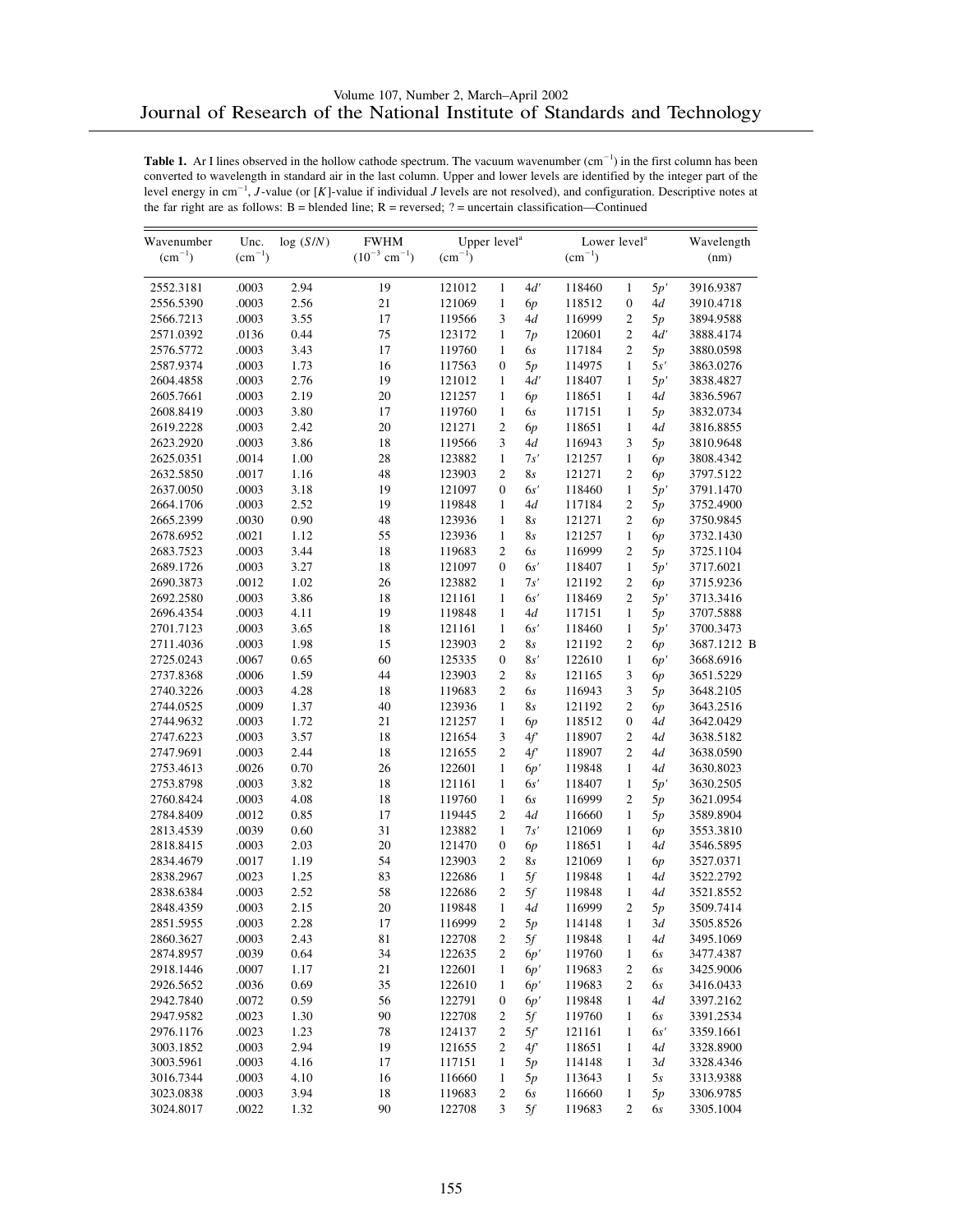**Table 1.** Ar I lines observed in the hollow cathode spectrum. The vacuum wavenumber ($cm^{-1}$) in the first column has been converted to wavelength in standard air in the last column. Upper and lower levels are identified by the integer part of the level energy in $cm^{-1}$, $J$-value (or [$K$]-value if individual $J$ levels are not resolved), and configuration. Descriptive notes at the far right are as follows: B = blended line; R = reversed; ? = uncertain classification—Continued

| Wavenumber ($cm^{-1}$) | Unc. ($cm^{-1}$) | log ($S/N$) | FWHM ($10^{-3}$ $cm^{-1}$) | Upper level[a] ($cm^{-1}$) | | | Lower level[a] ($cm^{-1}$) | | | Wavelength (nm) |
|---|---|---|---|---|---|---|---|---|---|---|
| 2552.3181 | .0003 | 2.94 | 19 | 121012 | 1 | 4d′ | 118460 | 1 | 5p′ | 3916.9387 |
| 2556.5390 | .0003 | 2.56 | 21 | 121069 | 1 | 6p | 118512 | 0 | 4d | 3910.4718 |
| 2566.7213 | .0003 | 3.55 | 17 | 119566 | 3 | 4d | 116999 | 2 | 5p | 3894.9588 |
| 2571.0392 | .0136 | 0.44 | 75 | 123172 | 1 | 7p | 120601 | 2 | 4d′ | 3888.4174 |
| 2576.5772 | .0003 | 3.43 | 17 | 119760 | 1 | 6s | 117184 | 2 | 5p | 3880.0598 |
| 2587.9374 | .0003 | 1.73 | 16 | 117563 | 0 | 5p | 114975 | 1 | 5s′ | 3863.0276 |
| 2604.4858 | .0003 | 2.76 | 19 | 121012 | 1 | 4d′ | 118407 | 1 | 5p′ | 3838.4827 |
| 2605.7661 | .0003 | 2.19 | 20 | 121257 | 1 | 6p | 118651 | 1 | 4d | 3836.5967 |
| 2608.8419 | .0003 | 3.80 | 17 | 119760 | 1 | 6s | 117151 | 1 | 5p | 3832.0734 |
| 2619.2228 | .0003 | 2.42 | 20 | 121271 | 2 | 6p | 118651 | 1 | 4d | 3816.8855 |
| 2623.2920 | .0003 | 3.86 | 18 | 119566 | 3 | 4d | 116943 | 3 | 5p | 3810.9648 |
| 2625.0351 | .0014 | 1.00 | 28 | 123882 | 1 | 7s′ | 121257 | 1 | 6p | 3808.4342 |
| 2632.5850 | .0017 | 1.16 | 48 | 123903 | 2 | 8s | 121271 | 2 | 6p | 3797.5122 |
| 2637.0050 | .0003 | 3.18 | 19 | 121097 | 0 | 6s′ | 118460 | 1 | 5p′ | 3791.1470 |
| 2664.1706 | .0003 | 2.52 | 19 | 119848 | 1 | 4d | 117184 | 2 | 5p | 3752.4900 |
| 2665.2399 | .0030 | 0.90 | 48 | 123936 | 1 | 8s | 121271 | 2 | 6p | 3750.9845 |
| 2678.6952 | .0021 | 1.12 | 55 | 123936 | 1 | 8s | 121257 | 1 | 6p | 3732.1430 |
| 2683.7523 | .0003 | 3.44 | 18 | 119683 | 2 | 6s | 116999 | 2 | 5p | 3725.1104 |
| 2689.1726 | .0003 | 3.27 | 18 | 121097 | 0 | 6s′ | 118407 | 1 | 5p′ | 3717.6021 |
| 2690.3873 | .0012 | 1.02 | 26 | 123882 | 1 | 7s′ | 121192 | 2 | 6p | 3715.9236 |
| 2692.2580 | .0003 | 3.86 | 18 | 121161 | 1 | 6s′ | 118469 | 2 | 5p′ | 3713.3416 |
| 2696.4354 | .0003 | 4.11 | 19 | 119848 | 1 | 4d | 117151 | 1 | 5p | 3707.5888 |
| 2701.7123 | .0003 | 3.65 | 18 | 121161 | 1 | 6s′ | 118460 | 1 | 5p′ | 3700.3473 |
| 2711.4036 | .0003 | 1.98 | 15 | 123903 | 2 | 8s | 121192 | 2 | 6p | 3687.1212 B |
| 2725.0243 | .0067 | 0.65 | 60 | 125335 | 0 | 8s′ | 122610 | 1 | 6p′ | 3668.6916 |
| 2737.8368 | .0006 | 1.59 | 44 | 123903 | 2 | 8s | 121165 | 3 | 6p | 3651.5229 |
| 2740.3226 | .0003 | 4.28 | 18 | 119683 | 2 | 6s | 116943 | 3 | 5p | 3648.2105 |
| 2744.0525 | .0009 | 1.37 | 40 | 123936 | 1 | 8s | 121192 | 2 | 6p | 3643.2516 |
| 2744.9632 | .0003 | 1.72 | 21 | 121257 | 1 | 6p | 118512 | 0 | 4d | 3642.0429 |
| 2747.6223 | .0003 | 3.57 | 18 | 121654 | 3 | 4f | 118907 | 2 | 4d | 3638.5182 |
| 2747.9691 | .0003 | 2.44 | 18 | 121655 | 2 | 4f | 118907 | 2 | 4d | 3638.0590 |
| 2753.4613 | .0026 | 0.70 | 26 | 122601 | 1 | 6p′ | 119848 | 1 | 4d | 3630.8023 |
| 2753.8798 | .0003 | 3.82 | 18 | 121161 | 1 | 6s′ | 118407 | 1 | 5p′ | 3630.2505 |
| 2760.8424 | .0003 | 4.08 | 18 | 119760 | 1 | 6s | 116999 | 2 | 5p | 3621.0954 |
| 2784.8409 | .0012 | 0.85 | 17 | 119445 | 2 | 4d | 116660 | 1 | 5p | 3589.8904 |
| 2813.4539 | .0039 | 0.60 | 31 | 123882 | 1 | 7s′ | 121069 | 1 | 6p | 3553.3810 |
| 2818.8415 | .0003 | 2.03 | 20 | 121470 | 0 | 6p | 118651 | 1 | 4d | 3546.5895 |
| 2834.4679 | .0017 | 1.19 | 54 | 123903 | 2 | 8s | 121069 | 1 | 6p | 3527.0371 |
| 2838.2967 | .0023 | 1.25 | 83 | 122686 | 1 | 5f | 119848 | 1 | 4d | 3522.2792 |
| 2838.6384 | .0003 | 2.52 | 58 | 122686 | 2 | 5f | 119848 | 1 | 4d | 3521.8552 |
| 2848.4359 | .0003 | 2.15 | 20 | 119848 | 1 | 4d | 116999 | 2 | 5p | 3509.7414 |
| 2851.5955 | .0003 | 2.28 | 17 | 116999 | 2 | 5p | 114148 | 1 | 3d | 3505.8526 |
| 2860.3627 | .0003 | 2.43 | 81 | 122708 | 2 | 5f | 119848 | 1 | 4d | 3495.1069 |
| 2874.8957 | .0039 | 0.64 | 34 | 122635 | 2 | 6p′ | 119760 | 1 | 6s | 3477.4387 |
| 2918.1446 | .0007 | 1.17 | 21 | 122601 | 1 | 6p′ | 119683 | 2 | 6s | 3425.9006 |
| 2926.5652 | .0036 | 0.69 | 35 | 122610 | 1 | 6p′ | 119683 | 2 | 6s | 3416.0433 |
| 2942.7840 | .0072 | 0.59 | 56 | 122791 | 0 | 6p′ | 119848 | 1 | 4d | 3397.2162 |
| 2947.9582 | .0023 | 1.30 | 90 | 122708 | 2 | 5f | 119760 | 1 | 6s | 3391.2534 |
| 2976.1176 | .0023 | 1.23 | 78 | 124137 | 2 | 5f′ | 121161 | 1 | 6s′ | 3359.1661 |
| 3003.1852 | .0003 | 2.94 | 19 | 121655 | 2 | 4f | 118651 | 1 | 4d | 3328.8900 |
| 3003.5961 | .0003 | 4.16 | 17 | 117151 | 1 | 5p | 114148 | 1 | 3d | 3328.4346 |
| 3016.7344 | .0003 | 4.10 | 16 | 116660 | 1 | 5p | 113643 | 1 | 5s | 3313.9388 |
| 3023.0838 | .0003 | 3.94 | 18 | 119683 | 2 | 6s | 116660 | 1 | 5p | 3306.9785 |
| 3024.8017 | .0022 | 1.32 | 90 | 122708 | 3 | 5f | 119683 | 2 | 6s | 3305.1004 |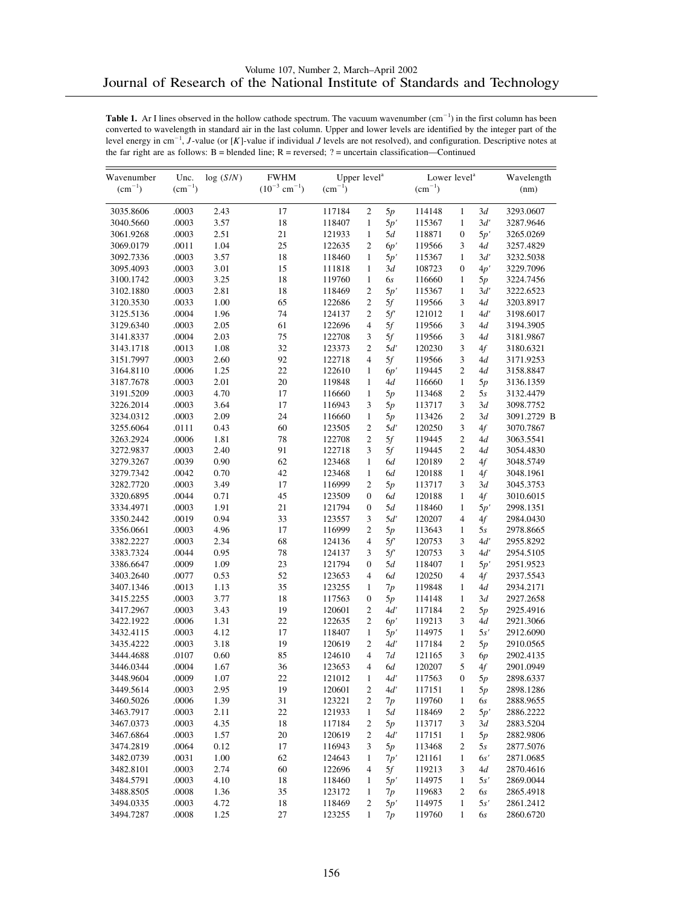**Table 1.** Ar I lines observed in the hollow cathode spectrum. The vacuum wavenumber ($cm^{-1}$) in the first column has been converted to wavelength in standard air in the last column. Upper and lower levels are identified by the integer part of the level energy in $cm^{-1}$, *J*-value (or [*K*]-value if individual *J* levels are not resolved), and configuration. Descriptive notes at the far right are as follows: B = blended line; R = reversed; ? = uncertain classification—Continued

| Wavenumber ($cm^{-1}$) | Unc. ($cm^{-1}$) | log (*S*/*N*) | FWHM ($10^{-3}$ $cm^{-1}$) | Upper level[a] ($cm^{-1}$) | | | Lower level[a] ($cm^{-1}$) | | | Wavelength (nm) | |
|---|---|---|---|---|---|---|---|---|---|---|---|
| 3035.8606 | .0003 | 2.43 | 17 | 117184 | 2 | 5*p* | 114148 | 1 | 3*d* | 3293.0607 | |
| 3040.5660 | .0003 | 3.57 | 18 | 118407 | 1 | 5*p′* | 115367 | 1 | 3*d′* | 3287.9646 | |
| 3061.9268 | .0003 | 2.51 | 21 | 121933 | 1 | 5*d* | 118871 | 0 | 5*p′* | 3265.0269 | |
| 3069.0179 | .0011 | 1.04 | 25 | 122635 | 2 | 6*p′* | 119566 | 3 | 4*d* | 3257.4829 | |
| 3092.7336 | .0003 | 3.57 | 18 | 118460 | 1 | 5*p′* | 115367 | 1 | 3*d′* | 3232.5038 | |
| 3095.4093 | .0003 | 3.01 | 15 | 111818 | 1 | 3*d* | 108723 | 0 | 4*p′* | 3229.7096 | |
| 3100.1742 | .0003 | 3.25 | 18 | 119760 | 1 | 6*s* | 116660 | 1 | 5*p* | 3224.7456 | |
| 3102.1880 | .0003 | 2.81 | 18 | 118469 | 2 | 5*p′* | 115367 | 1 | 3*d′* | 3222.6523 | |
| 3120.3530 | .0033 | 1.00 | 65 | 122686 | 2 | 5*f* | 119566 | 3 | 4*d* | 3203.8917 | |
| 3125.5136 | .0004 | 1.96 | 74 | 124137 | 2 | 5*f′* | 121012 | 1 | 4*d′* | 3198.6017 | |
| 3129.6340 | .0003 | 2.05 | 61 | 122696 | 4 | 5*f* | 119566 | 3 | 4*d* | 3194.3905 | |
| 3141.8337 | .0004 | 2.03 | 75 | 122708 | 3 | 5*f* | 119566 | 3 | 4*d* | 3181.9867 | |
| 3143.1718 | .0013 | 1.08 | 32 | 123373 | 2 | 5*d′* | 120230 | 3 | 4*f* | 3180.6321 | |
| 3151.7997 | .0003 | 2.60 | 92 | 122718 | 4 | 5*f* | 119566 | 3 | 4*d* | 3171.9253 | |
| 3164.8110 | .0006 | 1.25 | 22 | 122610 | 1 | 6*p′* | 119445 | 2 | 4*d* | 3158.8847 | |
| 3187.7678 | .0003 | 2.01 | 20 | 119848 | 1 | 4*d* | 116660 | 1 | 5*p* | 3136.1359 | |
| 3191.5209 | .0003 | 4.70 | 17 | 116660 | 1 | 5*p* | 113468 | 2 | 5*s* | 3132.4479 | |
| 3226.2014 | .0003 | 3.64 | 17 | 116943 | 3 | 5*p* | 113717 | 3 | 3*d* | 3098.7752 | |
| 3234.0312 | .0003 | 2.09 | 24 | 116660 | 1 | 5*p* | 113426 | 2 | 3*d* | 3091.2729 | B |
| 3255.6064 | .0111 | 0.43 | 60 | 123505 | 2 | 5*d′* | 120250 | 3 | 4*f* | 3070.7867 | |
| 3263.2924 | .0006 | 1.81 | 78 | 122708 | 2 | 5*f* | 119445 | 2 | 4*d* | 3063.5541 | |
| 3272.9837 | .0003 | 2.40 | 91 | 122718 | 3 | 5*f* | 119445 | 2 | 4*d* | 3054.4830 | |
| 3279.3267 | .0039 | 0.90 | 62 | 123468 | 1 | 6*d* | 120189 | 2 | 4*f* | 3048.5749 | |
| 3279.7342 | .0042 | 0.70 | 42 | 123468 | 1 | 6*d* | 120188 | 1 | 4*f* | 3048.1961 | |
| 3282.7720 | .0003 | 3.49 | 17 | 116999 | 2 | 5*p* | 113717 | 3 | 3*d* | 3045.3753 | |
| 3320.6895 | .0044 | 0.71 | 45 | 123509 | 0 | 6*d* | 120188 | 1 | 4*f* | 3010.6015 | |
| 3334.4971 | .0003 | 1.91 | 21 | 121794 | 0 | 5*d* | 118460 | 1 | 5*p′* | 2998.1351 | |
| 3350.2442 | .0019 | 0.94 | 33 | 123557 | 3 | 5*d′* | 120207 | 4 | 4*f* | 2984.0430 | |
| 3356.0661 | .0003 | 4.96 | 17 | 116999 | 2 | 5*p* | 113643 | 1 | 5*s* | 2978.8665 | |
| 3382.2227 | .0003 | 2.34 | 68 | 124136 | 4 | 5*f′* | 120753 | 3 | 4*d′* | 2955.8292 | |
| 3383.7324 | .0044 | 0.95 | 78 | 124137 | 3 | 5*f′* | 120753 | 3 | 4*d′* | 2954.5105 | |
| 3386.6647 | .0009 | 1.09 | 23 | 121794 | 0 | 5*d* | 118407 | 1 | 5*p′* | 2951.9523 | |
| 3403.2640 | .0077 | 0.53 | 52 | 123653 | 4 | 6*d* | 120250 | 4 | 4*f* | 2937.5543 | |
| 3407.1346 | .0013 | 1.13 | 35 | 123255 | 1 | 7*p* | 119848 | 1 | 4*d* | 2934.2171 | |
| 3415.2255 | .0003 | 3.77 | 18 | 117563 | 0 | 5*p* | 114148 | 1 | 3*d* | 2927.2658 | |
| 3417.2967 | .0003 | 3.43 | 19 | 120601 | 2 | 4*d′* | 117184 | 2 | 5*p* | 2925.4916 | |
| 3422.1922 | .0006 | 1.31 | 22 | 122635 | 2 | 6*p′* | 119213 | 3 | 4*d* | 2921.3066 | |
| 3432.4115 | .0003 | 4.12 | 17 | 118407 | 1 | 5*p′* | 114975 | 1 | 5*s′* | 2912.6090 | |
| 3435.4222 | .0003 | 3.18 | 19 | 120619 | 2 | 4*d′* | 117184 | 2 | 5*p* | 2910.0565 | |
| 3444.4688 | .0107 | 0.60 | 85 | 124610 | 4 | 7*d* | 121165 | 3 | 6*p* | 2902.4135 | |
| 3446.0344 | .0004 | 1.67 | 36 | 123653 | 4 | 6*d* | 120207 | 5 | 4*f* | 2901.0949 | |
| 3448.9604 | .0009 | 1.07 | 22 | 121012 | 1 | 4*d′* | 117563 | 0 | 5*p* | 2898.6337 | |
| 3449.5614 | .0003 | 2.95 | 19 | 120601 | 2 | 4*d′* | 117151 | 1 | 5*p* | 2898.1286 | |
| 3460.5026 | .0006 | 1.39 | 31 | 123221 | 2 | 7*p* | 119760 | 1 | 6*s* | 2888.9655 | |
| 3463.7917 | .0003 | 2.11 | 22 | 121933 | 1 | 5*d* | 118469 | 2 | 5*p′* | 2886.2222 | |
| 3467.0373 | .0003 | 4.35 | 18 | 117184 | 2 | 5*p* | 113717 | 3 | 3*d* | 2883.5204 | |
| 3467.6864 | .0003 | 1.57 | 20 | 120619 | 2 | 4*d′* | 117151 | 1 | 5*p* | 2882.9806 | |
| 3474.2819 | .0064 | 0.12 | 17 | 116943 | 3 | 5*p* | 113468 | 2 | 5*s* | 2877.5076 | |
| 3482.0739 | .0031 | 1.00 | 62 | 124643 | 1 | 7*p′* | 121161 | 1 | 6*s′* | 2871.0685 | |
| 3482.8101 | .0003 | 2.74 | 60 | 122696 | 4 | 5*f* | 119213 | 3 | 4*d* | 2870.4616 | |
| 3484.5791 | .0003 | 4.10 | 18 | 118460 | 1 | 5*p′* | 114975 | 1 | 5*s′* | 2869.0044 | |
| 3488.8505 | .0008 | 1.36 | 35 | 123172 | 1 | 7*p* | 119683 | 2 | 6*s* | 2865.4918 | |
| 3494.0335 | .0003 | 4.72 | 18 | 118469 | 2 | 5*p′* | 114975 | 1 | 5*s′* | 2861.2412 | |
| 3494.7287 | .0008 | 1.25 | 27 | 123255 | 1 | 7*p* | 119760 | 1 | 6*s* | 2860.6720 | |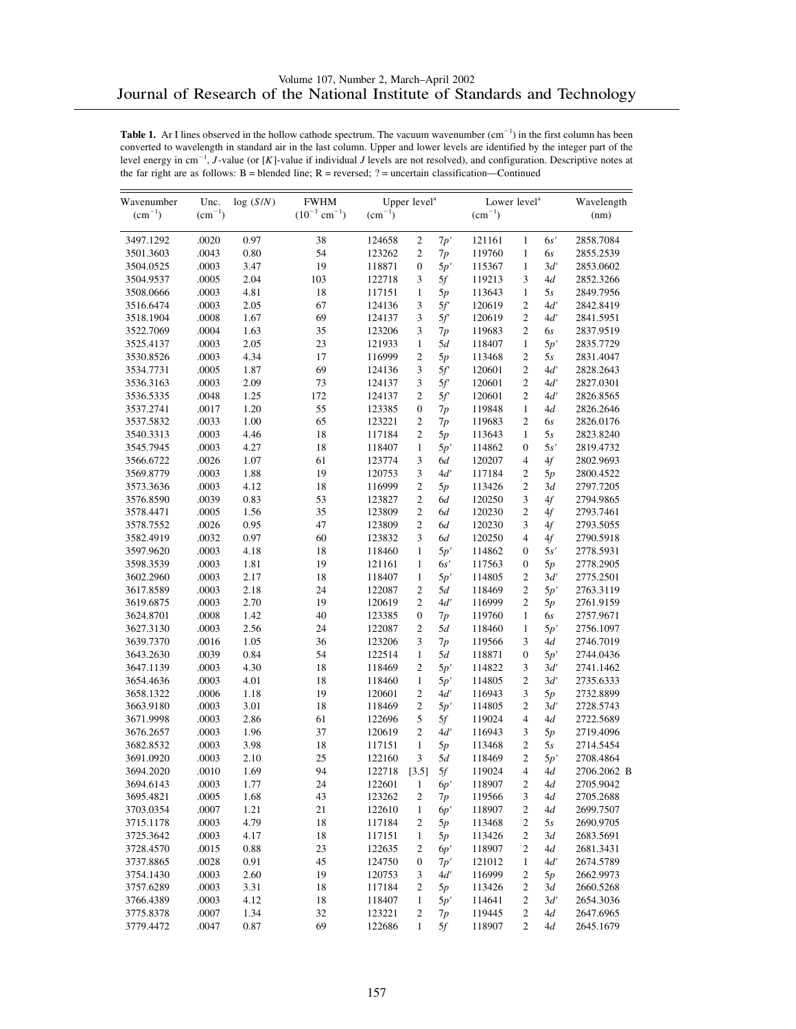**Table 1.** Ar I lines observed in the hollow cathode spectrum. The vacuum wavenumber ($cm^{-1}$) in the first column has been converted to wavelength in standard air in the last column. Upper and lower levels are identified by the integer part of the level energy in $cm^{-1}$, $J$-value (or [$K$]-value if individual $J$ levels are not resolved), and configuration. Descriptive notes at the far right are as follows: B = blended line; R = reversed; ? = uncertain classification—Continued

| Wavenumber ($cm^{-1}$) | Unc. ($cm^{-1}$) | log ($S/N$) | FWHM ($10^{-3}$ $cm^{-1}$) | Upper level[a] ($cm^{-1}$) | | | Lower level[a] ($cm^{-1}$) | | | Wavelength (nm) |
|---|---|---|---|---|---|---|---|---|---|---|
| 3497.1292 | .0020 | 0.97 | 38 | 124658 | 2 | 7p′ | 121161 | 1 | 6s′ | 2858.7084 |
| 3501.3603 | .0043 | 0.80 | 54 | 123262 | 2 | 7p | 119760 | 1 | 6s | 2855.2539 |
| 3504.0525 | .0003 | 3.47 | 19 | 118871 | 0 | 5p′ | 115367 | 1 | 3d′ | 2853.0602 |
| 3504.9537 | .0005 | 2.04 | 103 | 122718 | 3 | 5f | 119213 | 3 | 4d | 2852.3266 |
| 3508.0666 | .0003 | 4.81 | 18 | 117151 | 1 | 5p | 113643 | 1 | 5s | 2849.7956 |
| 3516.6474 | .0003 | 2.05 | 67 | 124136 | 3 | 5f′ | 120619 | 2 | 4d′ | 2842.8419 |
| 3518.1904 | .0008 | 1.67 | 69 | 124137 | 3 | 5f′ | 120619 | 2 | 4d′ | 2841.5951 |
| 3522.7069 | .0004 | 1.63 | 35 | 123206 | 3 | 7p | 119683 | 2 | 6s | 2837.9519 |
| 3525.4137 | .0003 | 2.05 | 23 | 121933 | 1 | 5d | 118407 | 1 | 5p′ | 2835.7729 |
| 3530.8526 | .0003 | 4.34 | 17 | 116999 | 2 | 5p | 113468 | 2 | 5s | 2831.4047 |
| 3534.7731 | .0005 | 1.87 | 69 | 124136 | 3 | 5f′ | 120601 | 2 | 4d′ | 2828.2643 |
| 3536.3163 | .0003 | 2.09 | 73 | 124137 | 3 | 5f′ | 120601 | 2 | 4d′ | 2827.0301 |
| 3536.5335 | .0048 | 1.25 | 172 | 124137 | 2 | 5f′ | 120601 | 2 | 4d′ | 2826.8565 |
| 3537.2741 | .0017 | 1.20 | 55 | 123385 | 0 | 7p | 119848 | 1 | 4d | 2826.2646 |
| 3537.5832 | .0033 | 1.00 | 65 | 123221 | 2 | 7p | 119683 | 2 | 6s | 2826.0176 |
| 3540.3313 | .0003 | 4.46 | 18 | 117184 | 2 | 5p | 113643 | 1 | 5s | 2823.8240 |
| 3545.7945 | .0003 | 4.27 | 18 | 118407 | 1 | 5p′ | 114862 | 0 | 5s′ | 2819.4732 |
| 3566.6722 | .0026 | 1.07 | 61 | 123774 | 3 | 6d | 120207 | 4 | 4f | 2802.9693 |
| 3569.8779 | .0003 | 1.88 | 19 | 120753 | 3 | 4d′ | 117184 | 2 | 5p | 2800.4522 |
| 3573.3636 | .0003 | 4.12 | 18 | 116999 | 2 | 5p | 113426 | 2 | 3d | 2797.7205 |
| 3576.8590 | .0039 | 0.83 | 53 | 123827 | 2 | 6d | 120250 | 3 | 4f | 2794.9865 |
| 3578.4471 | .0005 | 1.56 | 35 | 123809 | 2 | 6d | 120230 | 2 | 4f | 2793.7461 |
| 3578.7552 | .0026 | 0.95 | 47 | 123809 | 2 | 6d | 120230 | 3 | 4f | 2793.5055 |
| 3582.4919 | .0032 | 0.97 | 60 | 123832 | 3 | 6d | 120250 | 4 | 4f | 2790.5918 |
| 3597.9620 | .0003 | 4.18 | 18 | 118460 | 1 | 5p′ | 114862 | 0 | 5s′ | 2778.5931 |
| 3598.3539 | .0003 | 1.81 | 19 | 121161 | 1 | 6s′ | 117563 | 0 | 5p | 2778.2905 |
| 3602.2960 | .0003 | 2.17 | 18 | 118407 | 1 | 5p′ | 114805 | 2 | 3d′ | 2775.2501 |
| 3617.8589 | .0003 | 2.18 | 24 | 122087 | 2 | 5d | 118469 | 2 | 5p′ | 2763.3119 |
| 3619.6875 | .0003 | 2.70 | 19 | 120619 | 2 | 4d′ | 116999 | 2 | 5p | 2761.9159 |
| 3624.8701 | .0008 | 1.42 | 40 | 123385 | 0 | 7p | 119760 | 1 | 6s | 2757.9671 |
| 3627.3130 | .0003 | 2.56 | 24 | 122087 | 2 | 5d | 118460 | 1 | 5p′ | 2756.1097 |
| 3639.7370 | .0016 | 1.05 | 36 | 123206 | 3 | 7p | 119566 | 3 | 4d | 2746.7019 |
| 3643.2630 | .0039 | 0.84 | 54 | 122514 | 1 | 5d | 118871 | 0 | 5p′ | 2744.0436 |
| 3647.1139 | .0003 | 4.30 | 18 | 118469 | 2 | 5p′ | 114822 | 3 | 3d′ | 2741.1462 |
| 3654.4636 | .0003 | 4.01 | 18 | 118460 | 1 | 5p′ | 114805 | 2 | 3d′ | 2735.6333 |
| 3658.1322 | .0006 | 1.18 | 19 | 120601 | 2 | 4d′ | 116943 | 3 | 5p | 2732.8899 |
| 3663.9180 | .0003 | 3.01 | 18 | 118469 | 2 | 5p′ | 114805 | 2 | 3d′ | 2728.5743 |
| 3671.9998 | .0003 | 2.86 | 61 | 122696 | 5 | 5f | 119024 | 4 | 4d | 2722.5689 |
| 3676.2657 | .0003 | 1.96 | 37 | 120619 | 2 | 4d′ | 116943 | 3 | 5p | 2719.4096 |
| 3682.8532 | .0003 | 3.98 | 18 | 117151 | 1 | 5p | 113468 | 2 | 5s | 2714.5454 |
| 3691.0920 | .0003 | 2.10 | 25 | 122160 | 3 | 5d | 118469 | 2 | 5p′ | 2708.4864 |
| 3694.2020 | .0010 | 1.69 | 94 | 122718 | [3.5] | 5f | 119024 | 4 | 4d | 2706.2062 B |
| 3694.6143 | .0003 | 1.77 | 24 | 122601 | 1 | 6p′ | 118907 | 2 | 4d | 2705.9042 |
| 3695.4821 | .0005 | 1.68 | 43 | 123262 | 2 | 7p | 119566 | 3 | 4d | 2705.2688 |
| 3703.0354 | .0007 | 1.21 | 21 | 122610 | 1 | 6p′ | 118907 | 2 | 4d | 2699.7507 |
| 3715.1178 | .0003 | 4.79 | 18 | 117184 | 2 | 5p | 113468 | 2 | 5s | 2690.9705 |
| 3725.3642 | .0003 | 4.17 | 18 | 117151 | 1 | 5p | 113426 | 2 | 3d | 2683.5691 |
| 3728.4570 | .0015 | 0.88 | 23 | 122635 | 2 | 6p′ | 118907 | 2 | 4d | 2681.3431 |
| 3737.8865 | .0028 | 0.91 | 45 | 124750 | 0 | 7p′ | 121012 | 1 | 4d′ | 2674.5789 |
| 3754.1430 | .0003 | 2.60 | 19 | 120753 | 3 | 4d′ | 116999 | 2 | 5p | 2662.9973 |
| 3757.6289 | .0003 | 3.31 | 18 | 117184 | 2 | 5p | 113426 | 2 | 3d | 2660.5268 |
| 3766.4389 | .0003 | 4.12 | 18 | 118407 | 1 | 5p′ | 114641 | 2 | 3d′ | 2654.3036 |
| 3775.8378 | .0007 | 1.34 | 32 | 123221 | 2 | 7p | 119445 | 2 | 4d | 2647.6965 |
| 3779.4472 | .0047 | 0.87 | 69 | 122686 | 1 | 5f | 118907 | 2 | 4d | 2645.1679 |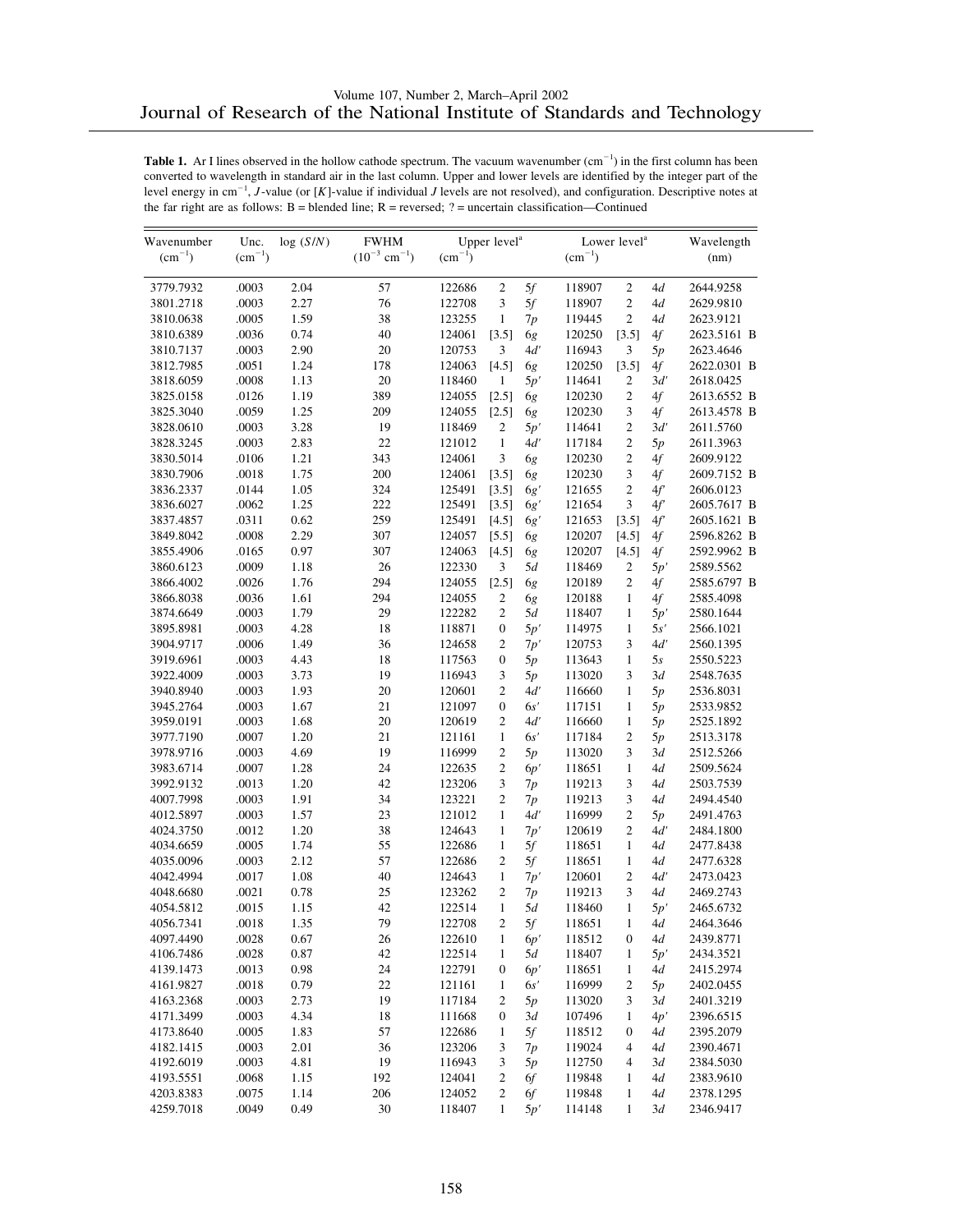**Table 1.** Ar I lines observed in the hollow cathode spectrum. The vacuum wavenumber ($cm^{-1}$) in the first column has been converted to wavelength in standard air in the last column. Upper and lower levels are identified by the integer part of the level energy in $cm^{-1}$, $J$-value (or [$K$]-value if individual $J$ levels are not resolved), and configuration. Descriptive notes at the far right are as follows: B = blended line; R = reversed; ? = uncertain classification—Continued

| Wavenumber ($cm^{-1}$) | Unc. ($cm^{-1}$) | log ($S/N$) | FWHM ($10^{-3}$ $cm^{-1}$) | Upper level[a] ($cm^{-1}$) | | | Lower level[a] ($cm^{-1}$) | | | Wavelength (nm) | |
|---|---|---|---|---|---|---|---|---|---|---|---|
| 3779.7932 | .0003 | 2.04 | 57 | 122686 | 2 | 5*f* | 118907 | 2 | 4*d* | 2644.9258 | |
| 3801.2718 | .0003 | 2.27 | 76 | 122708 | 3 | 5*f* | 118907 | 2 | 4*d* | 2629.9810 | |
| 3810.0638 | .0005 | 1.59 | 38 | 123255 | 1 | 7*p* | 119445 | 2 | 4*d* | 2623.9121 | |
| 3810.6389 | .0036 | 0.74 | 40 | 124061 | [3.5] | 6*g* | 120250 | [3.5] | 4*f* | 2623.5161 | B |
| 3810.7137 | .0003 | 2.90 | 20 | 120753 | 3 | 4*d*′ | 116943 | 3 | 5*p* | 2623.4646 | |
| 3812.7985 | .0051 | 1.24 | 178 | 124063 | [4.5] | 6*g* | 120250 | [3.5] | 4*f* | 2622.0301 | B |
| 3818.6059 | .0008 | 1.13 | 20 | 118460 | 1 | 5*p*′ | 114641 | 2 | 3*d*′ | 2618.0425 | |
| 3825.0158 | .0126 | 1.19 | 389 | 124055 | [2.5] | 6*g* | 120230 | 2 | 4*f* | 2613.6552 | B |
| 3825.3040 | .0059 | 1.25 | 209 | 124055 | [2.5] | 6*g* | 120230 | 3 | 4*f* | 2613.4578 | B |
| 3828.0610 | .0003 | 3.28 | 19 | 118469 | 2 | 5*p*′ | 114641 | 2 | 3*d*′ | 2611.5760 | |
| 3828.3245 | .0003 | 2.83 | 22 | 121012 | 1 | 4*d*′ | 117184 | 2 | 5*p* | 2611.3963 | |
| 3830.5014 | .0106 | 1.21 | 343 | 124061 | 3 | 6*g* | 120230 | 2 | 4*f* | 2609.9122 | |
| 3830.7906 | .0018 | 1.75 | 200 | 124061 | [3.5] | 6*g* | 120230 | 3 | 4*f* | 2609.7152 | B |
| 3836.2337 | .0144 | 1.05 | 324 | 125491 | [3.5] | 6*g*′ | 121655 | 2 | 4*f*′ | 2606.0123 | |
| 3836.6027 | .0062 | 1.25 | 222 | 125491 | [3.5] | 6*g*′ | 121654 | 3 | 4*f*′ | 2605.7617 | B |
| 3837.4857 | .0311 | 0.62 | 259 | 125491 | [4.5] | 6*g*′ | 121653 | [3.5] | 4*f*′ | 2605.1621 | B |
| 3849.8042 | .0008 | 2.29 | 307 | 124057 | [5.5] | 6*g* | 120207 | [4.5] | 4*f* | 2596.8262 | B |
| 3855.4906 | .0165 | 0.97 | 307 | 124063 | [4.5] | 6*g* | 120207 | [4.5] | 4*f* | 2592.9962 | B |
| 3860.6123 | .0009 | 1.18 | 26 | 122330 | 3 | 5*d* | 118469 | 2 | 5*p*′ | 2589.5562 | |
| 3866.4002 | .0026 | 1.76 | 294 | 124055 | [2.5] | 6*g* | 120189 | 2 | 4*f* | 2585.6797 | B |
| 3866.8038 | .0036 | 1.61 | 294 | 124055 | 2 | 6*g* | 120188 | 1 | 4*f* | 2585.4098 | |
| 3874.6649 | .0003 | 1.79 | 29 | 122282 | 2 | 5*d* | 118407 | 1 | 5*p*′ | 2580.1644 | |
| 3895.8981 | .0003 | 4.28 | 18 | 118871 | 0 | 5*p*′ | 114975 | 1 | 5*s*′ | 2566.1021 | |
| 3904.9717 | .0006 | 1.49 | 36 | 124658 | 2 | 7*p*′ | 120753 | 3 | 4*d*′ | 2560.1395 | |
| 3919.6961 | .0003 | 4.43 | 18 | 117563 | 0 | 5*p* | 113643 | 1 | 5*s* | 2550.5223 | |
| 3922.4009 | .0003 | 3.73 | 19 | 116943 | 3 | 5*p* | 113020 | 3 | 3*d* | 2548.7635 | |
| 3940.8940 | .0003 | 1.93 | 20 | 120601 | 2 | 4*d*′ | 116660 | 1 | 5*p* | 2536.8031 | |
| 3945.2764 | .0003 | 1.67 | 21 | 121097 | 0 | 6*s*′ | 117151 | 1 | 5*p* | 2533.9852 | |
| 3959.0191 | .0003 | 1.68 | 20 | 120619 | 2 | 4*d*′ | 116660 | 1 | 5*p* | 2525.1892 | |
| 3977.7190 | .0007 | 1.20 | 21 | 121161 | 1 | 6*s*′ | 117184 | 2 | 5*p* | 2513.3178 | |
| 3978.9716 | .0003 | 4.69 | 19 | 116999 | 2 | 5*p* | 113020 | 3 | 3*d* | 2512.5266 | |
| 3983.6714 | .0007 | 1.28 | 24 | 122635 | 2 | 6*p*′ | 118651 | 1 | 4*d* | 2509.5624 | |
| 3992.9132 | .0013 | 1.20 | 42 | 123206 | 3 | 7*p* | 119213 | 3 | 4*d* | 2503.7539 | |
| 4007.7998 | .0003 | 1.91 | 34 | 123221 | 2 | 7*p* | 119213 | 3 | 4*d* | 2494.4540 | |
| 4012.5897 | .0003 | 1.57 | 23 | 121012 | 1 | 4*d*′ | 116999 | 2 | 5*p* | 2491.4763 | |
| 4024.3750 | .0012 | 1.20 | 38 | 124643 | 1 | 7*p*′ | 120619 | 2 | 4*d*′ | 2484.1800 | |
| 4034.6659 | .0005 | 1.74 | 55 | 122686 | 1 | 5*f* | 118651 | 1 | 4*d* | 2477.8438 | |
| 4035.0096 | .0003 | 2.12 | 57 | 122686 | 2 | 5*f* | 118651 | 1 | 4*d* | 2477.6328 | |
| 4042.4994 | .0017 | 1.08 | 40 | 124643 | 1 | 7*p*′ | 120601 | 2 | 4*d*′ | 2473.0423 | |
| 4048.6680 | .0021 | 0.78 | 25 | 123262 | 2 | 7*p* | 119213 | 3 | 4*d* | 2469.2743 | |
| 4054.5812 | .0015 | 1.15 | 42 | 122514 | 1 | 5*d* | 118460 | 1 | 5*p*′ | 2465.6732 | |
| 4056.7341 | .0018 | 1.35 | 79 | 122708 | 2 | 5*f* | 118651 | 1 | 4*d* | 2464.3646 | |
| 4097.4490 | .0028 | 0.67 | 26 | 122610 | 1 | 6*p*′ | 118512 | 0 | 4*d* | 2439.8771 | |
| 4106.7486 | .0028 | 0.87 | 42 | 122514 | 1 | 5*d* | 118407 | 1 | 5*p*′ | 2434.3521 | |
| 4139.1473 | .0013 | 0.98 | 24 | 122791 | 0 | 6*p*′ | 118651 | 1 | 4*d* | 2415.2974 | |
| 4161.9827 | .0018 | 0.79 | 22 | 121161 | 1 | 6*s*′ | 116999 | 2 | 5*p* | 2402.0455 | |
| 4163.2368 | .0003 | 2.73 | 19 | 117184 | 2 | 5*p* | 113020 | 3 | 3*d* | 2401.3219 | |
| 4171.3499 | .0003 | 4.34 | 18 | 111668 | 0 | 3*d* | 107496 | 1 | 4*p*′ | 2396.6515 | |
| 4173.8640 | .0005 | 1.83 | 57 | 122686 | 1 | 5*f* | 118512 | 0 | 4*d* | 2395.2079 | |
| 4182.1415 | .0003 | 2.01 | 36 | 123206 | 3 | 7*p* | 119024 | 4 | 4*d* | 2390.4671 | |
| 4192.6019 | .0003 | 4.81 | 19 | 116943 | 3 | 5*p* | 112750 | 4 | 3*d* | 2384.5030 | |
| 4193.5551 | .0068 | 1.15 | 192 | 124041 | 2 | 6*f* | 119848 | 1 | 4*d* | 2383.9610 | |
| 4203.8383 | .0075 | 1.14 | 206 | 124052 | 2 | 6*f* | 119848 | 1 | 4*d* | 2378.1295 | |
| 4259.7018 | .0049 | 0.49 | 30 | 118407 | 1 | 5*p*′ | 114148 | 1 | 3*d* | 2346.9417 | |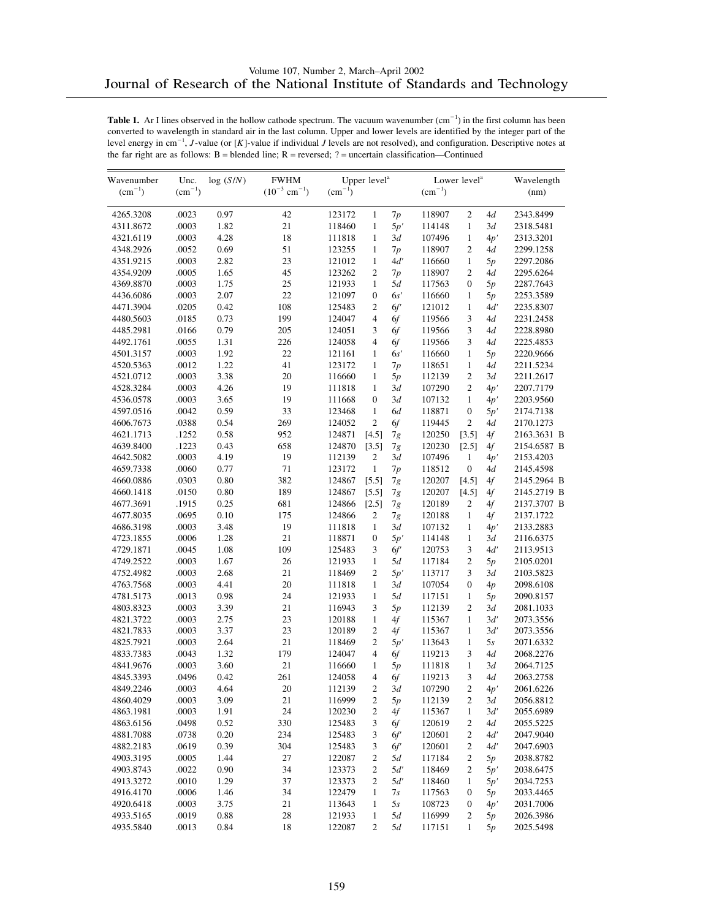**Table 1.** Ar I lines observed in the hollow cathode spectrum. The vacuum wavenumber ($cm^{-1}$) in the first column has been converted to wavelength in standard air in the last column. Upper and lower levels are identified by the integer part of the level energy in $cm^{-1}$, $J$-value (or [$K$]-value if individual $J$ levels are not resolved), and configuration. Descriptive notes at the far right are as follows: B = blended line; R = reversed; ? = uncertain classification—Continued

| Wavenumber ($cm^{-1}$) | Unc. ($cm^{-1}$) | log ($S/N$) | FWHM ($10^{-3}$ $cm^{-1}$) | Upper level[a] ($cm^{-1}$) | | | Lower level[a] ($cm^{-1}$) | | | Wavelength (nm) | |
|---|---|---|---|---|---|---|---|---|---|---|---|
| 4265.3208 | .0023 | 0.97 | 42 | 123172 | 1 | 7p | 118907 | 2 | 4d | 2343.8499 | |
| 4311.8672 | .0003 | 1.82 | 21 | 118460 | 1 | 5p′ | 114148 | 1 | 3d | 2318.5481 | |
| 4321.6119 | .0003 | 4.28 | 18 | 111818 | 1 | 3d | 107496 | 1 | 4p′ | 2313.3201 | |
| 4348.2926 | .0052 | 0.69 | 51 | 123255 | 1 | 7p | 118907 | 2 | 4d | 2299.1258 | |
| 4351.9215 | .0003 | 2.82 | 23 | 121012 | 1 | 4d′ | 116660 | 1 | 5p | 2297.2086 | |
| 4354.9209 | .0005 | 1.65 | 45 | 123262 | 1 | 7p | 118907 | 2 | 4d | 2295.6264 | |
| 4369.8870 | .0003 | 1.75 | 25 | 121933 | 1 | 5d | 117563 | 0 | 5p | 2287.7643 | |
| 4436.6086 | .0003 | 2.07 | 22 | 121097 | 0 | 6s′ | 116660 | 1 | 5p | 2253.3589 | |
| 4471.3904 | .0205 | 0.42 | 108 | 125483 | 2 | 6f′ | 121012 | 1 | 4d′ | 2235.8307 | |
| 4480.5603 | .0185 | 0.73 | 199 | 124047 | 4 | 6f | 119566 | 3 | 4d | 2231.2458 | |
| 4485.2981 | .0166 | 0.79 | 205 | 124051 | 3 | 6f | 119566 | 3 | 4d | 2228.8980 | |
| 4492.1761 | .0055 | 1.31 | 226 | 124058 | 4 | 6f | 119566 | 3 | 4d | 2225.4853 | |
| 4501.3157 | .0003 | 1.92 | 22 | 121161 | 1 | 6s′ | 116660 | 1 | 5p | 2220.9666 | |
| 4520.5363 | .0012 | 1.22 | 41 | 123172 | 1 | 7p | 118651 | 1 | 4d | 2211.5234 | |
| 4521.0712 | .0003 | 3.38 | 20 | 116660 | 1 | 5p | 112139 | 2 | 3d | 2211.2617 | |
| 4528.3284 | .0003 | 4.26 | 19 | 111818 | 1 | 3d | 107290 | 2 | 4p′ | 2207.7179 | |
| 4536.0578 | .0003 | 3.65 | 19 | 111668 | 0 | 3d | 107132 | 1 | 4p′ | 2203.9560 | |
| 4597.0516 | .0042 | 0.59 | 33 | 123468 | 1 | 6d | 118871 | 0 | 5p′ | 2174.7138 | |
| 4606.7673 | .0388 | 0.54 | 269 | 124052 | 2 | 6f | 119445 | 2 | 4d | 2170.1273 | |
| 4621.1713 | .1252 | 0.58 | 952 | 124871 | [4.5] | 7g | 120250 | [3.5] | 4f | 2163.3631 | B |
| 4639.8400 | .1223 | 0.43 | 658 | 124870 | [3.5] | 7g | 120230 | [2.5] | 4f | 2154.6587 | B |
| 4642.5082 | .0003 | 4.19 | 19 | 112139 | 2 | 3d | 107496 | 1 | 4p′ | 2153.4203 | |
| 4659.7338 | .0060 | 0.77 | 71 | 123172 | 1 | 7p | 118512 | 0 | 4d | 2145.4598 | |
| 4660.0886 | .0303 | 0.80 | 382 | 124867 | [5.5] | 7g | 120207 | [4.5] | 4f | 2145.2964 | B |
| 4660.1418 | .0150 | 0.80 | 189 | 124867 | [5.5] | 7g | 120207 | [4.5] | 4f | 2145.2719 | B |
| 4677.3691 | .1915 | 0.25 | 681 | 124866 | [2.5] | 7g | 120189 | 2 | 4f | 2137.3707 | B |
| 4677.8035 | .0695 | 0.10 | 175 | 124866 | 2 | 7g | 120188 | 1 | 4f | 2137.1722 | |
| 4686.3198 | .0003 | 3.48 | 19 | 111818 | 1 | 3d | 107132 | 1 | 4p′ | 2133.2883 | |
| 4723.1855 | .0006 | 1.28 | 21 | 118871 | 0 | 5p′ | 114148 | 1 | 3d | 2116.6375 | |
| 4729.1871 | .0045 | 1.08 | 109 | 125483 | 3 | 6f′ | 120753 | 3 | 4d′ | 2113.9513 | |
| 4749.2522 | .0003 | 1.67 | 26 | 121933 | 1 | 5d | 117184 | 2 | 5p | 2105.0201 | |
| 4752.4982 | .0003 | 2.68 | 21 | 118469 | 2 | 5p′ | 113717 | 3 | 3d | 2103.5823 | |
| 4763.7568 | .0003 | 4.41 | 20 | 111818 | 1 | 3d | 107054 | 0 | 4p | 2098.6108 | |
| 4781.5173 | .0013 | 0.98 | 24 | 121933 | 1 | 5d | 117151 | 1 | 5p | 2090.8157 | |
| 4803.8323 | .0003 | 3.39 | 21 | 116943 | 3 | 5p | 112139 | 2 | 3d | 2081.1033 | |
| 4821.3722 | .0003 | 2.75 | 23 | 120188 | 1 | 4f | 115367 | 1 | 3d′ | 2073.3556 | |
| 4821.7833 | .0003 | 3.37 | 23 | 120189 | 2 | 4f | 115367 | 1 | 3d′ | 2073.3556 | |
| 4825.7921 | .0003 | 2.64 | 21 | 118469 | 2 | 5p′ | 113643 | 1 | 5s | 2071.6332 | |
| 4833.7383 | .0043 | 1.32 | 179 | 124047 | 4 | 6f | 119213 | 3 | 4d | 2068.2276 | |
| 4841.9676 | .0003 | 3.60 | 21 | 116660 | 1 | 5p | 111818 | 1 | 3d | 2064.7125 | |
| 4845.3393 | .0496 | 0.42 | 261 | 124058 | 4 | 6f | 119213 | 3 | 4d | 2063.2758 | |
| 4849.2246 | .0003 | 4.64 | 20 | 112139 | 2 | 3d | 107290 | 2 | 4p′ | 2061.6226 | |
| 4860.4029 | .0003 | 3.09 | 21 | 116999 | 2 | 5p | 112139 | 2 | 3d | 2056.8812 | |
| 4863.1981 | .0003 | 1.91 | 24 | 120230 | 2 | 4f | 115367 | 1 | 3d′ | 2055.6989 | |
| 4863.6156 | .0498 | 0.52 | 330 | 125483 | 3 | 6f | 120619 | 2 | 4d | 2055.5225 | |
| 4881.7088 | .0738 | 0.20 | 234 | 125483 | 3 | 6f′ | 120601 | 2 | 4d′ | 2047.9040 | |
| 4882.2183 | .0619 | 0.39 | 304 | 125483 | 3 | 6f′ | 120601 | 2 | 4d′ | 2047.6903 | |
| 4903.3195 | .0005 | 1.44 | 27 | 122087 | 2 | 5d | 117184 | 2 | 5p | 2038.8782 | |
| 4903.8743 | .0022 | 0.90 | 34 | 123373 | 2 | 5d′ | 118469 | 2 | 5p′ | 2038.6475 | |
| 4913.3272 | .0010 | 1.29 | 37 | 123373 | 2 | 5d′ | 118460 | 1 | 5p′ | 2034.7253 | |
| 4916.4170 | .0006 | 1.46 | 34 | 122479 | 1 | 7s | 117563 | 0 | 5p | 2033.4465 | |
| 4920.6418 | .0003 | 3.75 | 21 | 113643 | 1 | 5s | 108723 | 0 | 4p′ | 2031.7006 | |
| 4933.5165 | .0019 | 0.88 | 28 | 121933 | 1 | 5d | 116999 | 2 | 5p | 2026.3986 | |
| 4935.5840 | .0013 | 0.84 | 18 | 122087 | 2 | 5d | 117151 | 1 | 5p | 2025.5498 | |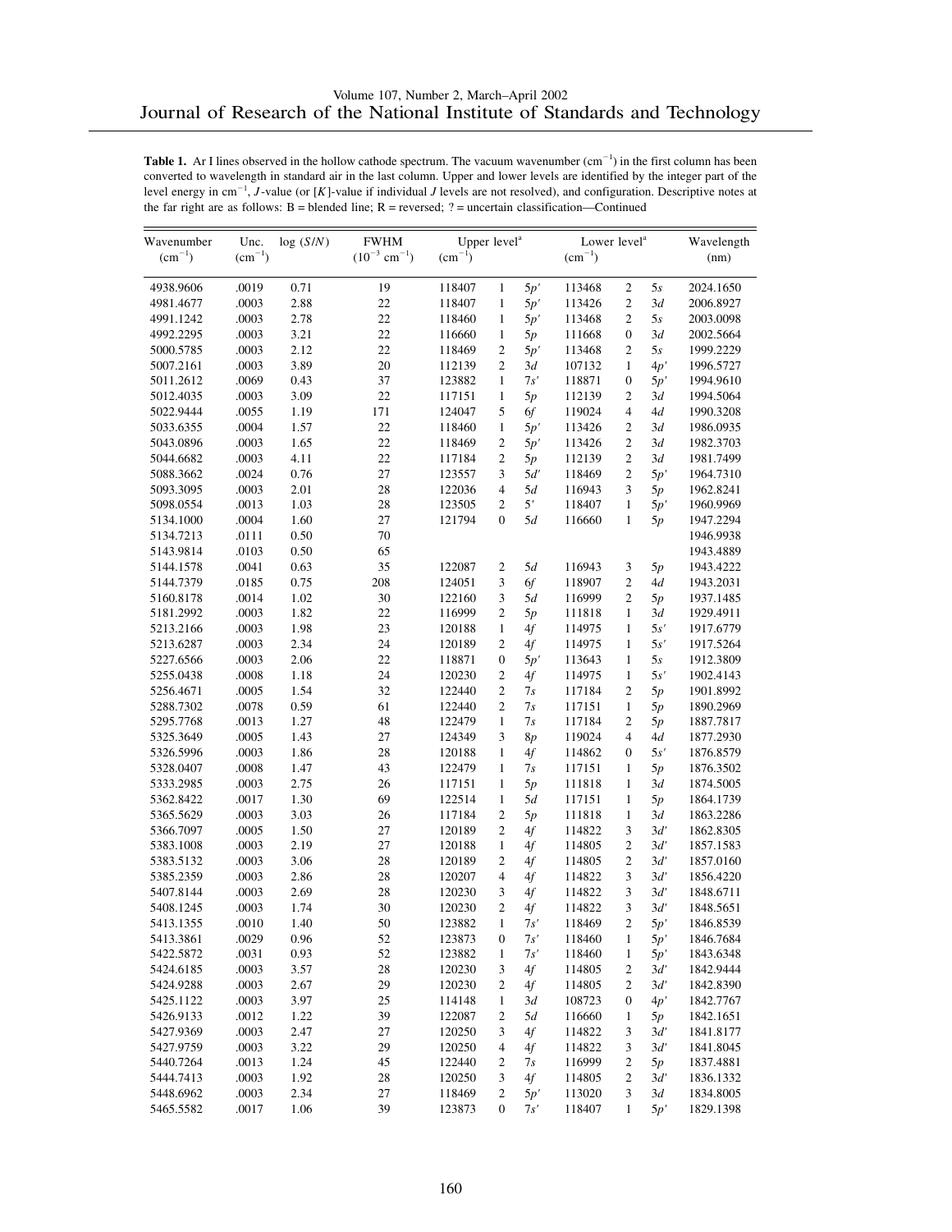**Table 1.** Ar I lines observed in the hollow cathode spectrum. The vacuum wavenumber ($cm^{-1}$) in the first column has been converted to wavelength in standard air in the last column. Upper and lower levels are identified by the integer part of the level energy in $cm^{-1}$, *J*-value (or [*K*]-value if individual *J* levels are not resolved), and configuration. Descriptive notes at the far right are as follows: B = blended line; R = reversed; ? = uncertain classification—Continued

| Wavenumber ($cm^{-1}$) | Unc. ($cm^{-1}$) | log ($S/N$) | FWHM ($10^{-3}$ $cm^{-1}$) | Upper level[a] ($cm^{-1}$) | | | Lower level[a] ($cm^{-1}$) | | | Wavelength (nm) |
|---|---|---|---|---|---|---|---|---|---|---|
| 4938.9606 | .0019 | 0.71 | 19 | 118407 | 1 | 5*p*′ | 113468 | 2 | 5*s* | 2024.1650 |
| 4981.4677 | .0003 | 2.88 | 22 | 118407 | 1 | 5*p*′ | 113426 | 2 | 3*d* | 2006.8927 |
| 4991.1242 | .0003 | 2.78 | 22 | 118460 | 1 | 5*p*′ | 113468 | 2 | 5*s* | 2003.0098 |
| 4992.2295 | .0003 | 3.21 | 22 | 116660 | 1 | 5*p* | 111668 | 0 | 3*d* | 2002.5664 |
| 5000.5785 | .0003 | 2.12 | 22 | 118469 | 2 | 5*p*′ | 113468 | 2 | 5*s* | 1999.2229 |
| 5007.2161 | .0003 | 3.89 | 20 | 112139 | 2 | 3*d* | 107132 | 1 | 4*p*′ | 1996.5727 |
| 5011.2612 | .0069 | 0.43 | 37 | 123882 | 1 | 7*s*′ | 118871 | 0 | 5*p*′ | 1994.9610 |
| 5012.4035 | .0003 | 3.09 | 22 | 117151 | 1 | 5*p* | 112139 | 2 | 3*d* | 1994.5064 |
| 5022.9444 | .0055 | 1.19 | 171 | 124047 | 5 | 6*f* | 119024 | 4 | 4*d* | 1990.3208 |
| 5033.6355 | .0004 | 1.57 | 22 | 118460 | 1 | 5*p*′ | 113426 | 2 | 3*d* | 1986.0935 |
| 5043.0896 | .0003 | 1.65 | 22 | 118469 | 2 | 5*p*′ | 113426 | 2 | 3*d* | 1982.3703 |
| 5044.6682 | .0003 | 4.11 | 22 | 117184 | 2 | 5*p* | 112139 | 2 | 3*d* | 1981.7499 |
| 5088.3662 | .0024 | 0.76 | 27 | 123557 | 3 | 5*d*′ | 118469 | 2 | 5*p*′ | 1964.7310 |
| 5093.3095 | .0003 | 2.01 | 28 | 122036 | 4 | 5*d* | 116943 | 3 | 5*p* | 1962.8241 |
| 5098.0554 | .0013 | 1.03 | 28 | 123505 | 2 | 5′ | 118407 | 1 | 5*p*′ | 1960.9969 |
| 5134.1000 | .0004 | 1.60 | 27 | 121794 | 0 | 5*d* | 116660 | 1 | 5*p* | 1947.2294 |
| 5134.7213 | .0111 | 0.50 | 70 | | | | | | | 1946.9938 |
| 5143.9814 | .0103 | 0.50 | 65 | | | | | | | 1943.4889 |
| 5144.1578 | .0041 | 0.63 | 35 | 122087 | 2 | 5*d* | 116943 | 3 | 5*p* | 1943.4222 |
| 5144.7379 | .0185 | 0.75 | 208 | 124051 | 3 | 6*f* | 118907 | 2 | 4*d* | 1943.2031 |
| 5160.8178 | .0014 | 1.02 | 30 | 122160 | 3 | 5*d* | 116999 | 2 | 5*p* | 1937.1485 |
| 5181.2992 | .0003 | 1.82 | 22 | 116999 | 2 | 5*p* | 111818 | 1 | 3*d* | 1929.4911 |
| 5213.2166 | .0003 | 1.98 | 23 | 120188 | 1 | 4*f* | 114975 | 1 | 5*s*′ | 1917.6779 |
| 5213.6287 | .0003 | 2.34 | 24 | 120189 | 2 | 4*f* | 114975 | 1 | 5*s*′ | 1917.5264 |
| 5227.6566 | .0003 | 2.06 | 22 | 118871 | 0 | 5*p*′ | 113643 | 1 | 5*s* | 1912.3809 |
| 5255.0438 | .0008 | 1.18 | 24 | 120230 | 2 | 4*f* | 114975 | 1 | 5*s*′ | 1902.4143 |
| 5256.4671 | .0005 | 1.54 | 32 | 122440 | 2 | 7*s* | 117184 | 2 | 5*p* | 1901.8992 |
| 5288.7302 | .0078 | 0.59 | 61 | 122440 | 2 | 7*s* | 117151 | 1 | 5*p* | 1890.2969 |
| 5295.7768 | .0013 | 1.27 | 48 | 122479 | 1 | 7*s* | 117184 | 2 | 5*p* | 1887.7817 |
| 5325.3649 | .0005 | 1.43 | 27 | 124349 | 3 | 8*p* | 119024 | 4 | 4*d* | 1877.2930 |
| 5326.5996 | .0003 | 1.86 | 28 | 120188 | 1 | 4*f* | 114862 | 0 | 5*s*′ | 1876.8579 |
| 5328.0407 | .0008 | 1.47 | 43 | 122479 | 1 | 7*s* | 117151 | 1 | 5*p* | 1876.3502 |
| 5333.2985 | .0003 | 2.75 | 26 | 117151 | 1 | 5*p* | 111818 | 1 | 3*d* | 1874.5005 |
| 5362.8422 | .0017 | 1.30 | 69 | 122514 | 1 | 5*d* | 117151 | 1 | 5*p* | 1864.1739 |
| 5365.5629 | .0003 | 3.03 | 26 | 117184 | 2 | 5*p* | 111818 | 1 | 3*d* | 1863.2286 |
| 5366.7097 | .0005 | 1.50 | 27 | 120189 | 2 | 4*f* | 114822 | 3 | 3*d*′ | 1862.8305 |
| 5383.1008 | .0003 | 2.19 | 27 | 120188 | 1 | 4*f* | 114805 | 2 | 3*d*′ | 1857.1583 |
| 5383.5132 | .0003 | 3.06 | 28 | 120189 | 2 | 4*f* | 114805 | 2 | 3*d*′ | 1857.0160 |
| 5385.2359 | .0003 | 2.86 | 28 | 120207 | 4 | 4*f* | 114822 | 3 | 3*d*′ | 1856.4220 |
| 5407.8144 | .0003 | 2.69 | 28 | 120230 | 3 | 4*f* | 114822 | 3 | 3*d*′ | 1848.6711 |
| 5408.1245 | .0003 | 1.74 | 30 | 120230 | 2 | 4*f* | 114822 | 3 | 3*d*′ | 1848.5651 |
| 5413.1355 | .0010 | 1.40 | 50 | 123882 | 1 | 7*s*′ | 118469 | 2 | 5*p*′ | 1846.8539 |
| 5413.3861 | .0029 | 0.96 | 52 | 123873 | 0 | 7*s*′ | 118460 | 1 | 5*p*′ | 1846.7684 |
| 5422.5872 | .0031 | 0.93 | 52 | 123882 | 1 | 7*s*′ | 118460 | 1 | 5*p*′ | 1843.6348 |
| 5424.6185 | .0003 | 3.57 | 28 | 120230 | 3 | 4*f* | 114805 | 2 | 3*d*′ | 1842.9444 |
| 5424.9288 | .0003 | 2.67 | 29 | 120230 | 2 | 4*f* | 114805 | 2 | 3*d*′ | 1842.8390 |
| 5425.1122 | .0003 | 3.97 | 25 | 114148 | 1 | 3*d* | 108723 | 0 | 4*p*′ | 1842.7767 |
| 5426.9133 | .0012 | 1.22 | 39 | 122087 | 2 | 5*d* | 116660 | 1 | 5*p* | 1842.1651 |
| 5427.9369 | .0003 | 2.47 | 27 | 120250 | 3 | 4*f* | 114822 | 3 | 3*d*′ | 1841.8177 |
| 5427.9759 | .0003 | 3.22 | 29 | 120250 | 4 | 4*f* | 114822 | 3 | 3*d*′ | 1841.8045 |
| 5440.7264 | .0013 | 1.24 | 45 | 122440 | 2 | 7*s* | 116999 | 2 | 5*p* | 1837.4881 |
| 5444.7413 | .0003 | 1.92 | 28 | 120250 | 3 | 4*f* | 114805 | 2 | 3*d*′ | 1836.1332 |
| 5448.6962 | .0003 | 2.34 | 27 | 118469 | 2 | 5*p*′ | 113020 | 3 | 3*d* | 1834.8005 |
| 5465.5582 | .0017 | 1.06 | 39 | 123873 | 0 | 7*s*′ | 118407 | 1 | 5*p*′ | 1829.1398 |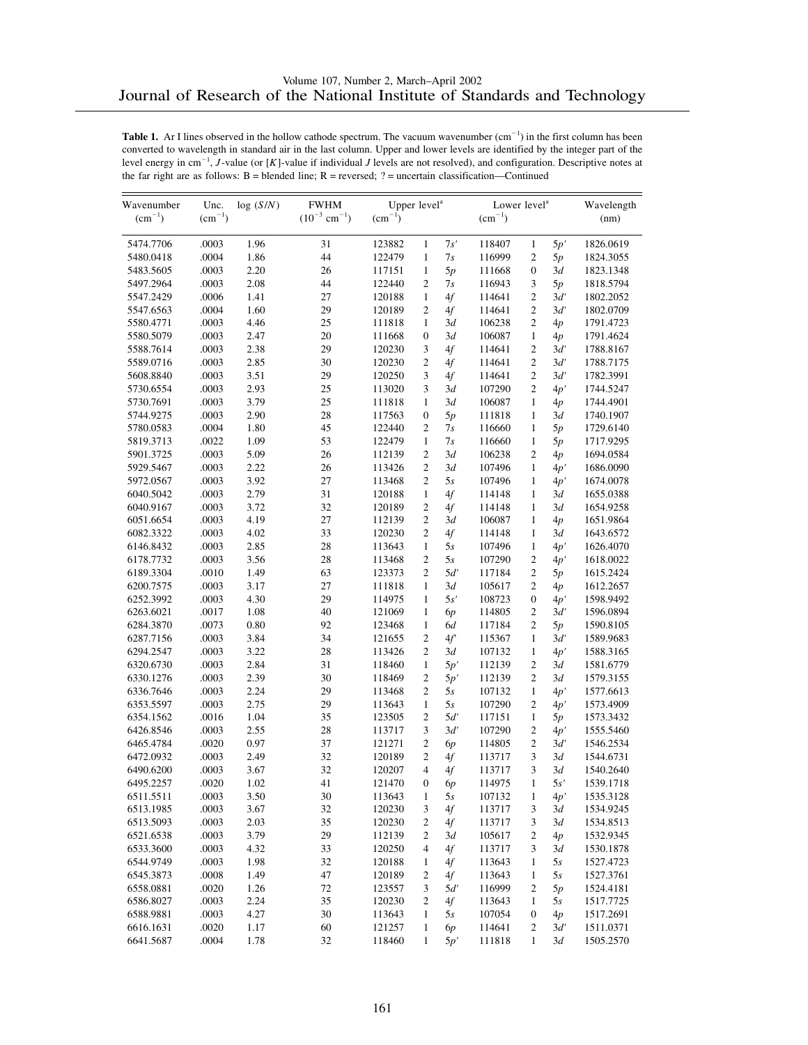**Table 1.** Ar I lines observed in the hollow cathode spectrum. The vacuum wavenumber ($cm^{-1}$) in the first column has been converted to wavelength in standard air in the last column. Upper and lower levels are identified by the integer part of the level energy in $cm^{-1}$, $J$-value (or [$K$]-value if individual $J$ levels are not resolved), and configuration. Descriptive notes at the far right are as follows: B = blended line; R = reversed; ? = uncertain classification—Continued

| Wavenumber ($cm^{-1}$) | Unc. ($cm^{-1}$) | log ($S/N$) | FWHM ($10^{-3}$ $cm^{-1}$) | Upper level[a] ($cm^{-1}$) | | | Lower level[a] ($cm^{-1}$) | | | Wavelength (nm) |
|---|---|---|---|---|---|---|---|---|---|---|
| 5474.7706 | .0003 | 1.96 | 31 | 123882 | 1 | $7s'$ | 118407 | 1 | $5p'$ | 1826.0619 |
| 5480.0418 | .0004 | 1.86 | 44 | 122479 | 1 | $7s$ | 116999 | 2 | $5p$ | 1824.3055 |
| 5483.5605 | .0003 | 2.20 | 26 | 117151 | 1 | $5p$ | 111668 | 0 | $3d$ | 1823.1348 |
| 5497.2964 | .0003 | 2.08 | 44 | 122440 | 2 | $7s$ | 116943 | 3 | $5p$ | 1818.5794 |
| 5547.2429 | .0006 | 1.41 | 27 | 120188 | 1 | $4f$ | 114641 | 2 | $3d'$ | 1802.2052 |
| 5547.6563 | .0004 | 1.60 | 29 | 120189 | 2 | $4f$ | 114641 | 2 | $3d'$ | 1802.0709 |
| 5580.4771 | .0003 | 4.46 | 25 | 111818 | 1 | $3d$ | 106238 | 2 | $4p$ | 1791.4723 |
| 5580.5079 | .0003 | 2.47 | 20 | 111668 | 0 | $3d$ | 106087 | 1 | $4p$ | 1791.4624 |
| 5588.7614 | .0003 | 2.38 | 29 | 120230 | 3 | $4f$ | 114641 | 2 | $3d'$ | 1788.8167 |
| 5589.0716 | .0003 | 2.85 | 30 | 120230 | 2 | $4f$ | 114641 | 2 | $3d'$ | 1788.7175 |
| 5608.8840 | .0003 | 3.51 | 29 | 120250 | 3 | $4f$ | 114641 | 2 | $3d'$ | 1782.3991 |
| 5730.6554 | .0003 | 2.93 | 25 | 113020 | 3 | $3d$ | 107290 | 2 | $4p'$ | 1744.5247 |
| 5730.7691 | .0003 | 3.79 | 25 | 111818 | 1 | $3d$ | 106087 | 1 | $4p$ | 1744.4901 |
| 5744.9275 | .0003 | 2.90 | 28 | 117563 | 0 | $5p$ | 111818 | 1 | $3d$ | 1740.1907 |
| 5780.0583 | .0004 | 1.80 | 45 | 122440 | 2 | $7s$ | 116660 | 1 | $5p$ | 1729.6140 |
| 5819.3713 | .0022 | 1.09 | 53 | 122479 | 1 | $7s$ | 116660 | 1 | $5p$ | 1717.9295 |
| 5901.3725 | .0003 | 5.09 | 26 | 112139 | 2 | $3d$ | 106238 | 2 | $4p$ | 1694.0584 |
| 5929.5467 | .0003 | 2.22 | 26 | 113426 | 2 | $3d$ | 107496 | 1 | $4p'$ | 1686.0090 |
| 5972.0567 | .0003 | 3.92 | 27 | 113468 | 2 | $5s$ | 107496 | 1 | $4p'$ | 1674.0078 |
| 6040.5042 | .0003 | 2.79 | 31 | 120188 | 1 | $4f$ | 114148 | 1 | $3d$ | 1655.0388 |
| 6040.9167 | .0003 | 3.72 | 32 | 120189 | 2 | $4f$ | 114148 | 1 | $3d$ | 1654.9258 |
| 6051.6654 | .0003 | 4.19 | 27 | 112139 | 2 | $3d$ | 106087 | 1 | $4p$ | 1651.9864 |
| 6082.3322 | .0003 | 4.02 | 33 | 120230 | 2 | $4f$ | 114148 | 1 | $3d$ | 1643.6572 |
| 6146.8432 | .0003 | 2.85 | 28 | 113643 | 1 | $5s$ | 107496 | 1 | $4p'$ | 1626.4070 |
| 6178.7732 | .0003 | 3.56 | 28 | 113468 | 2 | $5s$ | 107290 | 2 | $4p'$ | 1618.0022 |
| 6189.3304 | .0010 | 1.49 | 63 | 123373 | 2 | $5d'$ | 117184 | 2 | $5p$ | 1615.2424 |
| 6200.7575 | .0003 | 3.17 | 27 | 111818 | 1 | $3d$ | 105617 | 2 | $4p$ | 1612.2657 |
| 6252.3992 | .0003 | 4.30 | 29 | 114975 | 1 | $5s'$ | 108723 | 0 | $4p'$ | 1598.9492 |
| 6263.6021 | .0017 | 1.08 | 40 | 121069 | 1 | $6p$ | 114805 | 2 | $3d'$ | 1596.0894 |
| 6284.3870 | .0073 | 0.80 | 92 | 123468 | 1 | $6d$ | 117184 | 2 | $5p$ | 1590.8105 |
| 6287.7156 | .0003 | 3.84 | 34 | 121655 | 2 | $4f'$ | 115367 | 1 | $3d'$ | 1589.9683 |
| 6294.2547 | .0003 | 3.22 | 28 | 113426 | 2 | $3d$ | 107132 | 1 | $4p'$ | 1588.3165 |
| 6320.6730 | .0003 | 2.84 | 31 | 118460 | 1 | $5p'$ | 112139 | 2 | $3d$ | 1581.6779 |
| 6330.1276 | .0003 | 2.39 | 30 | 118469 | 2 | $5p'$ | 112139 | 2 | $3d$ | 1579.3155 |
| 6336.7646 | .0003 | 2.24 | 29 | 113468 | 2 | $5s$ | 107132 | 1 | $4p'$ | 1577.6613 |
| 6353.5597 | .0003 | 2.75 | 29 | 113643 | 1 | $5s$ | 107290 | 2 | $4p'$ | 1573.4909 |
| 6354.1562 | .0016 | 1.04 | 35 | 123505 | 2 | $5d'$ | 117151 | 1 | $5p$ | 1573.3432 |
| 6426.8546 | .0003 | 2.55 | 28 | 113717 | 3 | $3d'$ | 107290 | 2 | $4p'$ | 1555.5460 |
| 6465.4784 | .0020 | 0.97 | 37 | 121271 | 2 | $6p$ | 114805 | 2 | $3d'$ | 1546.2534 |
| 6472.0932 | .0003 | 2.49 | 32 | 120189 | 2 | $4f$ | 113717 | 3 | $3d$ | 1544.6731 |
| 6490.6200 | .0003 | 3.67 | 32 | 120207 | 4 | $4f$ | 113717 | 3 | $3d$ | 1540.2640 |
| 6495.2257 | .0020 | 1.02 | 41 | 121470 | 0 | $6p$ | 114975 | 1 | $5s'$ | 1539.1718 |
| 6511.5511 | .0003 | 3.50 | 30 | 113643 | 1 | $5s$ | 107132 | 1 | $4p'$ | 1535.3128 |
| 6513.1985 | .0003 | 3.67 | 32 | 120230 | 3 | $4f$ | 113717 | 3 | $3d$ | 1534.9245 |
| 6513.5093 | .0003 | 2.03 | 35 | 120230 | 2 | $4f$ | 113717 | 3 | $3d$ | 1534.8513 |
| 6521.6538 | .0003 | 3.79 | 29 | 112139 | 2 | $3d$ | 105617 | 2 | $4p$ | 1532.9345 |
| 6533.3600 | .0003 | 4.32 | 33 | 120250 | 4 | $4f$ | 113717 | 3 | $3d$ | 1530.1878 |
| 6544.9749 | .0003 | 1.98 | 32 | 120188 | 1 | $4f$ | 113643 | 1 | $5s$ | 1527.4723 |
| 6545.3873 | .0008 | 1.49 | 47 | 120189 | 2 | $4f$ | 113643 | 1 | $5s$ | 1527.3761 |
| 6558.0881 | .0020 | 1.26 | 72 | 123557 | 3 | $5d'$ | 116999 | 2 | $5p$ | 1524.4181 |
| 6586.8027 | .0003 | 2.24 | 35 | 120230 | 2 | $4f$ | 113643 | 1 | $5s$ | 1517.7725 |
| 6588.9881 | .0003 | 4.27 | 30 | 113643 | 1 | $5s$ | 107054 | 0 | $4p$ | 1517.2691 |
| 6616.1631 | .0020 | 1.17 | 60 | 121257 | 1 | $6p$ | 114641 | 2 | $3d'$ | 1511.0371 |
| 6641.5687 | .0004 | 1.78 | 32 | 118460 | 1 | $5p'$ | 111818 | 1 | $3d$ | 1505.2570 |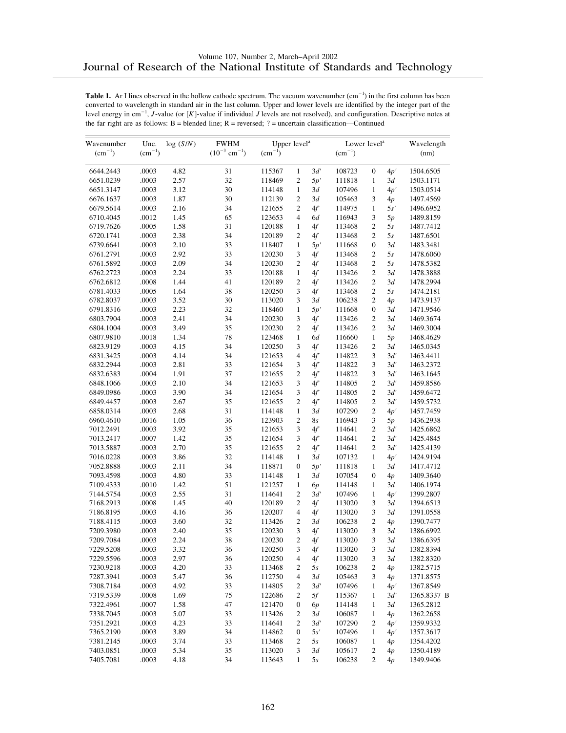**Table 1.** Ar I lines observed in the hollow cathode spectrum. The vacuum wavenumber ($cm^{-1}$) in the first column has been converted to wavelength in standard air in the last column. Upper and lower levels are identified by the integer part of the level energy in $cm^{-1}$, $J$-value (or [$K$]-value if individual $J$ levels are not resolved), and configuration. Descriptive notes at the far right are as follows: B = blended line; R = reversed; ? = uncertain classification—Continued

| Wavenumber ($cm^{-1}$) | Unc. ($cm^{-1}$) | log ($S/N$) | FWHM ($10^{-3}$ $cm^{-1}$) | Upper level[a] ($cm^{-1}$) | | | Lower level[a] ($cm^{-1}$) | | | Wavelength (nm) | |
|---|---|---|---|---|---|---|---|---|---|---|---|
| 6644.2443 | .0003 | 4.82 | 31 | 115367 | 1 | $3d'$ | 108723 | 0 | $4p'$ | 1504.6505 | |
| 6651.0239 | .0003 | 2.57 | 32 | 118469 | 2 | $5p'$ | 111818 | 1 | $3d$ | 1503.1171 | |
| 6651.3147 | .0003 | 3.12 | 30 | 114148 | 1 | $3d$ | 107496 | 1 | $4p'$ | 1503.0514 | |
| 6676.1637 | .0003 | 1.87 | 30 | 112139 | 2 | $3d$ | 105463 | 3 | $4p$ | 1497.4569 | |
| 6679.5614 | .0003 | 2.16 | 34 | 121655 | 2 | $4f'$ | 114975 | 1 | $5s'$ | 1496.6952 | |
| 6710.4045 | .0012 | 1.45 | 65 | 123653 | 4 | $6d$ | 116943 | 3 | $5p$ | 1489.8159 | |
| 6719.7626 | .0005 | 1.58 | 31 | 120188 | 1 | $4f$ | 113468 | 2 | $5s$ | 1487.7412 | |
| 6720.1741 | .0003 | 2.38 | 34 | 120189 | 2 | $4f$ | 113468 | 2 | $5s$ | 1487.6501 | |
| 6739.6641 | .0003 | 2.10 | 33 | 118407 | 1 | $5p'$ | 111668 | 0 | $3d$ | 1483.3481 | |
| 6761.2791 | .0003 | 2.92 | 33 | 120230 | 3 | $4f$ | 113468 | 2 | $5s$ | 1478.6060 | |
| 6761.5892 | .0003 | 2.09 | 34 | 120230 | 2 | $4f$ | 113468 | 2 | $5s$ | 1478.5382 | |
| 6762.2723 | .0003 | 2.24 | 33 | 120188 | 1 | $4f$ | 113426 | 2 | $3d$ | 1478.3888 | |
| 6762.6812 | .0008 | 1.44 | 41 | 120189 | 2 | $4f$ | 113426 | 2 | $3d$ | 1478.2994 | |
| 6781.4033 | .0005 | 1.64 | 38 | 120250 | 3 | $4f$ | 113468 | 2 | $5s$ | 1474.2181 | |
| 6782.8037 | .0003 | 3.52 | 30 | 113020 | 3 | $3d$ | 106238 | 2 | $4p$ | 1473.9137 | |
| 6791.8316 | .0003 | 2.23 | 32 | 118460 | 1 | $5p'$ | 111668 | 0 | $3d$ | 1471.9546 | |
| 6803.7904 | .0003 | 2.41 | 34 | 120230 | 3 | $4f$ | 113426 | 2 | $3d$ | 1469.3674 | |
| 6804.1004 | .0003 | 3.49 | 35 | 120230 | 2 | $4f$ | 113426 | 2 | $3d$ | 1469.3004 | |
| 6807.9810 | .0018 | 1.34 | 78 | 123468 | 1 | $6d$ | 116660 | 1 | $5p$ | 1468.4629 | |
| 6823.9129 | .0003 | 4.15 | 34 | 120250 | 3 | $4f$ | 113426 | 2 | $3d$ | 1465.0345 | |
| 6831.3425 | .0003 | 4.14 | 34 | 121653 | 4 | $4f'$ | 114822 | 3 | $3d'$ | 1463.4411 | |
| 6832.2944 | .0003 | 2.81 | 33 | 121654 | 3 | $4f'$ | 114822 | 3 | $3d'$ | 1463.2372 | |
| 6832.6383 | .0004 | 1.91 | 37 | 121655 | 2 | $4f'$ | 114822 | 3 | $3d'$ | 1463.1645 | |
| 6848.1066 | .0003 | 2.10 | 34 | 121653 | 3 | $4f'$ | 114805 | 2 | $3d'$ | 1459.8586 | |
| 6849.0986 | .0003 | 3.90 | 34 | 121654 | 3 | $4f'$ | 114805 | 2 | $3d'$ | 1459.6472 | |
| 6849.4457 | .0003 | 2.67 | 35 | 121655 | 2 | $4f'$ | 114805 | 2 | $3d'$ | 1459.5732 | |
| 6858.0314 | .0003 | 2.68 | 31 | 114148 | 1 | $3d$ | 107290 | 2 | $4p'$ | 1457.7459 | |
| 6960.4610 | .0016 | 1.05 | 36 | 123903 | 2 | $8s$ | 116943 | 3 | $5p$ | 1436.2938 | |
| 7012.2491 | .0003 | 3.92 | 35 | 121653 | 3 | $4f'$ | 114641 | 2 | $3d'$ | 1425.6862 | |
| 7013.2417 | .0007 | 1.42 | 35 | 121654 | 3 | $4f'$ | 114641 | 2 | $3d'$ | 1425.4845 | |
| 7013.5887 | .0003 | 2.70 | 35 | 121655 | 2 | $4f'$ | 114641 | 2 | $3d'$ | 1425.4139 | |
| 7016.0228 | .0003 | 3.86 | 32 | 114148 | 1 | $3d$ | 107132 | 1 | $4p'$ | 1424.9194 | |
| 7052.8888 | .0003 | 2.11 | 34 | 118871 | 0 | $5p'$ | 111818 | 1 | $3d$ | 1417.4712 | |
| 7093.4598 | .0003 | 4.80 | 33 | 114148 | 1 | $3d$ | 107054 | 0 | $4p$ | 1409.3640 | |
| 7109.4333 | .0010 | 1.42 | 51 | 121257 | 1 | $6p$ | 114148 | 1 | $3d$ | 1406.1974 | |
| 7144.5754 | .0003 | 2.55 | 31 | 114641 | 2 | $3d'$ | 107496 | 1 | $4p'$ | 1399.2807 | |
| 7168.2913 | .0008 | 1.45 | 40 | 120189 | 2 | $4f$ | 113020 | 3 | $3d$ | 1394.6513 | |
| 7186.8195 | .0003 | 4.16 | 36 | 120207 | 4 | $4f$ | 113020 | 3 | $3d$ | 1391.0558 | |
| 7188.4115 | .0003 | 3.60 | 32 | 113426 | 2 | $3d$ | 106238 | 2 | $4p$ | 1390.7477 | |
| 7209.3980 | .0003 | 2.40 | 35 | 120230 | 3 | $4f$ | 113020 | 3 | $3d$ | 1386.6992 | |
| 7209.7084 | .0003 | 2.24 | 38 | 120230 | 2 | $4f$ | 113020 | 3 | $3d$ | 1386.6395 | |
| 7229.5208 | .0003 | 3.32 | 36 | 120250 | 3 | $4f$ | 113020 | 3 | $3d$ | 1382.8394 | |
| 7229.5596 | .0003 | 2.97 | 36 | 120250 | 4 | $4f$ | 113020 | 3 | $3d$ | 1382.8320 | |
| 7230.9218 | .0003 | 4.20 | 33 | 113468 | 2 | $5s$ | 106238 | 2 | $4p$ | 1382.5715 | |
| 7287.3941 | .0003 | 5.47 | 36 | 112750 | 4 | $3d$ | 105463 | 3 | $4p$ | 1371.8575 | |
| 7308.7184 | .0003 | 4.92 | 33 | 114805 | 2 | $3d'$ | 107496 | 1 | $4p'$ | 1367.8549 | |
| 7319.5339 | .0008 | 1.69 | 75 | 122686 | 2 | $5f$ | 115367 | 1 | $3d'$ | 1365.8337 | B |
| 7322.4961 | .0007 | 1.58 | 47 | 121470 | 0 | $6p$ | 114148 | 1 | $3d$ | 1365.2812 | |
| 7338.7045 | .0003 | 5.07 | 33 | 113426 | 2 | $3d$ | 106087 | 1 | $4p$ | 1362.2658 | |
| 7351.2921 | .0003 | 4.23 | 33 | 114641 | 2 | $3d'$ | 107290 | 2 | $4p'$ | 1359.9332 | |
| 7365.2190 | .0003 | 3.89 | 34 | 114862 | 0 | $5s'$ | 107496 | 1 | $4p'$ | 1357.3617 | |
| 7381.2145 | .0003 | 3.74 | 33 | 113468 | 2 | $5s$ | 106087 | 1 | $4p$ | 1354.4202 | |
| 7403.0851 | .0003 | 5.34 | 35 | 113020 | 3 | $3d$ | 105617 | 2 | $4p$ | 1350.4189 | |
| 7405.7081 | .0003 | 4.18 | 34 | 113643 | 1 | $5s$ | 106238 | 2 | $4p$ | 1349.9406 | |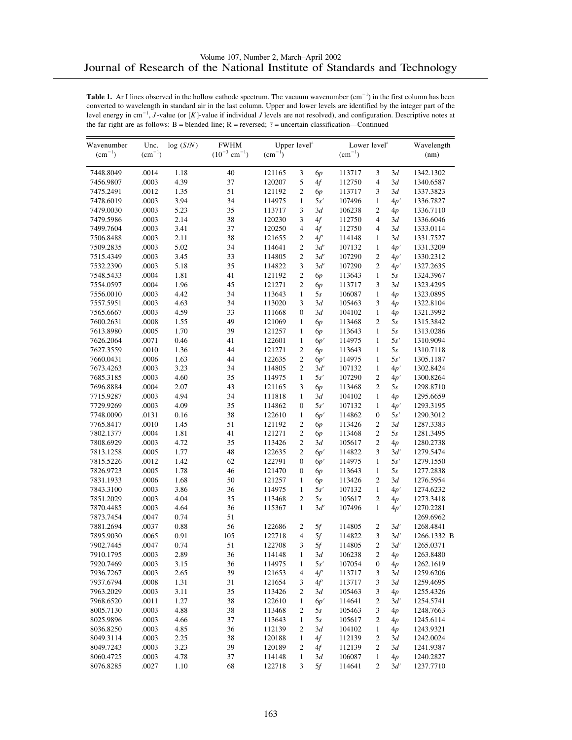**Table 1.** Ar I lines observed in the hollow cathode spectrum. The vacuum wavenumber ($cm^{-1}$) in the first column has been converted to wavelength in standard air in the last column. Upper and lower levels are identified by the integer part of the level energy in $cm^{-1}$, $J$-value (or [$K$]-value if individual $J$ levels are not resolved), and configuration. Descriptive notes at the far right are as follows: B = blended line; R = reversed; ? = uncertain classification—Continued

| Wavenumber ($cm^{-1}$) | Unc. ($cm^{-1}$) | log ($S/N$) | FWHM ($10^{-3}$ $cm^{-1}$) | Upper level[a] ($cm^{-1}$) | | | Lower level[a] ($cm^{-1}$) | | | Wavelength (nm) |
|---|---|---|---|---|---|---|---|---|---|---|
| 7448.8049 | .0014 | 1.18 | 40 | 121165 | 3 | 6*p* | 113717 | 3 | 3*d* | 1342.1302 |
| 7456.9807 | .0003 | 4.39 | 37 | 120207 | 5 | 4*f* | 112750 | 4 | 3*d* | 1340.6587 |
| 7475.2491 | .0012 | 1.35 | 51 | 121192 | 2 | 6*p* | 113717 | 3 | 3*d* | 1337.3823 |
| 7478.6019 | .0003 | 3.94 | 34 | 114975 | 1 | 5*s*′ | 107496 | 1 | 4*p*′ | 1336.7827 |
| 7479.0030 | .0003 | 5.23 | 35 | 113717 | 3 | 3*d* | 106238 | 2 | 4*p* | 1336.7110 |
| 7479.5986 | .0003 | 2.14 | 38 | 120230 | 3 | 4*f* | 112750 | 4 | 3*d* | 1336.6046 |
| 7499.7604 | .0003 | 3.41 | 37 | 120250 | 4 | 4*f* | 112750 | 4 | 3*d* | 1333.0114 |
| 7506.8488 | .0003 | 2.11 | 38 | 121655 | 2 | 4*f*′ | 114148 | 1 | 3*d* | 1331.7527 |
| 7509.2835 | .0003 | 5.02 | 34 | 114641 | 2 | 3*d*′ | 107132 | 1 | 4*p*′ | 1331.3209 |
| 7515.4349 | .0003 | 3.45 | 33 | 114805 | 2 | 3*d*′ | 107290 | 2 | 4*p*′ | 1330.2312 |
| 7532.2390 | .0003 | 5.18 | 35 | 114822 | 3 | 3*d*′ | 107290 | 2 | 4*p*′ | 1327.2635 |
| 7548.5433 | .0004 | 1.81 | 41 | 121192 | 2 | 6*p* | 113643 | 1 | 5*s* | 1324.3967 |
| 7554.0597 | .0004 | 1.96 | 45 | 121271 | 2 | 6*p* | 113717 | 3 | 3*d* | 1323.4295 |
| 7556.0010 | .0003 | 4.42 | 34 | 113643 | 1 | 5*s* | 106087 | 1 | 4*p* | 1323.0895 |
| 7557.5951 | .0003 | 4.63 | 34 | 113020 | 3 | 3*d* | 105463 | 3 | 4*p* | 1322.8104 |
| 7565.6667 | .0003 | 4.59 | 33 | 111668 | 0 | 3*d* | 104102 | 1 | 4*p* | 1321.3992 |
| 7600.2631 | .0008 | 1.55 | 49 | 121069 | 1 | 6*p* | 113468 | 2 | 5*s* | 1315.3842 |
| 7613.8980 | .0005 | 1.70 | 39 | 121257 | 1 | 6*p* | 113643 | 1 | 5*s* | 1313.0286 |
| 7626.2064 | .0071 | 0.46 | 41 | 122601 | 1 | 6*p*′ | 114975 | 1 | 5*s*′ | 1310.9094 |
| 7627.3559 | .0010 | 1.36 | 44 | 121271 | 2 | 6*p* | 113643 | 1 | 5*s* | 1310.7118 |
| 7660.0431 | .0006 | 1.63 | 44 | 122635 | 2 | 6*p*′ | 114975 | 1 | 5*s*′ | 1305.1187 |
| 7673.4263 | .0003 | 3.23 | 34 | 114805 | 2 | 3*d*′ | 107132 | 1 | 4*p*′ | 1302.8424 |
| 7685.3185 | .0003 | 4.60 | 35 | 114975 | 1 | 5*s*′ | 107290 | 2 | 4*p*′ | 1300.8264 |
| 7696.8884 | .0004 | 2.07 | 43 | 121165 | 3 | 6*p* | 113468 | 2 | 5*s* | 1298.8710 |
| 7715.9287 | .0003 | 4.94 | 34 | 111818 | 1 | 3*d* | 104102 | 1 | 4*p* | 1295.6659 |
| 7729.9269 | .0003 | 4.09 | 35 | 114862 | 0 | 5*s*′ | 107132 | 1 | 4*p*′ | 1293.3195 |
| 7748.0090 | .0131 | 0.16 | 38 | 122610 | 1 | 6*p*′ | 114862 | 0 | 5*s*′ | 1290.3012 |
| 7765.8417 | .0010 | 1.45 | 51 | 121192 | 2 | 6*p* | 113426 | 2 | 3*d* | 1287.3383 |
| 7802.1377 | .0004 | 1.81 | 41 | 121271 | 2 | 6*p* | 113468 | 2 | 5*s* | 1281.3495 |
| 7808.6929 | .0003 | 4.72 | 35 | 113426 | 2 | 3*d* | 105617 | 2 | 4*p* | 1280.2738 |
| 7813.1258 | .0005 | 1.77 | 48 | 122635 | 2 | 6*p*′ | 114822 | 3 | 3*d*′ | 1279.5474 |
| 7815.5226 | .0012 | 1.42 | 62 | 122791 | 0 | 6*p*′ | 114975 | 1 | 5*s*′ | 1279.1550 |
| 7826.9723 | .0005 | 1.78 | 46 | 121470 | 0 | 6*p* | 113643 | 1 | 5*s* | 1277.2838 |
| 7831.1933 | .0006 | 1.68 | 50 | 121257 | 1 | 6*p* | 113426 | 2 | 3*d* | 1276.5954 |
| 7843.3100 | .0003 | 3.86 | 36 | 114975 | 1 | 5*s*′ | 107132 | 1 | 4*p*′ | 1274.6232 |
| 7851.2029 | .0003 | 4.04 | 35 | 113468 | 2 | 5*s* | 105617 | 2 | 4*p* | 1273.3418 |
| 7870.4485 | .0003 | 4.64 | 36 | 115367 | 1 | 3*d*′ | 107496 | 1 | 4*p*′ | 1270.2281 |
| 7873.7454 | .0047 | 0.74 | 51 | | | | | | | 1269.6962 |
| 7881.2694 | .0037 | 0.88 | 56 | 122686 | 2 | 5*f* | 114805 | 2 | 3*d*′ | 1268.4841 |
| 7895.9030 | .0065 | 0.91 | 105 | 122718 | 4 | 5*f* | 114822 | 3 | 3*d*′ | 1266.1332 B |
| 7902.7445 | .0047 | 0.74 | 51 | 122708 | 3 | 5*f* | 114805 | 2 | 3*d*′ | 1265.0371 |
| 7910.1795 | .0003 | 2.89 | 36 | 114148 | 1 | 3*d* | 106238 | 2 | 4*p* | 1263.8480 |
| 7920.7469 | .0003 | 3.15 | 36 | 114975 | 1 | 5*s*′ | 107054 | 0 | 4*p* | 1262.1619 |
| 7936.7267 | .0003 | 2.65 | 39 | 121653 | 4 | 4*f*′ | 113717 | 3 | 3*d* | 1259.6206 |
| 7937.6794 | .0008 | 1.31 | 31 | 121654 | 3 | 4*f*′ | 113717 | 3 | 3*d* | 1259.4695 |
| 7963.2029 | .0003 | 3.11 | 35 | 113426 | 2 | 3*d* | 105463 | 3 | 4*p* | 1255.4326 |
| 7968.6520 | .0011 | 1.27 | 38 | 122610 | 1 | 6*p*′ | 114641 | 2 | 3*d*′ | 1254.5741 |
| 8005.7130 | .0003 | 4.88 | 38 | 113468 | 2 | 5*s* | 105463 | 3 | 4*p* | 1248.7663 |
| 8025.9896 | .0003 | 4.66 | 37 | 113643 | 1 | 5*s* | 105617 | 2 | 4*p* | 1245.6114 |
| 8036.8250 | .0003 | 4.85 | 36 | 112139 | 2 | 3*d* | 104102 | 1 | 4*p* | 1243.9321 |
| 8049.3114 | .0003 | 2.25 | 38 | 120188 | 1 | 4*f* | 112139 | 2 | 3*d* | 1242.0024 |
| 8049.7243 | .0003 | 3.23 | 39 | 120189 | 2 | 4*f* | 112139 | 2 | 3*d* | 1241.9387 |
| 8060.4725 | .0003 | 4.78 | 37 | 114148 | 1 | 3*d* | 106087 | 1 | 4*p* | 1240.2827 |
| 8076.8285 | .0027 | 1.10 | 68 | 122718 | 3 | 5*f* | 114641 | 2 | 3*d*′ | 1237.7710 |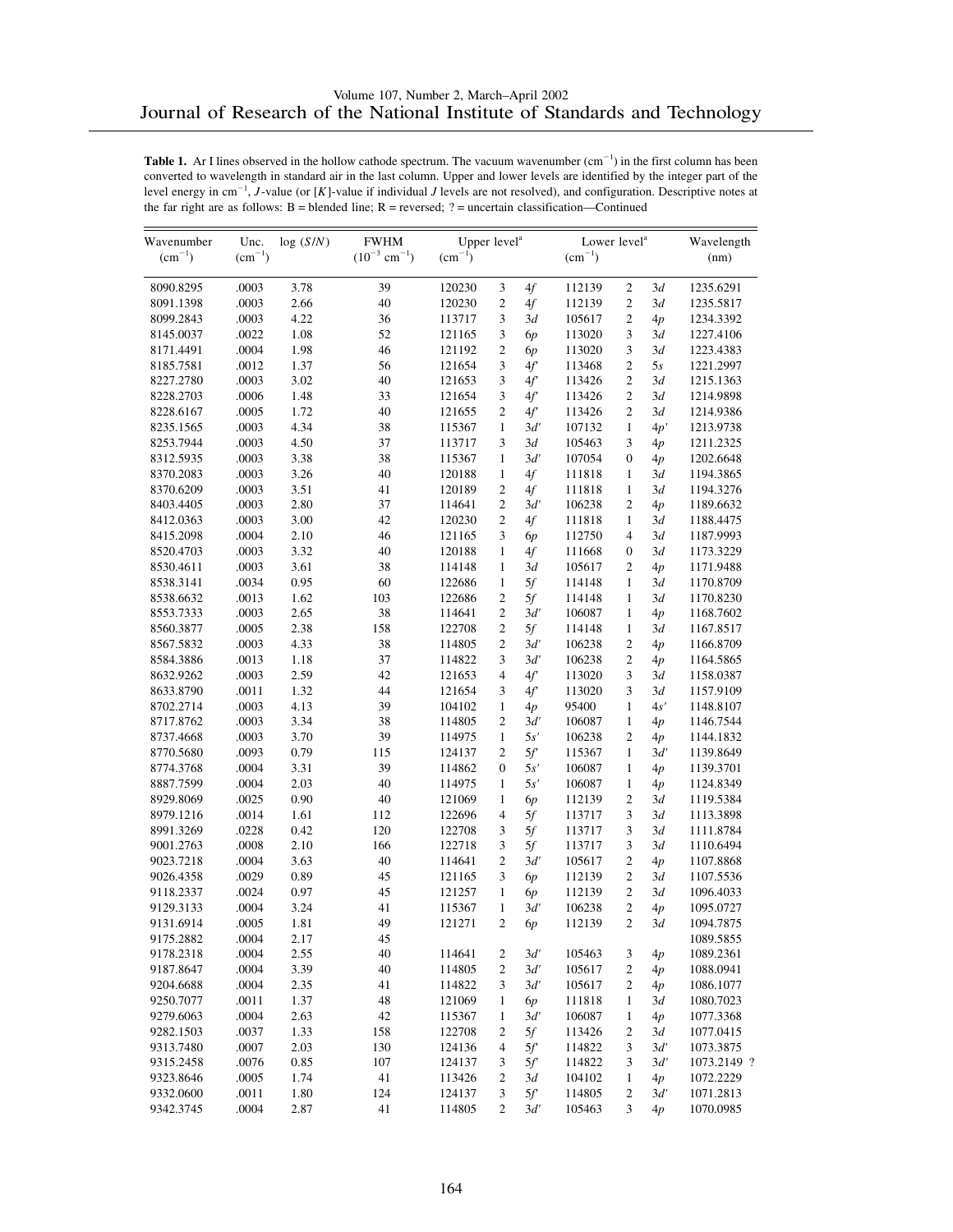**Table 1.** Ar I lines observed in the hollow cathode spectrum. The vacuum wavenumber ($cm^{-1}$) in the first column has been converted to wavelength in standard air in the last column. Upper and lower levels are identified by the integer part of the level energy in $cm^{-1}$, $J$-value (or [$K$]-value if individual $J$ levels are not resolved), and configuration. Descriptive notes at the far right are as follows: B = blended line; R = reversed; ? = uncertain classification—Continued

| Wavenumber ($cm^{-1}$) | Unc. ($cm^{-1}$) | log ($S/N$) | FWHM ($10^{-3}$ $cm^{-1}$) | Upper level[a] ($cm^{-1}$) | | | Lower level[a] ($cm^{-1}$) | | | Wavelength (nm) | |
|---|---|---|---|---|---|---|---|---|---|---|---|
| 8090.8295 | .0003 | 3.78 | 39 | 120230 | 3 | 4*f* | 112139 | 2 | 3*d* | 1235.6291 | |
| 8091.1398 | .0003 | 2.66 | 40 | 120230 | 2 | 4*f* | 112139 | 2 | 3*d* | 1235.5817 | |
| 8099.2843 | .0003 | 4.22 | 36 | 113717 | 3 | 3*d* | 105617 | 2 | 4*p* | 1234.3392 | |
| 8145.0037 | .0022 | 1.08 | 52 | 121165 | 3 | 6*p* | 113020 | 3 | 3*d* | 1227.4106 | |
| 8171.4491 | .0004 | 1.98 | 46 | 121192 | 2 | 6*p* | 113020 | 3 | 3*d* | 1223.4383 | |
| 8185.7581 | .0012 | 1.37 | 56 | 121654 | 3 | 4*f*′ | 113468 | 2 | 5*s* | 1221.2997 | |
| 8227.2780 | .0003 | 3.02 | 40 | 121653 | 3 | 4*f*′ | 113426 | 2 | 3*d* | 1215.1363 | |
| 8228.2703 | .0006 | 1.48 | 33 | 121654 | 3 | 4*f*′ | 113426 | 2 | 3*d* | 1214.9898 | |
| 8228.6167 | .0005 | 1.72 | 40 | 121655 | 2 | 4*f*′ | 113426 | 2 | 3*d* | 1214.9386 | |
| 8235.1565 | .0003 | 4.34 | 38 | 115367 | 1 | 3*d*′ | 107132 | 1 | 4*p*′ | 1213.9738 | |
| 8253.7944 | .0003 | 4.50 | 37 | 113717 | 3 | 3*d* | 105463 | 3 | 4*p* | 1211.2325 | |
| 8312.5935 | .0003 | 3.38 | 38 | 115367 | 1 | 3*d*′ | 107054 | 0 | 4*p* | 1202.6648 | |
| 8370.2083 | .0003 | 3.26 | 40 | 120188 | 1 | 4*f* | 111818 | 1 | 3*d* | 1194.3865 | |
| 8370.6209 | .0003 | 3.51 | 41 | 120189 | 2 | 4*f* | 111818 | 1 | 3*d* | 1194.3276 | |
| 8403.4405 | .0003 | 2.80 | 37 | 114641 | 2 | 3*d*′ | 106238 | 2 | 4*p* | 1189.6632 | |
| 8412.0363 | .0003 | 3.00 | 42 | 120230 | 2 | 4*f* | 111818 | 1 | 3*d* | 1188.4475 | |
| 8415.2098 | .0004 | 2.10 | 46 | 121165 | 3 | 6*p* | 112750 | 4 | 3*d* | 1187.9993 | |
| 8520.4703 | .0003 | 3.32 | 40 | 120188 | 1 | 4*f* | 111668 | 0 | 3*d* | 1173.3229 | |
| 8530.4611 | .0003 | 3.61 | 38 | 114148 | 1 | 3*d* | 105617 | 2 | 4*p* | 1171.9488 | |
| 8538.3141 | .0034 | 0.95 | 60 | 122686 | 1 | 5*f* | 114148 | 1 | 3*d* | 1170.8709 | |
| 8538.6632 | .0013 | 1.62 | 103 | 122686 | 2 | 5*f* | 114148 | 1 | 3*d* | 1170.8230 | |
| 8553.7333 | .0003 | 2.65 | 38 | 114641 | 2 | 3*d*′ | 106087 | 1 | 4*p* | 1168.7602 | |
| 8560.3877 | .0005 | 2.38 | 158 | 122708 | 2 | 5*f* | 114148 | 1 | 3*d* | 1167.8517 | |
| 8567.5832 | .0003 | 4.33 | 38 | 114805 | 2 | 3*d*′ | 106238 | 2 | 4*p* | 1166.8709 | |
| 8584.3886 | .0013 | 1.18 | 37 | 114822 | 3 | 3*d*′ | 106238 | 2 | 4*p* | 1164.5865 | |
| 8632.9262 | .0003 | 2.59 | 42 | 121653 | 4 | 4*f*′ | 113020 | 3 | 3*d* | 1158.0387 | |
| 8633.8790 | .0011 | 1.32 | 44 | 121654 | 3 | 4*f*′ | 113020 | 3 | 3*d* | 1157.9109 | |
| 8702.2714 | .0003 | 4.13 | 39 | 104102 | 1 | 4*p* | 95400 | 1 | 4*s*′ | 1148.8107 | |
| 8717.8762 | .0003 | 3.34 | 38 | 114805 | 2 | 3*d*′ | 106087 | 1 | 4*p* | 1146.7544 | |
| 8737.4668 | .0003 | 3.70 | 39 | 114975 | 1 | 5*s*′ | 106238 | 2 | 4*p* | 1144.1832 | |
| 8770.5680 | .0093 | 0.79 | 115 | 124137 | 2 | 5*f*′ | 115367 | 1 | 3*d*′ | 1139.8649 | |
| 8774.3768 | .0004 | 3.31 | 39 | 114862 | 0 | 5*s*′ | 106087 | 1 | 4*p* | 1139.3701 | |
| 8887.7599 | .0004 | 2.03 | 40 | 114975 | 1 | 5*s*′ | 106087 | 1 | 4*p* | 1124.8349 | |
| 8929.8069 | .0025 | 0.90 | 40 | 121069 | 1 | 6*p* | 112139 | 2 | 3*d* | 1119.5384 | |
| 8979.1216 | .0014 | 1.61 | 112 | 122696 | 4 | 5*f* | 113717 | 3 | 3*d* | 1113.3898 | |
| 8991.3269 | .0228 | 0.42 | 120 | 122708 | 3 | 5*f* | 113717 | 3 | 3*d* | 1111.8784 | |
| 9001.2763 | .0008 | 2.10 | 166 | 122718 | 3 | 5*f* | 113717 | 3 | 3*d* | 1110.6494 | |
| 9023.7218 | .0004 | 3.63 | 40 | 114641 | 2 | 3*d*′ | 105617 | 2 | 4*p* | 1107.8868 | |
| 9026.4358 | .0029 | 0.89 | 45 | 121165 | 3 | 6*p* | 112139 | 2 | 3*d* | 1107.5536 | |
| 9118.2337 | .0024 | 0.97 | 45 | 121257 | 1 | 6*p* | 112139 | 2 | 3*d* | 1096.4033 | |
| 9129.3133 | .0004 | 3.24 | 41 | 115367 | 1 | 3*d*′ | 106238 | 2 | 4*p* | 1095.0727 | |
| 9131.6914 | .0005 | 1.81 | 49 | 121271 | 2 | 6*p* | 112139 | 2 | 3*d* | 1094.7875 | |
| 9175.2882 | .0004 | 2.17 | 45 | | | | | | | 1089.5855 | |
| 9178.2318 | .0004 | 2.55 | 40 | 114641 | 2 | 3*d*′ | 105463 | 3 | 4*p* | 1089.2361 | |
| 9187.8647 | .0004 | 3.39 | 40 | 114805 | 2 | 3*d*′ | 105617 | 2 | 4*p* | 1088.0941 | |
| 9204.6688 | .0004 | 2.35 | 41 | 114822 | 3 | 3*d*′ | 105617 | 2 | 4*p* | 1086.1077 | |
| 9250.7077 | .0011 | 1.37 | 48 | 121069 | 1 | 6*p* | 111818 | 1 | 3*d* | 1080.7023 | |
| 9279.6063 | .0004 | 2.63 | 42 | 115367 | 1 | 3*d*′ | 106087 | 1 | 4*p* | 1077.3368 | |
| 9282.1503 | .0037 | 1.33 | 158 | 122708 | 2 | 5*f* | 113426 | 2 | 3*d* | 1077.0415 | |
| 9313.7480 | .0007 | 2.03 | 130 | 124136 | 4 | 5*f*′ | 114822 | 3 | 3*d*′ | 1073.3875 | |
| 9315.2458 | .0076 | 0.85 | 107 | 124137 | 3 | 5*f*′ | 114822 | 3 | 3*d*′ | 1073.2149 | ? |
| 9323.8646 | .0005 | 1.74 | 41 | 113426 | 2 | 3*d* | 104102 | 1 | 4*p* | 1072.2229 | |
| 9332.0600 | .0011 | 1.80 | 124 | 124137 | 3 | 5*f*′ | 114805 | 2 | 3*d*′ | 1071.2813 | |
| 9342.3745 | .0004 | 2.87 | 41 | 114805 | 2 | 3*d*′ | 105463 | 3 | 4*p* | 1070.0985 | |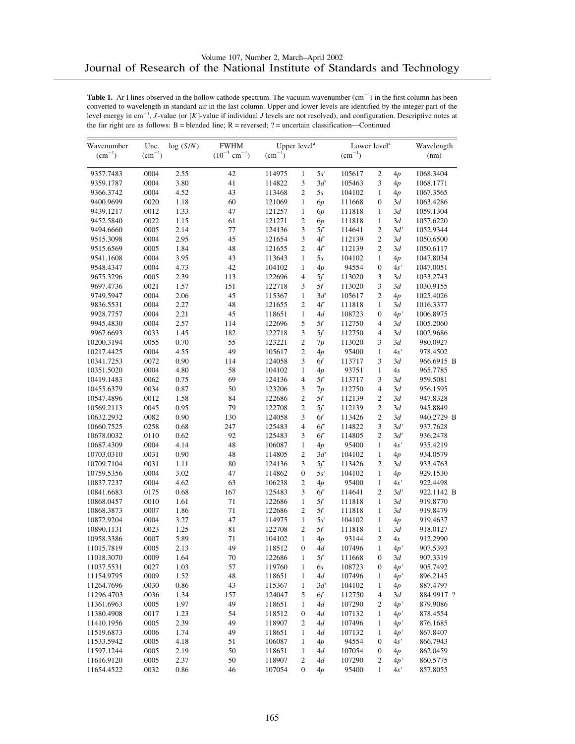**Table 1.** Ar I lines observed in the hollow cathode spectrum. The vacuum wavenumber ($cm^{-1}$) in the first column has been converted to wavelength in standard air in the last column. Upper and lower levels are identified by the integer part of the level energy in $cm^{-1}$, $J$-value (or [$K$]-value if individual $J$ levels are not resolved), and configuration. Descriptive notes at the far right are as follows: B = blended line; R = reversed; ? = uncertain classification—Continued

| Wavenumber ($cm^{-1}$) | Unc. ($cm^{-1}$) | log ($S/N$) | FWHM ($10^{-3}$ $cm^{-1}$) | Upper level[a] ($cm^{-1}$) | | | Lower level[a] ($cm^{-1}$) | | | Wavelength (nm) | |
|---|---|---|---|---|---|---|---|---|---|---|---|
| 9357.7483 | .0004 | 2.55 | 42 | 114975 | 1 | 5s′ | 105617 | 2 | 4p | 1068.3404 | |
| 9359.1787 | .0004 | 3.80 | 41 | 114822 | 3 | 3d′ | 105463 | 3 | 4p | 1068.1771 | |
| 9366.3742 | .0004 | 4.52 | 43 | 113468 | 2 | 5s | 104102 | 1 | 4p | 1067.3565 | |
| 9400.9699 | .0020 | 1.18 | 60 | 121069 | 1 | 6p | 111668 | 0 | 3d | 1063.4286 | |
| 9439.1217 | .0012 | 1.33 | 47 | 121257 | 1 | 6p | 111818 | 1 | 3d | 1059.1304 | |
| 9452.5840 | .0022 | 1.15 | 61 | 121271 | 2 | 6p | 111818 | 1 | 3d | 1057.6220 | |
| 9494.6660 | .0005 | 2.14 | 77 | 124136 | 3 | 5f′ | 114641 | 2 | 3d′ | 1052.9344 | |
| 9515.3098 | .0004 | 2.95 | 45 | 121654 | 3 | 4f′ | 112139 | 2 | 3d | 1050.6500 | |
| 9515.6569 | .0005 | 1.84 | 48 | 121655 | 2 | 4f′ | 112139 | 2 | 3d | 1050.6117 | |
| 9541.1608 | .0004 | 3.95 | 43 | 113643 | 1 | 5s | 104102 | 1 | 4p | 1047.8034 | |
| 9548.4347 | .0004 | 4.73 | 42 | 104102 | 1 | 4p | 94554 | 0 | 4s′ | 1047.0051 | |
| 9675.3296 | .0005 | 2.39 | 113 | 122696 | 4 | 5f | 113020 | 3 | 3d | 1033.2743 | |
| 9697.4736 | .0021 | 1.57 | 151 | 122718 | 3 | 5f | 113020 | 3 | 3d | 1030.9155 | |
| 9749.5947 | .0004 | 2.06 | 45 | 115367 | 1 | 3d′ | 105617 | 2 | 4p | 1025.4026 | |
| 9836.5531 | .0004 | 2.27 | 48 | 121655 | 2 | 4f′ | 111818 | 1 | 3d | 1016.3377 | |
| 9928.7757 | .0004 | 2.21 | 45 | 118651 | 1 | 4d | 108723 | 0 | 4p′ | 1006.8975 | |
| 9945.4830 | .0004 | 2.57 | 114 | 122696 | 5 | 5f | 112750 | 4 | 3d | 1005.2060 | |
| 9967.6693 | .0033 | 1.45 | 182 | 122718 | 3 | 5f | 112750 | 4 | 3d | 1002.9686 | |
| 10200.3194 | .0055 | 0.70 | 55 | 123221 | 2 | 7p | 113020 | 3 | 3d | 980.0927 | |
| 10217.4425 | .0004 | 4.55 | 49 | 105617 | 2 | 4p | 95400 | 1 | 4s′ | 978.4502 | |
| 10341.7253 | .0072 | 0.90 | 114 | 124058 | 3 | 6f | 113717 | 3 | 3d | 966.6915 | B |
| 10351.5020 | .0004 | 4.80 | 58 | 104102 | 1 | 4p | 93751 | 1 | 4s | 965.7785 | |
| 10419.1483 | .0062 | 0.75 | 69 | 124136 | 4 | 5f′ | 113717 | 3 | 3d | 959.5081 | |
| 10455.6379 | .0034 | 0.87 | 50 | 123206 | 3 | 7p | 112750 | 4 | 3d | 956.1595 | |
| 10547.4896 | .0012 | 1.58 | 84 | 122686 | 2 | 5f | 112139 | 2 | 3d | 947.8328 | |
| 10569.2113 | .0045 | 0.95 | 79 | 122708 | 2 | 5f | 112139 | 2 | 3d | 945.8849 | |
| 10632.2932 | .0082 | 0.90 | 130 | 124058 | 3 | 6f | 113426 | 2 | 3d | 940.2729 | B |
| 10660.7525 | .0258 | 0.68 | 247 | 125483 | 4 | 6f′ | 114822 | 3 | 3d′ | 937.7628 | |
| 10678.0032 | .0110 | 0.62 | 92 | 125483 | 3 | 6f′ | 114805 | 2 | 3d′ | 936.2478 | |
| 10687.4309 | .0004 | 4.14 | 48 | 106087 | 1 | 4p | 95400 | 1 | 4s′ | 935.4219 | |
| 10703.0310 | .0031 | 0.90 | 48 | 114805 | 2 | 3d′ | 104102 | 1 | 4p | 934.0579 | |
| 10709.7104 | .0031 | 1.11 | 80 | 124136 | 3 | 5f′ | 113426 | 2 | 3d | 933.4763 | |
| 10759.5356 | .0004 | 3.02 | 47 | 114862 | 0 | 5s′ | 104102 | 1 | 4p | 929.1530 | |
| 10837.7237 | .0004 | 4.62 | 63 | 106238 | 2 | 4p | 95400 | 1 | 4s′ | 922.4498 | |
| 10841.6683 | .0175 | 0.68 | 167 | 125483 | 3 | 6f′ | 114641 | 2 | 3d′ | 922.1142 | B |
| 10868.0457 | .0010 | 1.61 | 71 | 122686 | 1 | 5f | 111818 | 1 | 3d | 919.8770 | |
| 10868.3873 | .0007 | 1.86 | 71 | 122686 | 2 | 5f | 111818 | 1 | 3d | 919.8479 | |
| 10872.9204 | .0004 | 3.27 | 47 | 114975 | 1 | 5s′ | 104102 | 1 | 4p | 919.4637 | |
| 10890.1131 | .0023 | 1.25 | 81 | 122708 | 2 | 5f | 111818 | 1 | 3d | 918.0127 | |
| 10958.3386 | .0007 | 5.89 | 71 | 104102 | 1 | 4p | 93144 | 2 | 4s | 912.2990 | |
| 11015.7819 | .0005 | 2.13 | 49 | 118512 | 0 | 4d | 107496 | 1 | 4p′ | 907.5393 | |
| 11018.3070 | .0009 | 1.64 | 70 | 122686 | 1 | 5f | 111668 | 0 | 3d | 907.3319 | |
| 11037.5531 | .0027 | 1.03 | 57 | 119760 | 1 | 6s | 108723 | 0 | 4p′ | 905.7492 | |
| 11154.9795 | .0009 | 1.52 | 48 | 118651 | 1 | 4d | 107496 | 1 | 4p′ | 896.2145 | |
| 11264.7696 | .0030 | 0.86 | 43 | 115367 | 1 | 3d′ | 104102 | 1 | 4p | 887.4797 | |
| 11296.4703 | .0036 | 1.34 | 157 | 124047 | 5 | 6f | 112750 | 4 | 3d | 884.9917 | ? |
| 11361.6963 | .0005 | 1.97 | 49 | 118651 | 1 | 4d | 107290 | 2 | 4p′ | 879.9086 | |
| 11380.4908 | .0017 | 1.23 | 54 | 118512 | 0 | 4d | 107132 | 1 | 4p′ | 878.4554 | |
| 11410.1956 | .0005 | 2.39 | 49 | 118907 | 2 | 4d | 107496 | 1 | 4p′ | 876.1685 | |
| 11519.6873 | .0006 | 1.74 | 49 | 118651 | 1 | 4d | 107132 | 1 | 4p′ | 867.8407 | |
| 11533.5942 | .0005 | 4.18 | 51 | 106087 | 1 | 4p | 94554 | 0 | 4s′ | 866.7943 | |
| 11597.1244 | .0005 | 2.19 | 50 | 118651 | 1 | 4d | 107054 | 0 | 4p | 862.0459 | |
| 11616.9120 | .0005 | 2.37 | 50 | 118907 | 2 | 4d | 107290 | 2 | 4p′ | 860.5775 | |
| 11654.4522 | .0032 | 0.86 | 46 | 107054 | 0 | 4p | 95400 | 1 | 4s′ | 857.8055 | |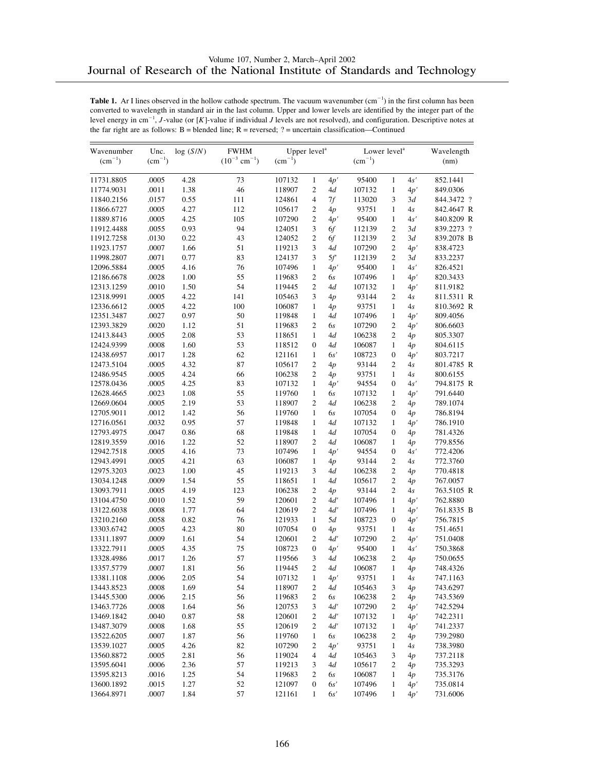**Table 1.** Ar I lines observed in the hollow cathode spectrum. The vacuum wavenumber ($cm^{-1}$) in the first column has been converted to wavelength in standard air in the last column. Upper and lower levels are identified by the integer part of the level energy in $cm^{-1}$, $J$-value (or [$K$]-value if individual $J$ levels are not resolved), and configuration. Descriptive notes at the far right are as follows: B = blended line; R = reversed; ? = uncertain classification—Continued

| Wavenumber ($cm^{-1}$) | Unc. ($cm^{-1}$) | log ($S/N$) | FWHM ($10^{-3}$ $cm^{-1}$) | Upper level[a] ($cm^{-1}$) | | | Lower level[a] ($cm^{-1}$) | | | Wavelength (nm) |
|---|---|---|---|---|---|---|---|---|---|---|
| 11731.8805 | .0005 | 4.28 | 73 | 107132 | 1 | 4p′ | 95400 | 1 | 4s′ | 852.1441 |
| 11774.9031 | .0011 | 1.38 | 46 | 118907 | 2 | 4d | 107132 | 1 | 4p′ | 849.0306 |
| 11840.2156 | .0157 | 0.55 | 111 | 124861 | 4 | 7f | 113020 | 3 | 3d | 844.3472 ? |
| 11866.6727 | .0005 | 4.27 | 112 | 105617 | 2 | 4p | 93751 | 1 | 4s | 842.4647 R |
| 11889.8716 | .0005 | 4.25 | 105 | 107290 | 2 | 4p′ | 95400 | 1 | 4s′ | 840.8209 R |
| 11912.4488 | .0055 | 0.93 | 94 | 124051 | 3 | 6f | 112139 | 2 | 3d | 839.2273 ? |
| 11912.7258 | .0130 | 0.22 | 43 | 124052 | 2 | 6f | 112139 | 2 | 3d | 839.2078 B |
| 11923.1757 | .0007 | 1.66 | 51 | 119213 | 3 | 4d | 107290 | 2 | 4p′ | 838.4723 |
| 11998.2807 | .0071 | 0.77 | 83 | 124137 | 3 | 5f′ | 112139 | 2 | 3d | 833.2237 |
| 12096.5884 | .0005 | 4.16 | 76 | 107496 | 1 | 4p′ | 95400 | 1 | 4s′ | 826.4521 |
| 12186.6678 | .0028 | 1.00 | 55 | 119683 | 2 | 6s | 107496 | 1 | 4p′ | 820.3433 |
| 12313.1259 | .0010 | 1.50 | 54 | 119445 | 2 | 4d | 107132 | 1 | 4p′ | 811.9182 |
| 12318.9991 | .0005 | 4.22 | 141 | 105463 | 3 | 4p | 93144 | 2 | 4s | 811.5311 R |
| 12336.6612 | .0005 | 4.22 | 100 | 106087 | 1 | 4p | 93751 | 1 | 4s | 810.3692 R |
| 12351.3487 | .0027 | 0.97 | 50 | 119848 | 1 | 4d | 107496 | 1 | 4p′ | 809.4056 |
| 12393.3829 | .0020 | 1.12 | 51 | 119683 | 2 | 6s | 107290 | 2 | 4p′ | 806.6603 |
| 12413.8443 | .0005 | 2.08 | 53 | 118651 | 1 | 4d | 106238 | 2 | 4p | 805.3307 |
| 12424.9399 | .0008 | 1.60 | 53 | 118512 | 0 | 4d | 106087 | 1 | 4p | 804.6115 |
| 12438.6957 | .0017 | 1.28 | 62 | 121161 | 1 | 6s′ | 108723 | 0 | 4p′ | 803.7217 |
| 12473.5104 | .0005 | 4.32 | 87 | 105617 | 2 | 4p | 93144 | 2 | 4s | 801.4785 R |
| 12486.9545 | .0005 | 4.24 | 66 | 106238 | 2 | 4p | 93751 | 1 | 4s | 800.6155 |
| 12578.0436 | .0005 | 4.25 | 83 | 107132 | 1 | 4p′ | 94554 | 0 | 4s′ | 794.8175 R |
| 12628.4665 | .0023 | 1.08 | 55 | 119760 | 1 | 6s | 107132 | 1 | 4p′ | 791.6440 |
| 12669.0604 | .0005 | 2.19 | 53 | 118907 | 2 | 4d | 106238 | 2 | 4p | 789.1074 |
| 12705.9011 | .0012 | 1.42 | 56 | 119760 | 1 | 6s | 107054 | 0 | 4p | 786.8194 |
| 12716.0561 | .0032 | 0.95 | 57 | 119848 | 1 | 4d | 107132 | 1 | 4p′ | 786.1910 |
| 12793.4975 | .0047 | 0.86 | 68 | 119848 | 1 | 4d | 107054 | 0 | 4p | 781.4326 |
| 12819.3559 | .0016 | 1.22 | 52 | 118907 | 2 | 4d | 106087 | 1 | 4p | 779.8556 |
| 12942.7518 | .0005 | 4.16 | 73 | 107496 | 1 | 4p′ | 94554 | 0 | 4s′ | 772.4206 |
| 12943.4991 | .0005 | 4.21 | 63 | 106087 | 1 | 4p | 93144 | 2 | 4s | 772.3760 |
| 12975.3203 | .0023 | 1.00 | 45 | 119213 | 3 | 4d | 106238 | 2 | 4p | 770.4818 |
| 13034.1248 | .0009 | 1.54 | 55 | 118651 | 1 | 4d | 105617 | 2 | 4p | 767.0057 |
| 13093.7911 | .0005 | 4.19 | 123 | 106238 | 2 | 4p | 93144 | 2 | 4s | 763.5105 R |
| 13104.4750 | .0010 | 1.52 | 59 | 120601 | 2 | 4d′ | 107496 | 1 | 4p′ | 762.8880 |
| 13122.6038 | .0008 | 1.77 | 64 | 120619 | 2 | 4d′ | 107496 | 1 | 4p′ | 761.8335 B |
| 13210.2160 | .0058 | 0.82 | 76 | 121933 | 1 | 5d | 108723 | 0 | 4p′ | 756.7815 |
| 13303.6742 | .0005 | 4.23 | 80 | 107054 | 0 | 4p | 93751 | 1 | 4s | 751.4651 |
| 13311.1897 | .0009 | 1.61 | 54 | 120601 | 2 | 4d′ | 107290 | 2 | 4p′ | 751.0408 |
| 13322.7911 | .0005 | 4.35 | 75 | 108723 | 0 | 4p′ | 95400 | 1 | 4s′ | 750.3868 |
| 13328.4986 | .0017 | 1.26 | 57 | 119566 | 3 | 4d | 106238 | 2 | 4p | 750.0655 |
| 13357.5779 | .0007 | 1.81 | 56 | 119445 | 2 | 4d | 106087 | 1 | 4p | 748.4326 |
| 13381.1108 | .0006 | 2.05 | 54 | 107132 | 1 | 4p′ | 93751 | 1 | 4s | 747.1163 |
| 13443.8523 | .0008 | 1.69 | 54 | 118907 | 2 | 4d | 105463 | 3 | 4p | 743.6297 |
| 13445.5300 | .0006 | 2.15 | 56 | 119683 | 2 | 6s | 106238 | 2 | 4p | 743.5369 |
| 13463.7726 | .0008 | 1.64 | 56 | 120753 | 3 | 4d′ | 107290 | 2 | 4p′ | 742.5294 |
| 13469.1842 | .0040 | 0.87 | 58 | 120601 | 2 | 4d′ | 107132 | 1 | 4p′ | 742.2311 |
| 13487.3079 | .0008 | 1.68 | 55 | 120619 | 2 | 4d′ | 107132 | 1 | 4p′ | 741.2337 |
| 13522.6205 | .0007 | 1.87 | 56 | 119760 | 1 | 6s | 106238 | 2 | 4p | 739.2980 |
| 13539.1027 | .0005 | 4.26 | 82 | 107290 | 2 | 4p′ | 93751 | 1 | 4s | 738.3980 |
| 13560.8872 | .0005 | 2.81 | 56 | 119024 | 4 | 4d | 105463 | 3 | 4p | 737.2118 |
| 13595.6041 | .0006 | 2.36 | 57 | 119213 | 3 | 4d | 105617 | 2 | 4p | 735.3293 |
| 13595.8213 | .0016 | 1.25 | 54 | 119683 | 2 | 6s | 106087 | 1 | 4p | 735.3176 |
| 13600.1892 | .0015 | 1.27 | 52 | 121097 | 0 | 6s′ | 107496 | 1 | 4p′ | 735.0814 |
| 13664.8971 | .0007 | 1.84 | 57 | 121161 | 1 | 6s′ | 107496 | 1 | 4p′ | 731.6006 |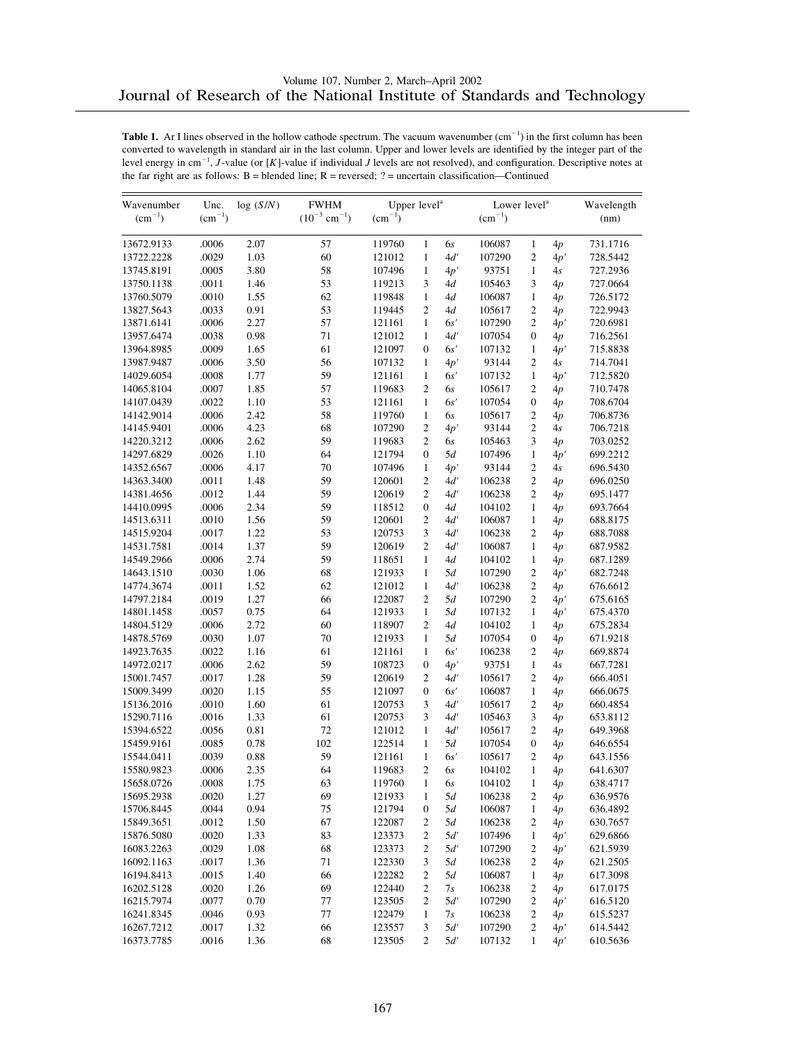**Table 1.** Ar I lines observed in the hollow cathode spectrum. The vacuum wavenumber ($cm^{-1}$) in the first column has been converted to wavelength in standard air in the last column. Upper and lower levels are identified by the integer part of the level energy in $cm^{-1}$, $J$-value (or [$K$]-value if individual $J$ levels are not resolved), and configuration. Descriptive notes at the far right are as follows: B = blended line; R = reversed; ? = uncertain classification—Continued

| Wavenumber ($cm^{-1}$) | Unc. ($cm^{-1}$) | log ($S/N$) | FWHM ($10^{-3}$ $cm^{-1}$) | Upper level[a] ($cm^{-1}$) | | | Lower level[a] ($cm^{-1}$) | | | Wavelength (nm) |
|---|---|---|---|---|---|---|---|---|---|---|
| 13672.9133 | .0006 | 2.07 | 57 | 119760 | 1 | 6*s* | 106087 | 1 | 4*p* | 731.1716 |
| 13722.2228 | .0029 | 1.03 | 60 | 121012 | 1 | 4*d′* | 107290 | 2 | 4*p′* | 728.5442 |
| 13745.8191 | .0005 | 3.80 | 58 | 107496 | 1 | 4*p′* | 93751 | 1 | 4*s* | 727.2936 |
| 13750.1138 | .0011 | 1.46 | 53 | 119213 | 3 | 4*d* | 105463 | 3 | 4*p* | 727.0664 |
| 13760.5079 | .0010 | 1.55 | 62 | 119848 | 1 | 4*d* | 106087 | 1 | 4*p* | 726.5172 |
| 13827.5643 | .0033 | 0.91 | 53 | 119445 | 2 | 4*d* | 105617 | 2 | 4*p* | 722.9943 |
| 13871.6141 | .0006 | 2.27 | 57 | 121161 | 1 | 6*s′* | 107290 | 2 | 4*p′* | 720.6981 |
| 13957.6474 | .0038 | 0.98 | 71 | 121012 | 1 | 4*d′* | 107054 | 0 | 4*p* | 716.2561 |
| 13964.8985 | .0009 | 1.65 | 61 | 121097 | 0 | 6*s′* | 107132 | 1 | 4*p′* | 715.8838 |
| 13987.9487 | .0006 | 3.50 | 56 | 107132 | 1 | 4*p′* | 93144 | 2 | 4*s* | 714.7041 |
| 14029.6054 | .0008 | 1.77 | 59 | 121161 | 1 | 6*s′* | 107132 | 1 | 4*p′* | 712.5820 |
| 14065.8104 | .0007 | 1.85 | 57 | 119683 | 2 | 6*s* | 105617 | 2 | 4*p* | 710.7478 |
| 14107.0439 | .0022 | 1.10 | 53 | 121161 | 1 | 6*s′* | 107054 | 0 | 4*p* | 708.6704 |
| 14142.9014 | .0006 | 2.42 | 58 | 119760 | 1 | 6*s* | 105617 | 2 | 4*p* | 706.8736 |
| 14145.9401 | .0006 | 4.23 | 68 | 107290 | 2 | 4*p′* | 93144 | 2 | 4*s* | 706.7218 |
| 14220.3212 | .0006 | 2.62 | 59 | 119683 | 2 | 6*s* | 105463 | 3 | 4*p* | 703.0252 |
| 14297.6829 | .0026 | 1.10 | 64 | 121794 | 0 | 5*d* | 107496 | 1 | 4*p′* | 699.2212 |
| 14352.6567 | .0006 | 4.17 | 70 | 107496 | 1 | 4*p′* | 93144 | 2 | 4*s* | 696.5430 |
| 14363.3400 | .0011 | 1.48 | 59 | 120601 | 2 | 4*d′* | 106238 | 2 | 4*p* | 696.0250 |
| 14381.4656 | .0012 | 1.44 | 59 | 120619 | 2 | 4*d′* | 106238 | 2 | 4*p* | 695.1477 |
| 14410.0995 | .0006 | 2.34 | 59 | 118512 | 0 | 4*d* | 104102 | 1 | 4*p* | 693.7664 |
| 14513.6311 | .0010 | 1.56 | 59 | 120601 | 2 | 4*d′* | 106087 | 1 | 4*p* | 688.8175 |
| 14515.9204 | .0017 | 1.22 | 53 | 120753 | 3 | 4*d′* | 106238 | 2 | 4*p* | 688.7088 |
| 14531.7581 | .0014 | 1.37 | 59 | 120619 | 2 | 4*d′* | 106087 | 1 | 4*p* | 687.9582 |
| 14549.2966 | .0006 | 2.74 | 59 | 118651 | 1 | 4*d* | 104102 | 1 | 4*p* | 687.1289 |
| 14643.1510 | .0030 | 1.06 | 68 | 121933 | 1 | 5*d* | 107290 | 2 | 4*p′* | 682.7248 |
| 14774.3674 | .0011 | 1.52 | 62 | 121012 | 1 | 4*d′* | 106238 | 2 | 4*p* | 676.6612 |
| 14797.2184 | .0019 | 1.27 | 66 | 122087 | 2 | 5*d* | 107290 | 2 | 4*p′* | 675.6165 |
| 14801.1458 | .0057 | 0.75 | 64 | 121933 | 1 | 5*d* | 107132 | 1 | 4*p′* | 675.4370 |
| 14804.5129 | .0006 | 2.72 | 60 | 118907 | 2 | 4*d* | 104102 | 1 | 4*p* | 675.2834 |
| 14878.5769 | .0030 | 1.07 | 70 | 121933 | 1 | 5*d* | 107054 | 0 | 4*p* | 671.9218 |
| 14923.7635 | .0022 | 1.16 | 61 | 121161 | 1 | 6*s′* | 106238 | 2 | 4*p* | 669.8874 |
| 14972.0217 | .0006 | 2.62 | 59 | 108723 | 0 | 4*p′* | 93751 | 1 | 4*s* | 667.7281 |
| 15001.7457 | .0017 | 1.28 | 59 | 120619 | 2 | 4*d′* | 105617 | 2 | 4*p* | 666.4051 |
| 15009.3499 | .0020 | 1.15 | 55 | 121097 | 0 | 6*s′* | 106087 | 1 | 4*p* | 666.0675 |
| 15136.2016 | .0010 | 1.60 | 61 | 120753 | 3 | 4*d′* | 105617 | 2 | 4*p* | 660.4854 |
| 15290.7116 | .0016 | 1.33 | 61 | 120753 | 3 | 4*d′* | 105463 | 3 | 4*p* | 653.8112 |
| 15394.6522 | .0056 | 0.81 | 72 | 121012 | 1 | 4*d′* | 105617 | 2 | 4*p* | 649.3968 |
| 15459.9161 | .0085 | 0.78 | 102 | 122514 | 1 | 5*d* | 107054 | 0 | 4*p* | 646.6554 |
| 15544.0411 | .0039 | 0.88 | 59 | 121161 | 1 | 6*s′* | 105617 | 2 | 4*p* | 643.1556 |
| 15580.9823 | .0006 | 2.35 | 64 | 119683 | 2 | 6*s* | 104102 | 1 | 4*p* | 641.6307 |
| 15658.0726 | .0008 | 1.75 | 63 | 119760 | 1 | 6*s* | 104102 | 1 | 4*p* | 638.4717 |
| 15695.2938 | .0020 | 1.27 | 69 | 121933 | 1 | 5*d* | 106238 | 2 | 4*p* | 636.9576 |
| 15706.8445 | .0044 | 0.94 | 75 | 121794 | 0 | 5*d* | 106087 | 1 | 4*p* | 636.4892 |
| 15849.3651 | .0012 | 1.50 | 67 | 122087 | 2 | 5*d* | 106238 | 2 | 4*p* | 630.7657 |
| 15876.5080 | .0020 | 1.33 | 83 | 123373 | 2 | 5*d′* | 107496 | 1 | 4*p′* | 629.6866 |
| 16083.2263 | .0029 | 1.08 | 68 | 123373 | 2 | 5*d′* | 107290 | 2 | 4*p′* | 621.5939 |
| 16092.1163 | .0017 | 1.36 | 71 | 122330 | 3 | 5*d* | 106238 | 2 | 4*p* | 621.2505 |
| 16194.8413 | .0015 | 1.40 | 66 | 122282 | 2 | 5*d* | 106087 | 1 | 4*p* | 617.3098 |
| 16202.5128 | .0020 | 1.26 | 69 | 122440 | 2 | 7*s* | 106238 | 2 | 4*p* | 617.0175 |
| 16215.7974 | .0077 | 0.70 | 77 | 123505 | 2 | 5*d′* | 107290 | 2 | 4*p′* | 616.5120 |
| 16241.8345 | .0046 | 0.93 | 77 | 122479 | 1 | 7*s* | 106238 | 2 | 4*p* | 615.5237 |
| 16267.7212 | .0017 | 1.32 | 66 | 123557 | 3 | 5*d′* | 107290 | 2 | 4*p′* | 614.5442 |
| 16373.7785 | .0016 | 1.36 | 68 | 123505 | 2 | 5*d′* | 107132 | 1 | 4*p′* | 610.5636 |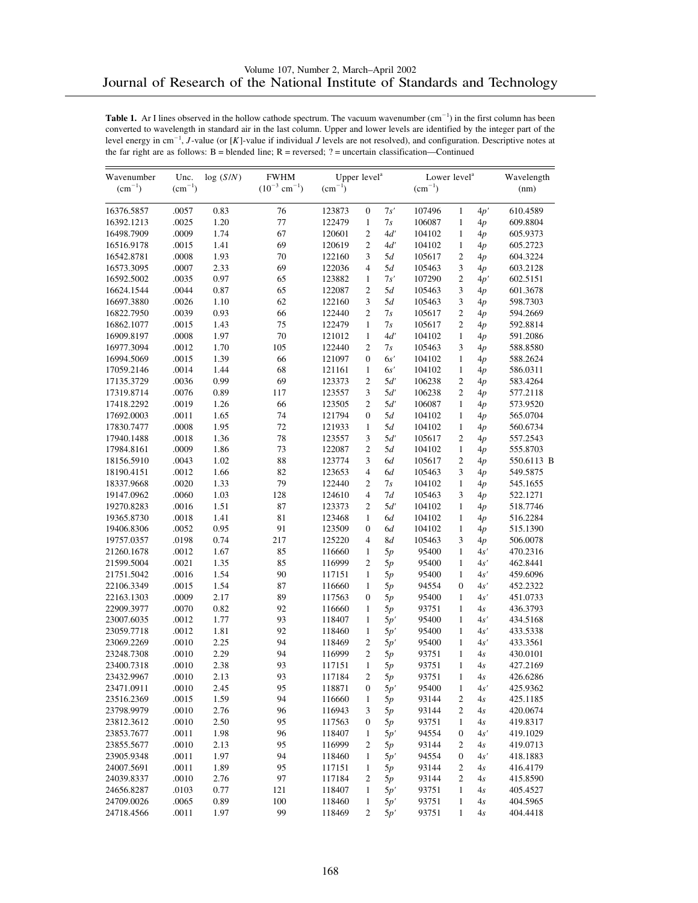**Table 1.** Ar I lines observed in the hollow cathode spectrum. The vacuum wavenumber ($cm^{-1}$) in the first column has been converted to wavelength in standard air in the last column. Upper and lower levels are identified by the integer part of the level energy in $cm^{-1}$, $J$-value (or [$K$]-value if individual $J$ levels are not resolved), and configuration. Descriptive notes at the far right are as follows: B = blended line; R = reversed; ? = uncertain classification—Continued

| Wavenumber ($cm^{-1}$) | Unc. ($cm^{-1}$) | log ($S/N$) | FWHM ($10^{-3}$ $cm^{-1}$) | Upper level[a] ($cm^{-1}$) | | | Lower level[a] ($cm^{-1}$) | | | Wavelength (nm) |
|---|---|---|---|---|---|---|---|---|---|---|
| 16376.5857 | .0057 | 0.83 | 76 | 123873 | 0 | 7s′ | 107496 | 1 | 4p′ | 610.4589 |
| 16392.1213 | .0025 | 1.20 | 77 | 122479 | 1 | 7s | 106087 | 1 | 4p | 609.8804 |
| 16498.7909 | .0009 | 1.74 | 67 | 120601 | 2 | 4d′ | 104102 | 1 | 4p | 605.9373 |
| 16516.9178 | .0015 | 1.41 | 69 | 120619 | 2 | 4d′ | 104102 | 1 | 4p | 605.2723 |
| 16542.8781 | .0008 | 1.93 | 70 | 122160 | 3 | 5d | 105617 | 2 | 4p | 604.3224 |
| 16573.3095 | .0007 | 2.33 | 69 | 122036 | 4 | 5d | 105463 | 3 | 4p | 603.2128 |
| 16592.5002 | .0035 | 0.97 | 65 | 123882 | 1 | 7s′ | 107290 | 2 | 4p′ | 602.5151 |
| 16624.1544 | .0044 | 0.87 | 65 | 122087 | 2 | 5d | 105463 | 3 | 4p | 601.3678 |
| 16697.3880 | .0026 | 1.10 | 62 | 122160 | 3 | 5d | 105463 | 3 | 4p | 598.7303 |
| 16822.7950 | .0039 | 0.93 | 66 | 122440 | 2 | 7s | 105617 | 2 | 4p | 594.2669 |
| 16862.1077 | .0015 | 1.43 | 75 | 122479 | 1 | 7s | 105617 | 2 | 4p | 592.8814 |
| 16909.8197 | .0008 | 1.97 | 70 | 121012 | 1 | 4d′ | 104102 | 1 | 4p | 591.2086 |
| 16977.3094 | .0012 | 1.70 | 105 | 122440 | 2 | 7s | 105463 | 3 | 4p | 588.8580 |
| 16994.5069 | .0015 | 1.39 | 66 | 121097 | 0 | 6s′ | 104102 | 1 | 4p | 588.2624 |
| 17059.2146 | .0014 | 1.44 | 68 | 121161 | 1 | 6s′ | 104102 | 1 | 4p | 586.0311 |
| 17135.3729 | .0036 | 0.99 | 69 | 123373 | 2 | 5d′ | 106238 | 2 | 4p | 583.4264 |
| 17319.8714 | .0076 | 0.89 | 117 | 123557 | 3 | 5d′ | 106238 | 2 | 4p | 577.2118 |
| 17418.2292 | .0019 | 1.26 | 66 | 123505 | 2 | 5d′ | 106087 | 1 | 4p | 573.9520 |
| 17692.0003 | .0011 | 1.65 | 74 | 121794 | 0 | 5d | 104102 | 1 | 4p | 565.0704 |
| 17830.7477 | .0008 | 1.95 | 72 | 121933 | 1 | 5d | 104102 | 1 | 4p | 560.6734 |
| 17940.1488 | .0018 | 1.36 | 78 | 123557 | 3 | 5d′ | 105617 | 2 | 4p | 557.2543 |
| 17984.8161 | .0009 | 1.86 | 73 | 122087 | 2 | 5d | 104102 | 1 | 4p | 555.8703 |
| 18156.5910 | .0043 | 1.02 | 88 | 123774 | 3 | 6d | 105617 | 2 | 4p | 550.6113 B |
| 18190.4151 | .0012 | 1.66 | 82 | 123653 | 4 | 6d | 105463 | 3 | 4p | 549.5875 |
| 18337.9668 | .0020 | 1.33 | 79 | 122440 | 2 | 7s | 104102 | 1 | 4p | 545.1655 |
| 19147.0962 | .0060 | 1.03 | 128 | 124610 | 4 | 7d | 105463 | 3 | 4p | 522.1271 |
| 19270.8283 | .0016 | 1.51 | 87 | 123373 | 2 | 5d′ | 104102 | 1 | 4p | 518.7746 |
| 19365.8730 | .0018 | 1.41 | 81 | 123468 | 1 | 6d | 104102 | 1 | 4p | 516.2284 |
| 19406.8306 | .0052 | 0.95 | 91 | 123509 | 0 | 6d | 104102 | 1 | 4p | 515.1390 |
| 19757.0357 | .0198 | 0.74 | 217 | 125220 | 4 | 8d | 105463 | 3 | 4p | 506.0078 |
| 21260.1678 | .0012 | 1.67 | 85 | 116660 | 1 | 5p | 95400 | 1 | 4s′ | 470.2316 |
| 21599.5004 | .0021 | 1.35 | 85 | 116999 | 2 | 5p | 95400 | 1 | 4s′ | 462.8441 |
| 21751.5042 | .0016 | 1.54 | 90 | 117151 | 1 | 5p | 95400 | 1 | 4s′ | 459.6096 |
| 22106.3349 | .0015 | 1.54 | 87 | 116660 | 1 | 5p | 94554 | 0 | 4s′ | 452.2322 |
| 22163.1303 | .0009 | 2.17 | 89 | 117563 | 0 | 5p | 95400 | 1 | 4s′ | 451.0733 |
| 22909.3977 | .0070 | 0.82 | 92 | 116660 | 1 | 5p | 93751 | 1 | 4s | 436.3793 |
| 23007.6035 | .0012 | 1.77 | 93 | 118407 | 1 | 5p′ | 95400 | 1 | 4s′ | 434.5168 |
| 23059.7718 | .0012 | 1.81 | 92 | 118460 | 1 | 5p′ | 95400 | 1 | 4s′ | 433.5338 |
| 23069.2269 | .0010 | 2.25 | 94 | 118469 | 2 | 5p′ | 95400 | 1 | 4s′ | 433.3561 |
| 23248.7308 | .0010 | 2.29 | 94 | 116999 | 2 | 5p | 93751 | 1 | 4s | 430.0101 |
| 23400.7318 | .0010 | 2.38 | 93 | 117151 | 1 | 5p | 93751 | 1 | 4s | 427.2169 |
| 23432.9967 | .0010 | 2.13 | 93 | 117184 | 2 | 5p | 93751 | 1 | 4s | 426.6286 |
| 23471.0911 | .0010 | 2.45 | 95 | 118871 | 0 | 5p′ | 95400 | 1 | 4s′ | 425.9362 |
| 23516.2369 | .0015 | 1.59 | 94 | 116660 | 1 | 5p | 93144 | 2 | 4s | 425.1185 |
| 23798.9979 | .0010 | 2.76 | 96 | 116943 | 3 | 5p | 93144 | 2 | 4s | 420.0674 |
| 23812.3612 | .0010 | 2.50 | 95 | 117563 | 0 | 5p | 93751 | 1 | 4s | 419.8317 |
| 23853.7677 | .0011 | 1.98 | 96 | 118407 | 1 | 5p′ | 94554 | 0 | 4s′ | 419.1029 |
| 23855.5677 | .0010 | 2.13 | 95 | 116999 | 2 | 5p | 93144 | 2 | 4s | 419.0713 |
| 23905.9348 | .0011 | 1.97 | 94 | 118460 | 1 | 5p′ | 94554 | 0 | 4s′ | 418.1883 |
| 24007.5691 | .0011 | 1.89 | 95 | 117151 | 1 | 5p | 93144 | 2 | 4s | 416.4179 |
| 24039.8337 | .0010 | 2.76 | 97 | 117184 | 2 | 5p | 93144 | 2 | 4s | 415.8590 |
| 24656.8287 | .0103 | 0.77 | 121 | 118407 | 1 | 5p′ | 93751 | 1 | 4s | 405.4527 |
| 24709.0026 | .0065 | 0.89 | 100 | 118460 | 1 | 5p′ | 93751 | 1 | 4s | 404.5965 |
| 24718.4566 | .0011 | 1.97 | 99 | 118469 | 2 | 5p′ | 93751 | 1 | 4s | 404.4418 |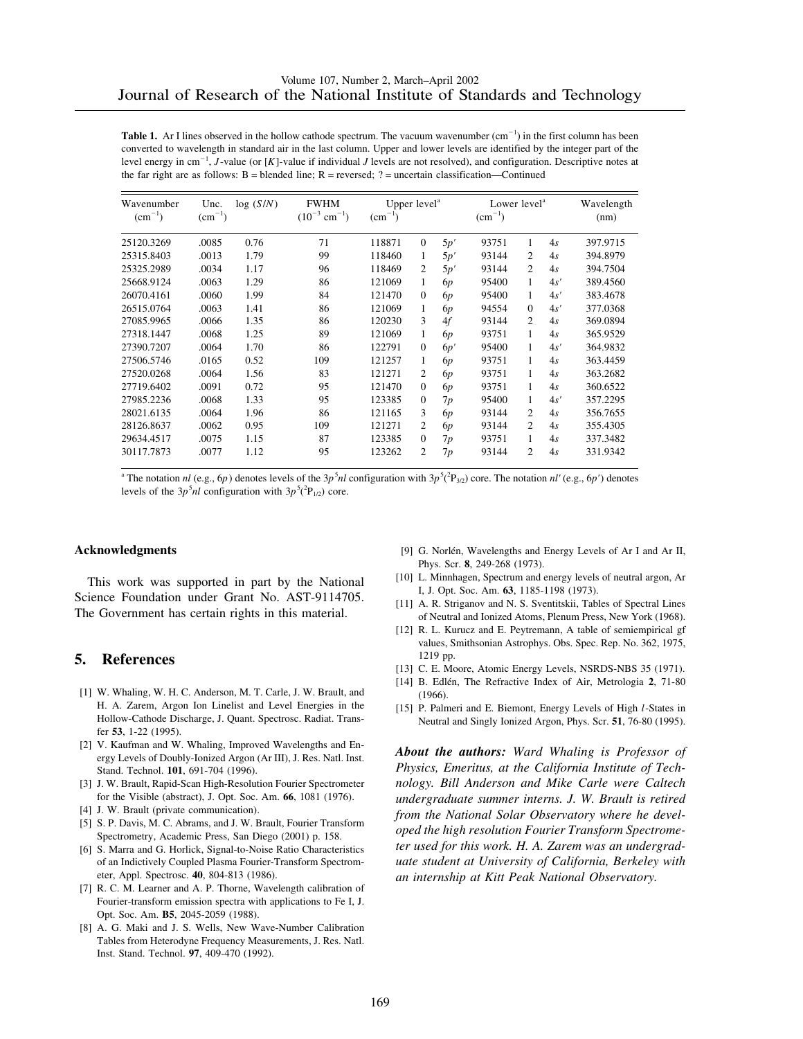**Table 1.** Ar I lines observed in the hollow cathode spectrum. The vacuum wavenumber ($cm^{-1}$) in the first column has been converted to wavelength in standard air in the last column. Upper and lower levels are identified by the integer part of the level energy in $cm^{-1}$, $J$-value (or [$K$]-value if individual $J$ levels are not resolved), and configuration. Descriptive notes at the far right are as follows: B = blended line; R = reversed; ? = uncertain classification—Continued

| Wavenumber ($cm^{-1}$) | Unc. ($cm^{-1}$) | log ($S/N$) | FWHM ($10^{-3}$ $cm^{-1}$) | Upper level[a] ($cm^{-1}$) | | | Lower level[a] ($cm^{-1}$) | | | Wavelength (nm) |
|---|---|---|---|---|---|---|---|---|---|---|
| 25120.3269 | .0085 | 0.76 | 71 | 118871 | 0 | 5*p′* | 93751 | 1 | 4*s* | 397.9715 |
| 25315.8403 | .0013 | 1.79 | 99 | 118460 | 1 | 5*p′* | 93144 | 2 | 4*s* | 394.8979 |
| 25325.2989 | .0034 | 1.17 | 96 | 118469 | 2 | 5*p′* | 93144 | 2 | 4*s* | 394.7504 |
| 25668.9124 | .0063 | 1.29 | 86 | 121069 | 1 | 6*p* | 95400 | 1 | 4*s′* | 389.4560 |
| 26070.4161 | .0060 | 1.99 | 84 | 121470 | 0 | 6*p* | 95400 | 1 | 4*s′* | 383.4678 |
| 26515.0764 | .0063 | 1.41 | 86 | 121069 | 1 | 6*p* | 94554 | 0 | 4*s′* | 377.0368 |
| 27085.9965 | .0066 | 1.35 | 86 | 120230 | 3 | 4*f* | 93144 | 2 | 4*s* | 369.0894 |
| 27318.1447 | .0068 | 1.25 | 89 | 121069 | 1 | 6*p* | 93751 | 1 | 4*s* | 365.9529 |
| 27390.7207 | .0064 | 1.70 | 86 | 122791 | 0 | 6*p′* | 95400 | 1 | 4*s′* | 364.9832 |
| 27506.5746 | .0165 | 0.52 | 109 | 121257 | 1 | 6*p* | 93751 | 1 | 4*s* | 363.4459 |
| 27520.0268 | .0064 | 1.56 | 83 | 121271 | 2 | 6*p* | 93751 | 1 | 4*s* | 363.2682 |
| 27719.6402 | .0091 | 0.72 | 95 | 121470 | 0 | 6*p* | 93751 | 1 | 4*s* | 360.6522 |
| 27985.2236 | .0068 | 1.33 | 95 | 123385 | 0 | 7*p* | 95400 | 1 | 4*s′* | 357.2295 |
| 28021.6135 | .0064 | 1.96 | 86 | 121165 | 3 | 6*p* | 93144 | 2 | 4*s* | 356.7655 |
| 28126.8637 | .0062 | 0.95 | 109 | 121271 | 2 | 6*p* | 93144 | 2 | 4*s* | 355.4305 |
| 29634.4517 | .0075 | 1.15 | 87 | 123385 | 0 | 7*p* | 93751 | 1 | 4*s* | 337.3482 |
| 30117.7873 | .0077 | 1.12 | 95 | 123262 | 2 | 7*p* | 93144 | 2 | 4*s* | 331.9342 |

[a] The notation *nl* (e.g., 6*p*) denotes levels of the $3p^5nl$ configuration with $3p^5(^2P_{3/2})$ core. The notation *nl′* (e.g., 6*p′*) denotes levels of the $3p^5nl$ configuration with $3p^5(^2P_{1/2})$ core.

### Acknowledgments

This work was supported in part by the National Science Foundation under Grant No. AST-9114705. The Government has certain rights in this material.

## 5. References

[1] W. Whaling, W. H. C. Anderson, M. T. Carle, J. W. Brault, and H. A. Zarem, Argon Ion Linelist and Level Energies in the Hollow-Cathode Discharge, J. Quant. Spectrosc. Radiat. Transfer **53**, 1-22 (1995).

[2] V. Kaufman and W. Whaling, Improved Wavelengths and Energy Levels of Doubly-Ionized Argon (Ar III), J. Res. Natl. Inst. Stand. Technol. **101**, 691-704 (1996).

[3] J. W. Brault, Rapid-Scan High-Resolution Fourier Spectrometer for the Visible (abstract), J. Opt. Soc. Am. **66**, 1081 (1976).

[4] J. W. Brault (private communication).

[5] S. P. Davis, M. C. Abrams, and J. W. Brault, Fourier Transform Spectrometry, Academic Press, San Diego (2001) p. 158.

[6] S. Marra and G. Horlick, Signal-to-Noise Ratio Characteristics of an Indictively Coupled Plasma Fourier-Transform Spectrometer, Appl. Spectrosc. **40**, 804-813 (1986).

[7] R. C. M. Learner and A. P. Thorne, Wavelength calibration of Fourier-transform emission spectra with applications to Fe I, J. Opt. Soc. Am. **B5**, 2045-2059 (1988).

[8] A. G. Maki and J. S. Wells, New Wave-Number Calibration Tables from Heterodyne Frequency Measurements, J. Res. Natl. Inst. Stand. Technol. **97**, 409-470 (1992).

[9] G. Norlén, Wavelengths and Energy Levels of Ar I and Ar II, Phys. Scr. **8**, 249-268 (1973).

[10] L. Minnhagen, Spectrum and energy levels of neutral argon, Ar I, J. Opt. Soc. Am. **63**, 1185-1198 (1973).

[11] A. R. Striganov and N. S. Sventitskii, Tables of Spectral Lines of Neutral and Ionized Atoms, Plenum Press, New York (1968).

[12] R. L. Kurucz and E. Peytremann, A table of semiempirical gf values, Smithsonian Astrophys. Obs. Spec. Rep. No. 362, 1975, 1219 pp.

[13] C. E. Moore, Atomic Energy Levels, NSRDS-NBS 35 (1971).

[14] B. Edlén, The Refractive Index of Air, Metrologia **2**, 71-80 (1966).

[15] P. Palmeri and E. Biemont, Energy Levels of High *l*-States in Neutral and Singly Ionized Argon, Phys. Scr. **51**, 76-80 (1995).

***About the authors:*** *Ward Whaling is Professor of Physics, Emeritus, at the California Institute of Technology. Bill Anderson and Mike Carle were Caltech undergraduate summer interns. J. W. Brault is retired from the National Solar Observatory where he developed the high resolution Fourier Transform Spectrometer used for this work. H. A. Zarem was an undergraduate student at University of California, Berkeley with an internship at Kitt Peak National Observatory.*